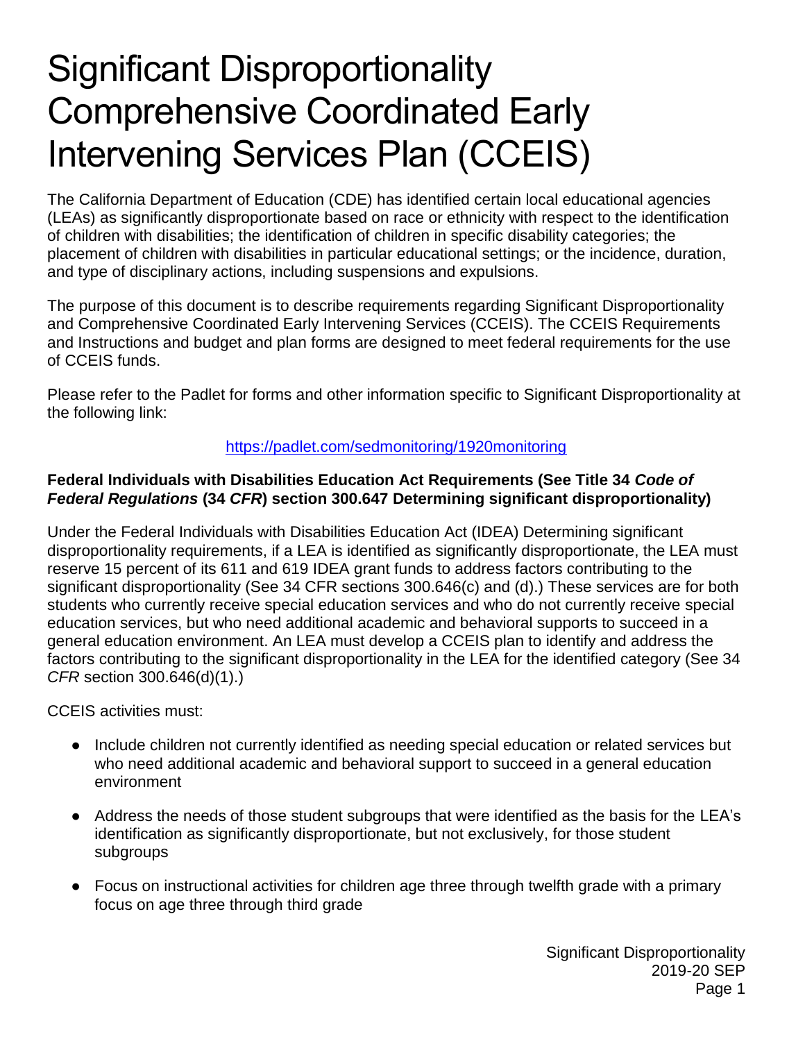# Significant Disproportionality Comprehensive Coordinated Early Intervening Services Plan (CCEIS)

The California Department of Education (CDE) has identified certain local educational agencies (LEAs) as significantly disproportionate based on race or ethnicity with respect to the identification of children with disabilities; the identification of children in specific disability categories; the placement of children with disabilities in particular educational settings; or the incidence, duration, and type of disciplinary actions, including suspensions and expulsions.

The purpose of this document is to describe requirements regarding Significant Disproportionality and Comprehensive Coordinated Early Intervening Services (CCEIS). The CCEIS Requirements and Instructions and budget and plan forms are designed to meet federal requirements for the use of CCEIS funds.

Please refer to the Padlet for forms and other information specific to Significant Disproportionality at the following link:

https://padlet.com/sedmonitoring/1920monitoring

**Federal Individuals with Disabilities Education Act Requirements (See Title 34 *Code of Federal Regulations* (34 *CFR*) section 300.647 Determining significant disproportionality)**

Under the Federal Individuals with Disabilities Education Act (IDEA) Determining significant disproportionality requirements, if a LEA is identified as significantly disproportionate, the LEA must reserve 15 percent of its 611 and 619 IDEA grant funds to address factors contributing to the significant disproportionality (See 34 CFR sections 300.646(c) and (d).) These services are for both students who currently receive special education services and who do not currently receive special education services, but who need additional academic and behavioral supports to succeed in a general education environment. An LEA must develop a CCEIS plan to identify and address the factors contributing to the significant disproportionality in the LEA for the identified category (See 34 *CFR* section 300.646(d)(1).)

CCEIS activities must:

- Include children not currently identified as needing special education or related services but who need additional academic and behavioral support to succeed in a general education environment
- Address the needs of those student subgroups that were identified as the basis for the LEA's identification as significantly disproportionate, but not exclusively, for those student subgroups
- Focus on instructional activities for children age three through twelfth grade with a primary focus on age three through third grade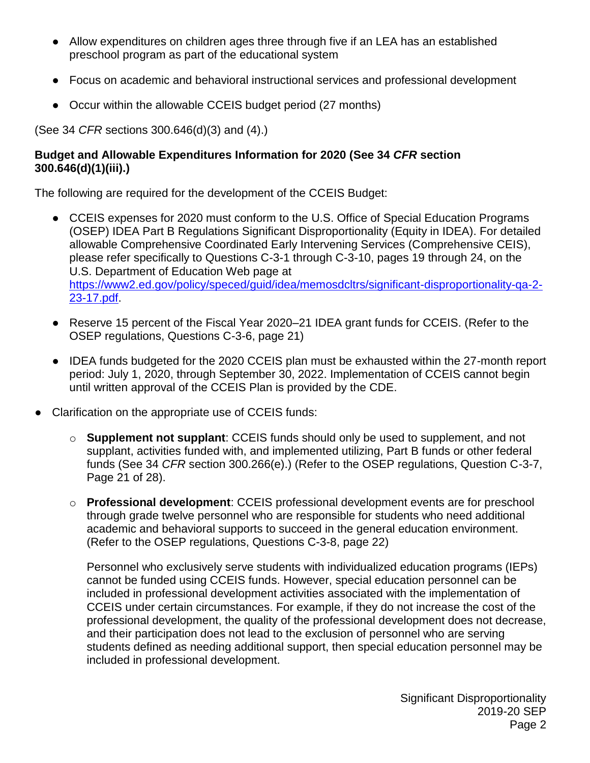- Allow expenditures on children ages three through five if an LEA has an established preschool program as part of the educational system

- Focus on academic and behavioral instructional services and professional development

- Occur within the allowable CCEIS budget period (27 months)

(See 34 *CFR* sections 300.646(d)(3) and (4).)

**Budget and Allowable Expenditures Information for 2020 (See 34 *CFR* section 300.646(d)(1)(iii).)**

The following are required for the development of the CCEIS Budget:

- CCEIS expenses for 2020 must conform to the U.S. Office of Special Education Programs (OSEP) IDEA Part B Regulations Significant Disproportionality (Equity in IDEA). For detailed allowable Comprehensive Coordinated Early Intervening Services (Comprehensive CEIS), please refer specifically to Questions C-3-1 through C-3-10, pages 19 through 24, on the U.S. Department of Education Web page at [https://www2.ed.gov/policy/speced/guid/idea/memosdcltrs/significant-disproportionality-qa-2-23-17.pdf](https://www2.ed.gov/policy/speced/guid/idea/memosdcltrs/significant-disproportionality-qa-2-23-17.pdf).

- Reserve 15 percent of the Fiscal Year 2020–21 IDEA grant funds for CCEIS. (Refer to the OSEP regulations, Questions C-3-6, page 21)

- IDEA funds budgeted for the 2020 CCEIS plan must be exhausted within the 27-month report period: July 1, 2020, through September 30, 2022. Implementation of CCEIS cannot begin until written approval of the CCEIS Plan is provided by the CDE.

- Clarification on the appropriate use of CCEIS funds:

  - **Supplement not supplant**: CCEIS funds should only be used to supplement, and not supplant, activities funded with, and implemented utilizing, Part B funds or other federal funds (See 34 *CFR* section 300.266(e).) (Refer to the OSEP regulations, Question C-3-7, Page 21 of 28).

  - **Professional development**: CCEIS professional development events are for preschool through grade twelve personnel who are responsible for students who need additional academic and behavioral supports to succeed in the general education environment. (Refer to the OSEP regulations, Questions C-3-8, page 22)

    Personnel who exclusively serve students with individualized education programs (IEPs) cannot be funded using CCEIS funds. However, special education personnel can be included in professional development activities associated with the implementation of CCEIS under certain circumstances. For example, if they do not increase the cost of the professional development, the quality of the professional development does not decrease, and their participation does not lead to the exclusion of personnel who are serving students defined as needing additional support, then special education personnel may be included in professional development.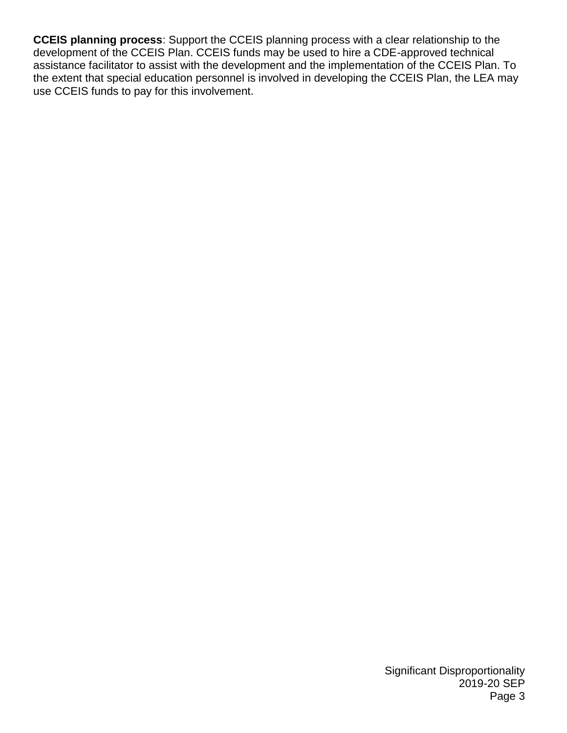**CCEIS planning process**: Support the CCEIS planning process with a clear relationship to the development of the CCEIS Plan. CCEIS funds may be used to hire a CDE-approved technical assistance facilitator to assist with the development and the implementation of the CCEIS Plan. To the extent that special education personnel is involved in developing the CCEIS Plan, the LEA may use CCEIS funds to pay for this involvement.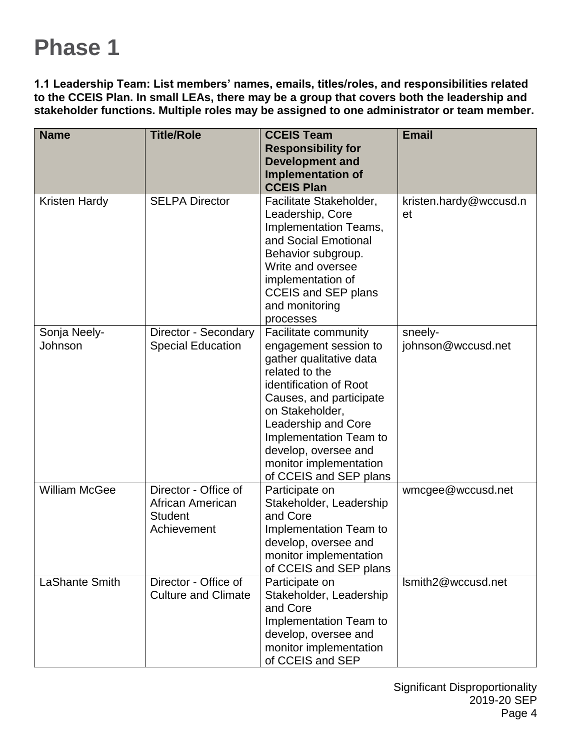# Phase 1

**1.1 Leadership Team: List members' names, emails, titles/roles, and responsibilities related to the CCEIS Plan. In small LEAs, there may be a group that covers both the leadership and stakeholder functions. Multiple roles may be assigned to one administrator or team member.**

| Name | Title/Role | CCEIS Team Responsibility for Development and Implementation of CCEIS Plan | Email |
|---|---|---|---|
| Kristen Hardy | SELPA Director | Facilitate Stakeholder, Leadership, Core Implementation Teams, and Social Emotional Behavior subgroup. Write and oversee implementation of CCEIS and SEP plans and monitoring processes | kristen.hardy@wccusd.net |
| Sonja Neely-Johnson | Director - Secondary Special Education | Facilitate community engagement session to gather qualitative data related to the identification of Root Causes, and participate on Stakeholder, Leadership and Core Implementation Team to develop, oversee and monitor implementation of CCEIS and SEP plans | sneely-johnson@wccusd.net |
| William McGee | Director - Office of African American Student Achievement | Participate on Stakeholder, Leadership and Core Implementation Team to develop, oversee and monitor implementation of CCEIS and SEP plans | wmcgee@wccusd.net |
| LaShante Smith | Director - Office of Culture and Climate | Participate on Stakeholder, Leadership and Core Implementation Team to develop, oversee and monitor implementation of CCEIS and SEP | lsmith2@wccusd.net |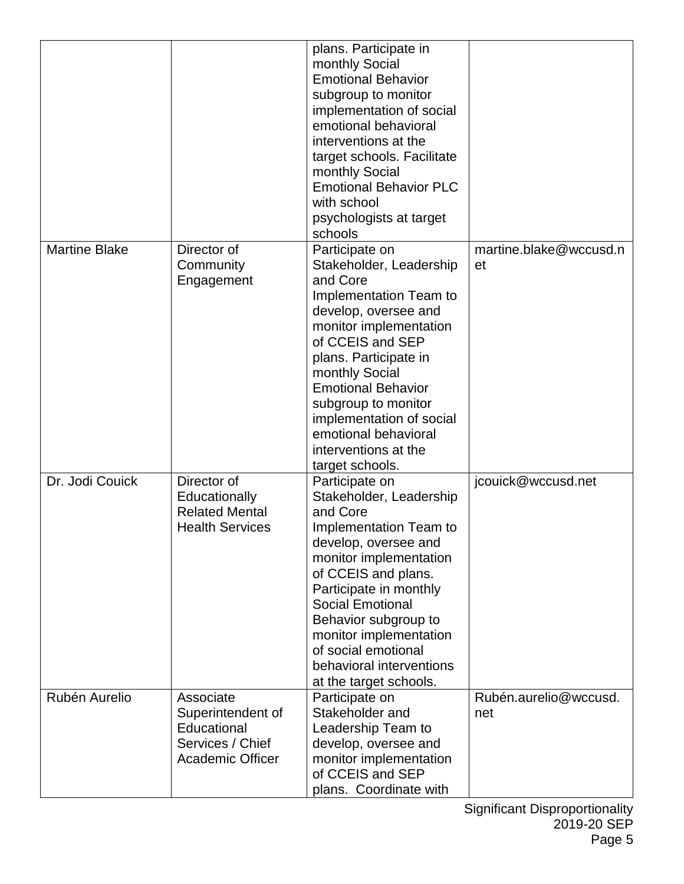| | | plans. Participate in monthly Social Emotional Behavior subgroup to monitor implementation of social emotional behavioral interventions at the target schools. Facilitate monthly Social Emotional Behavior PLC with school psychologists at target schools | |
|---|---|---|---|
| Martine Blake | Director of Community Engagement | Participate on Stakeholder, Leadership and Core Implementation Team to develop, oversee and monitor implementation of CCEIS and SEP plans. Participate in monthly Social Emotional Behavior subgroup to monitor implementation of social emotional behavioral interventions at the target schools. | martine.blake@wccusd.net |
| Dr. Jodi Couick | Director of Educationally Related Mental Health Services | Participate on Stakeholder, Leadership and Core Implementation Team to develop, oversee and monitor implementation of CCEIS and plans. Participate in monthly Social Emotional Behavior subgroup to monitor implementation of social emotional behavioral interventions at the target schools. | jcouick@wccusd.net |
| Rubén Aurelio | Associate Superintendent of Educational Services / Chief Academic Officer | Participate on Stakeholder and Leadership Team to develop, oversee and monitor implementation of CCEIS and SEP plans. Coordinate with | Rubén.aurelio@wccusd.net |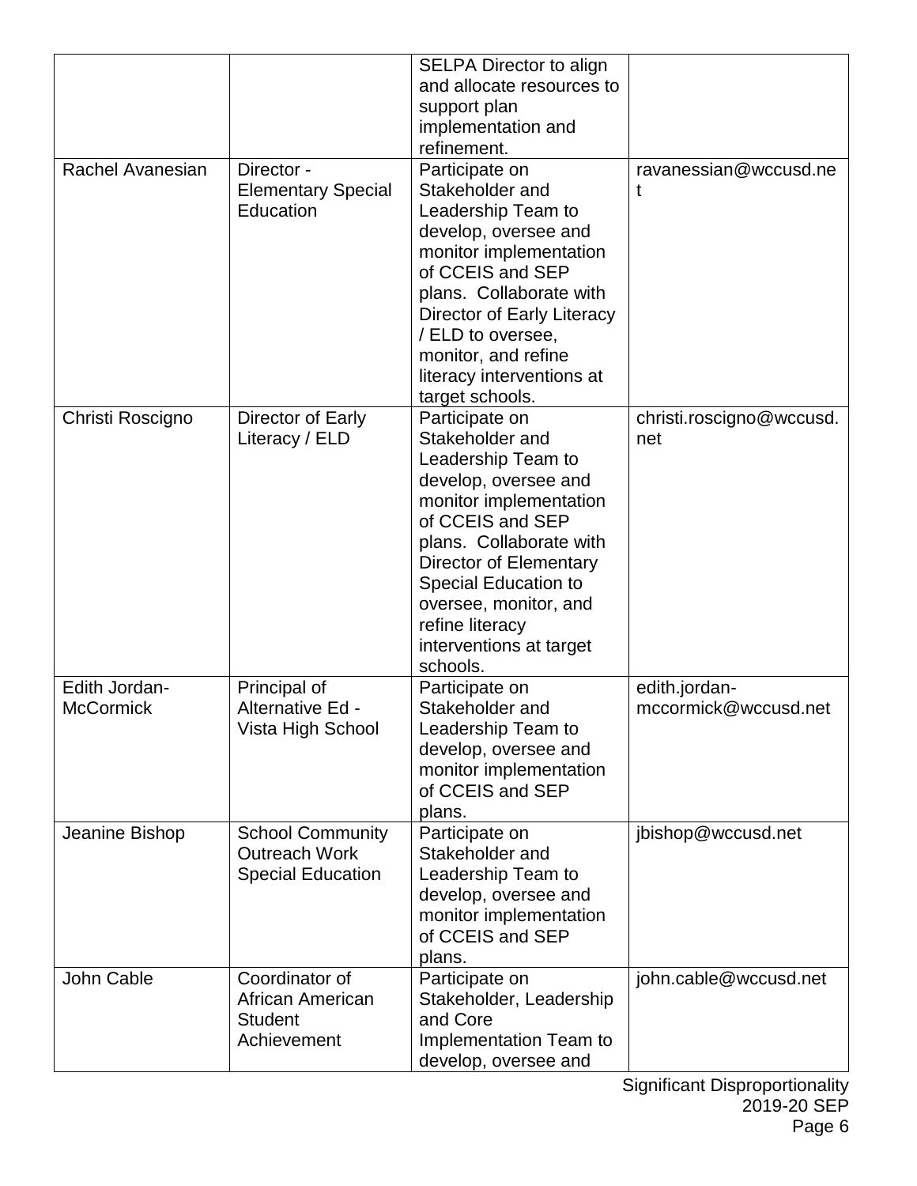| | | | |
|---|---|---|---|
| | | SELPA Director to align and allocate resources to support plan implementation and refinement. | |
| Rachel Avanesian | Director - Elementary Special Education | Participate on Stakeholder and Leadership Team to develop, oversee and monitor implementation of CCEIS and SEP plans. Collaborate with Director of Early Literacy / ELD to oversee, monitor, and refine literacy interventions at target schools. | ravanessian@wccusd.net |
| Christi Roscigno | Director of Early Literacy / ELD | Participate on Stakeholder and Leadership Team to develop, oversee and monitor implementation of CCEIS and SEP plans. Collaborate with Director of Elementary Special Education to oversee, monitor, and refine literacy interventions at target schools. | christi.roscigno@wccusd.net |
| Edith Jordan-McCormick | Principal of Alternative Ed - Vista High School | Participate on Stakeholder and Leadership Team to develop, oversee and monitor implementation of CCEIS and SEP plans. | edith.jordan-mccormick@wccusd.net |
| Jeanine Bishop | School Community Outreach Work Special Education | Participate on Stakeholder and Leadership Team to develop, oversee and monitor implementation of CCEIS and SEP plans. | jbishop@wccusd.net |
| John Cable | Coordinator of African American Student Achievement | Participate on Stakeholder, Leadership and Core Implementation Team to develop, oversee and | john.cable@wccusd.net |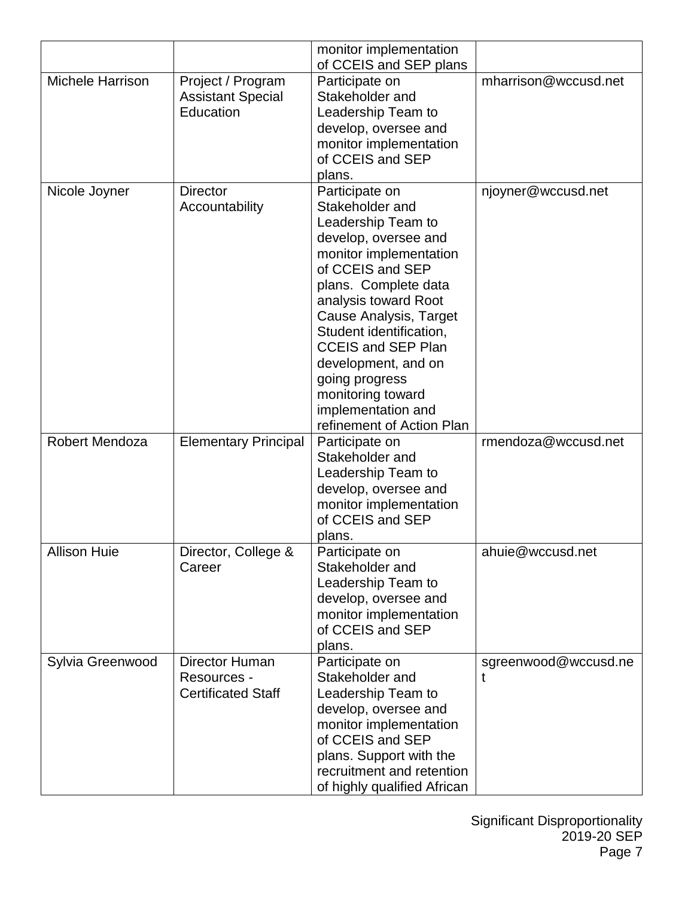| | | | |
|---|---|---|---|
| | | monitor implementation of CCEIS and SEP plans | |
| Michele Harrison | Project / Program Assistant Special Education | Participate on Stakeholder and Leadership Team to develop, oversee and monitor implementation of CCEIS and SEP plans. | mharrison@wccusd.net |
| Nicole Joyner | Director Accountability | Participate on Stakeholder and Leadership Team to develop, oversee and monitor implementation of CCEIS and SEP plans. Complete data analysis toward Root Cause Analysis, Target Student identification, CCEIS and SEP Plan development, and on going progress monitoring toward implementation and refinement of Action Plan | njoyner@wccusd.net |
| Robert Mendoza | Elementary Principal | Participate on Stakeholder and Leadership Team to develop, oversee and monitor implementation of CCEIS and SEP plans. | rmendoza@wccusd.net |
| Allison Huie | Director, College & Career | Participate on Stakeholder and Leadership Team to develop, oversee and monitor implementation of CCEIS and SEP plans. | ahuie@wccusd.net |
| Sylvia Greenwood | Director Human Resources - Certificated Staff | Participate on Stakeholder and Leadership Team to develop, oversee and monitor implementation of CCEIS and SEP plans. Support with the recruitment and retention of highly qualified African | sgreenwood@wccusd.net |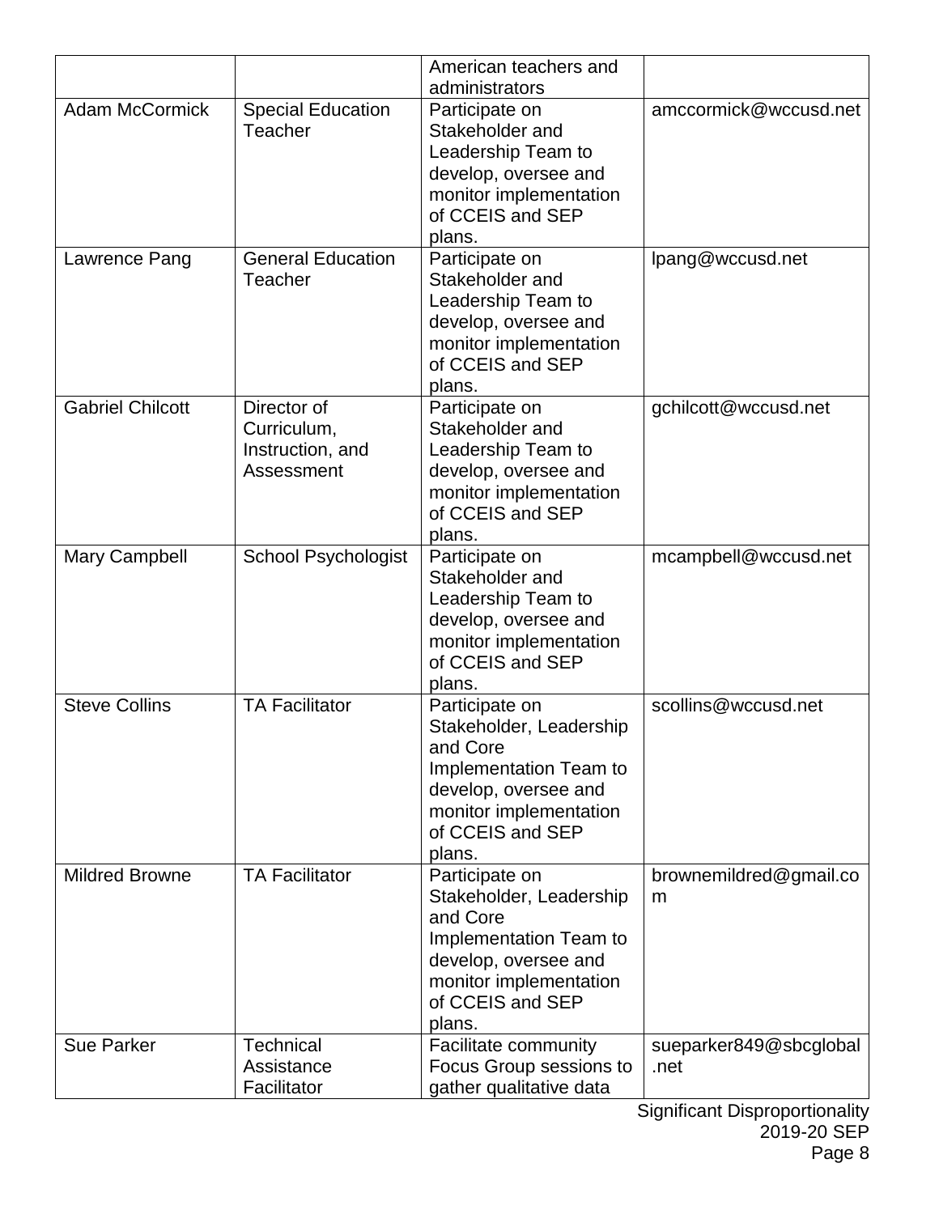| | | American teachers and administrators | |
|---|---|---|---|
| Adam McCormick | Special Education Teacher | Participate on Stakeholder and Leadership Team to develop, oversee and monitor implementation of CCEIS and SEP plans. | amccormick@wccusd.net |
| Lawrence Pang | General Education Teacher | Participate on Stakeholder and Leadership Team to develop, oversee and monitor implementation of CCEIS and SEP plans. | lpang@wccusd.net |
| Gabriel Chilcott | Director of Curriculum, Instruction, and Assessment | Participate on Stakeholder and Leadership Team to develop, oversee and monitor implementation of CCEIS and SEP plans. | gchilcott@wccusd.net |
| Mary Campbell | School Psychologist | Participate on Stakeholder and Leadership Team to develop, oversee and monitor implementation of CCEIS and SEP plans. | mcampbell@wccusd.net |
| Steve Collins | TA Facilitator | Participate on Stakeholder, Leadership and Core Implementation Team to develop, oversee and monitor implementation of CCEIS and SEP plans. | scollins@wccusd.net |
| Mildred Browne | TA Facilitator | Participate on Stakeholder, Leadership and Core Implementation Team to develop, oversee and monitor implementation of CCEIS and SEP plans. | brownemildred@gmail.com |
| Sue Parker | Technical Assistance Facilitator | Facilitate community Focus Group sessions to gather qualitative data | sueparker849@sbcglobal.net |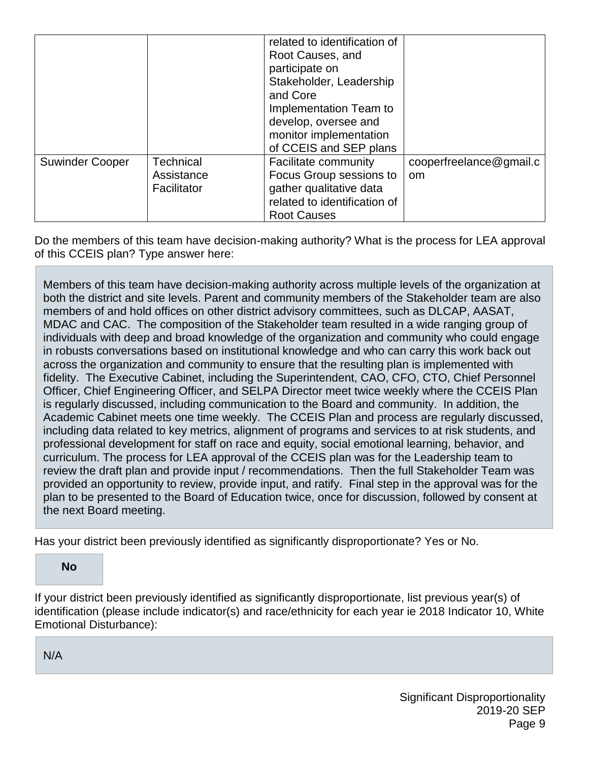| | | | |
|---|---|---|---|
| | | related to identification of Root Causes, and participate on Stakeholder, Leadership and Core Implementation Team to develop, oversee and monitor implementation of CCEIS and SEP plans | |
| Suwinder Cooper | Technical Assistance Facilitator | Facilitate community Focus Group sessions to gather qualitative data related to identification of Root Causes | cooperfreelance@gmail.com |

Do the members of this team have decision-making authority? What is the process for LEA approval of this CCEIS plan? Type answer here:

Members of this team have decision-making authority across multiple levels of the organization at both the district and site levels. Parent and community members of the Stakeholder team are also members of and hold offices on other district advisory committees, such as DLCAP, AASAT, MDAC and CAC. The composition of the Stakeholder team resulted in a wide ranging group of individuals with deep and broad knowledge of the organization and community who could engage in robusts conversations based on institutional knowledge and who can carry this work back out across the organization and community to ensure that the resulting plan is implemented with fidelity. The Executive Cabinet, including the Superintendent, CAO, CFO, CTO, Chief Personnel Officer, Chief Engineering Officer, and SELPA Director meet twice weekly where the CCEIS Plan is regularly discussed, including communication to the Board and community. In addition, the Academic Cabinet meets one time weekly. The CCEIS Plan and process are regularly discussed, including data related to key metrics, alignment of programs and services to at risk students, and professional development for staff on race and equity, social emotional learning, behavior, and curriculum. The process for LEA approval of the CCEIS plan was for the Leadership team to review the draft plan and provide input / recommendations. Then the full Stakeholder Team was provided an opportunity to review, provide input, and ratify. Final step in the approval was for the plan to be presented to the Board of Education twice, once for discussion, followed by consent at the next Board meeting.

Has your district been previously identified as significantly disproportionate? Yes or No.

**No**

If your district been previously identified as significantly disproportionate, list previous year(s) of identification (please include indicator(s) and race/ethnicity for each year ie 2018 Indicator 10, White Emotional Disturbance):

N/A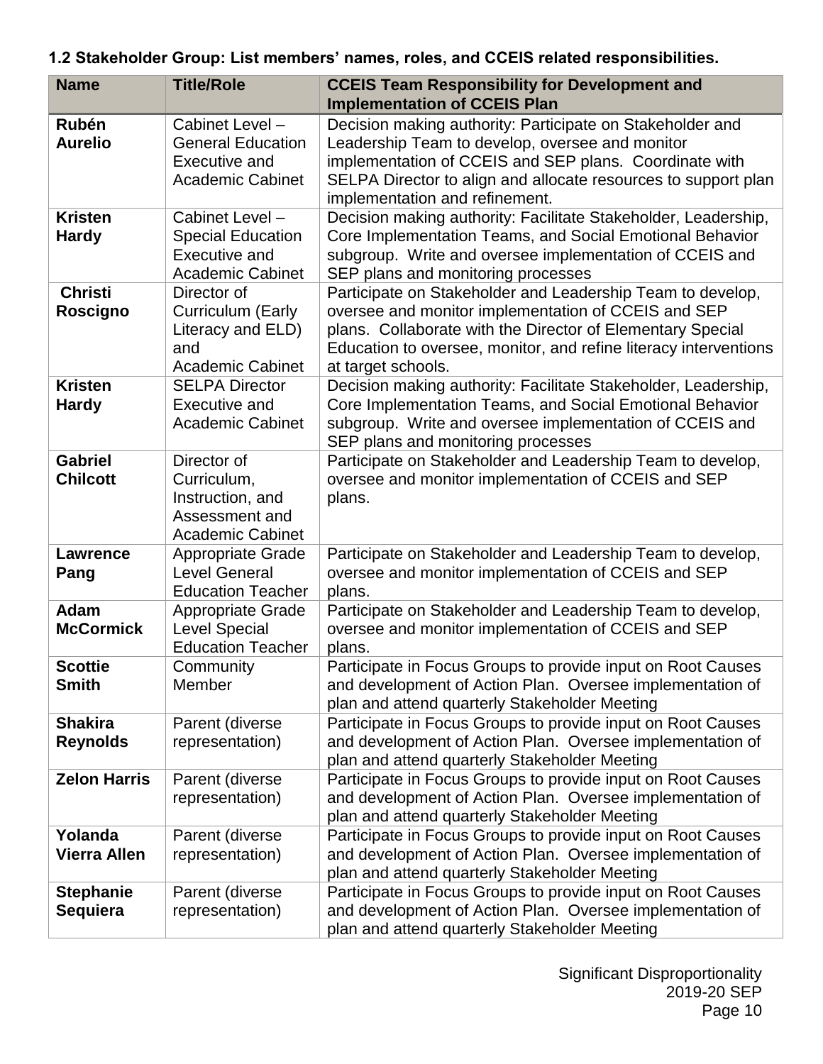### 1.2 Stakeholder Group: List members' names, roles, and CCEIS related responsibilities.

| Name | Title/Role | CCEIS Team Responsibility for Development and Implementation of CCEIS Plan |
|---|---|---|
| **Rubén Aurelio** | Cabinet Level – General Education Executive and Academic Cabinet | Decision making authority: Participate on Stakeholder and Leadership Team to develop, oversee and monitor implementation of CCEIS and SEP plans. Coordinate with SELPA Director to align and allocate resources to support plan implementation and refinement. |
| **Kristen Hardy** | Cabinet Level – Special Education Executive and Academic Cabinet | Decision making authority: Facilitate Stakeholder, Leadership, Core Implementation Teams, and Social Emotional Behavior subgroup. Write and oversee implementation of CCEIS and SEP plans and monitoring processes |
| **Christi Roscigno** | Director of Curriculum (Early Literacy and ELD) and Academic Cabinet | Participate on Stakeholder and Leadership Team to develop, oversee and monitor implementation of CCEIS and SEP plans. Collaborate with the Director of Elementary Special Education to oversee, monitor, and refine literacy interventions at target schools. |
| **Kristen Hardy** | SELPA Director Executive and Academic Cabinet | Decision making authority: Facilitate Stakeholder, Leadership, Core Implementation Teams, and Social Emotional Behavior subgroup. Write and oversee implementation of CCEIS and SEP plans and monitoring processes |
| **Gabriel Chilcott** | Director of Curriculum, Instruction, and Assessment and Academic Cabinet | Participate on Stakeholder and Leadership Team to develop, oversee and monitor implementation of CCEIS and SEP plans. |
| **Lawrence Pang** | Appropriate Grade Level General Education Teacher | Participate on Stakeholder and Leadership Team to develop, oversee and monitor implementation of CCEIS and SEP plans. |
| **Adam McCormick** | Appropriate Grade Level Special Education Teacher | Participate on Stakeholder and Leadership Team to develop, oversee and monitor implementation of CCEIS and SEP plans. |
| **Scottie Smith** | Community Member | Participate in Focus Groups to provide input on Root Causes and development of Action Plan. Oversee implementation of plan and attend quarterly Stakeholder Meeting |
| **Shakira Reynolds** | Parent (diverse representation) | Participate in Focus Groups to provide input on Root Causes and development of Action Plan. Oversee implementation of plan and attend quarterly Stakeholder Meeting |
| **Zelon Harris** | Parent (diverse representation) | Participate in Focus Groups to provide input on Root Causes and development of Action Plan. Oversee implementation of plan and attend quarterly Stakeholder Meeting |
| **Yolanda Vierra Allen** | Parent (diverse representation) | Participate in Focus Groups to provide input on Root Causes and development of Action Plan. Oversee implementation of plan and attend quarterly Stakeholder Meeting |
| **Stephanie Sequiera** | Parent (diverse representation) | Participate in Focus Groups to provide input on Root Causes and development of Action Plan. Oversee implementation of plan and attend quarterly Stakeholder Meeting |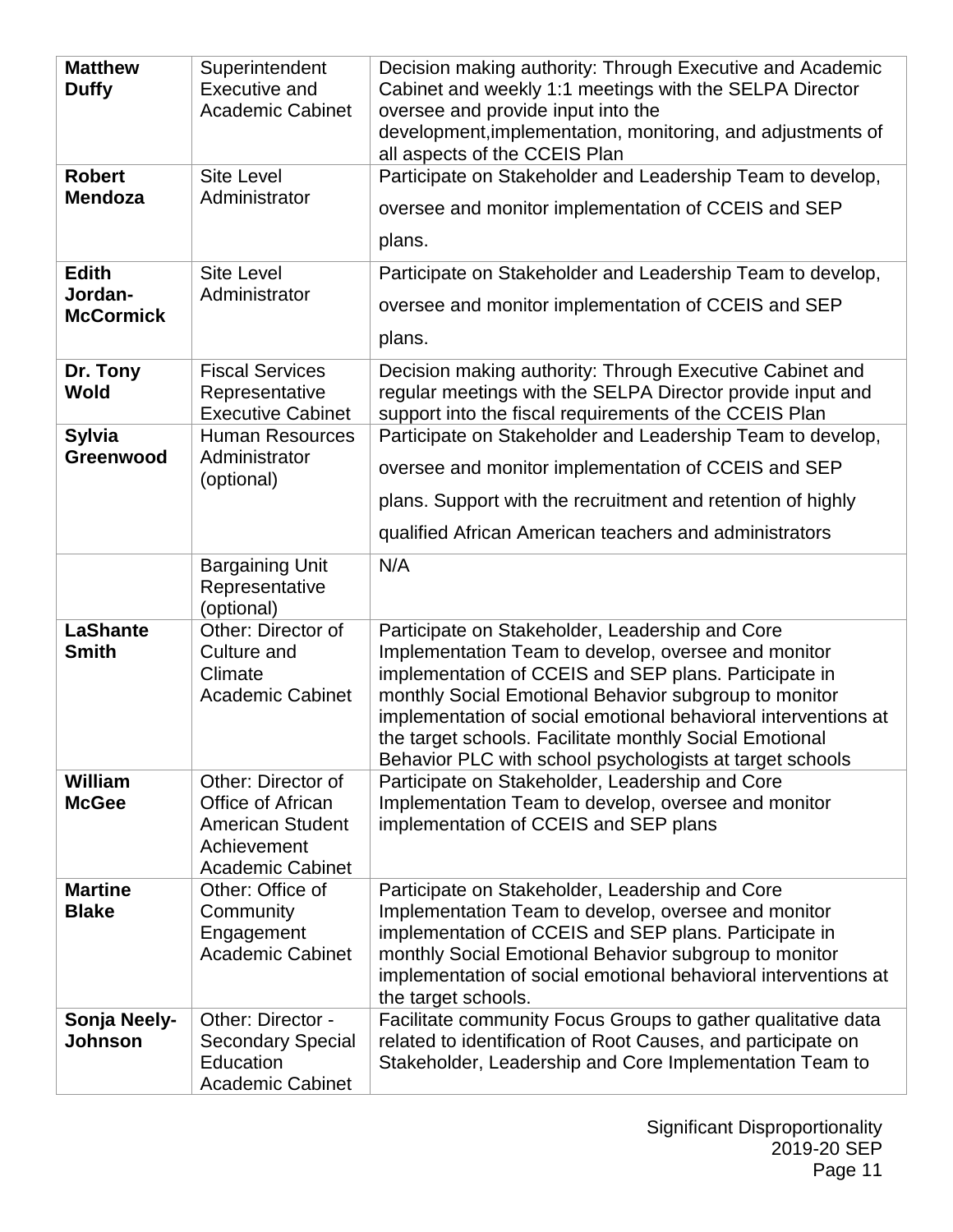| | | |
|---|---|---|
| **Matthew Duffy** | Superintendent Executive and Academic Cabinet | Decision making authority: Through Executive and Academic Cabinet and weekly 1:1 meetings with the SELPA Director oversee and provide input into the development,implementation, monitoring, and adjustments of all aspects of the CCEIS Plan |
| **Robert Mendoza** | Site Level Administrator | Participate on Stakeholder and Leadership Team to develop, oversee and monitor implementation of CCEIS and SEP plans. |
| **Edith Jordan-McCormick** | Site Level Administrator | Participate on Stakeholder and Leadership Team to develop, oversee and monitor implementation of CCEIS and SEP plans. |
| **Dr. Tony Wold** | Fiscal Services Representative Executive Cabinet | Decision making authority: Through Executive Cabinet and regular meetings with the SELPA Director provide input and support into the fiscal requirements of the CCEIS Plan |
| **Sylvia Greenwood** | Human Resources Administrator (optional) | Participate on Stakeholder and Leadership Team to develop, oversee and monitor implementation of CCEIS and SEP plans. Support with the recruitment and retention of highly qualified African American teachers and administrators |
| | Bargaining Unit Representative (optional) | N/A |
| **LaShante Smith** | Other: Director of Culture and Climate Academic Cabinet | Participate on Stakeholder, Leadership and Core Implementation Team to develop, oversee and monitor implementation of CCEIS and SEP plans. Participate in monthly Social Emotional Behavior subgroup to monitor implementation of social emotional behavioral interventions at the target schools. Facilitate monthly Social Emotional Behavior PLC with school psychologists at target schools |
| **William McGee** | Other: Director of Office of African American Student Achievement Academic Cabinet | Participate on Stakeholder, Leadership and Core Implementation Team to develop, oversee and monitor implementation of CCEIS and SEP plans |
| **Martine Blake** | Other: Office of Community Engagement Academic Cabinet | Participate on Stakeholder, Leadership and Core Implementation Team to develop, oversee and monitor implementation of CCEIS and SEP plans. Participate in monthly Social Emotional Behavior subgroup to monitor implementation of social emotional behavioral interventions at the target schools. |
| **Sonja Neely-Johnson** | Other: Director - Secondary Special Education Academic Cabinet | Facilitate community Focus Groups to gather qualitative data related to identification of Root Causes, and participate on Stakeholder, Leadership and Core Implementation Team to |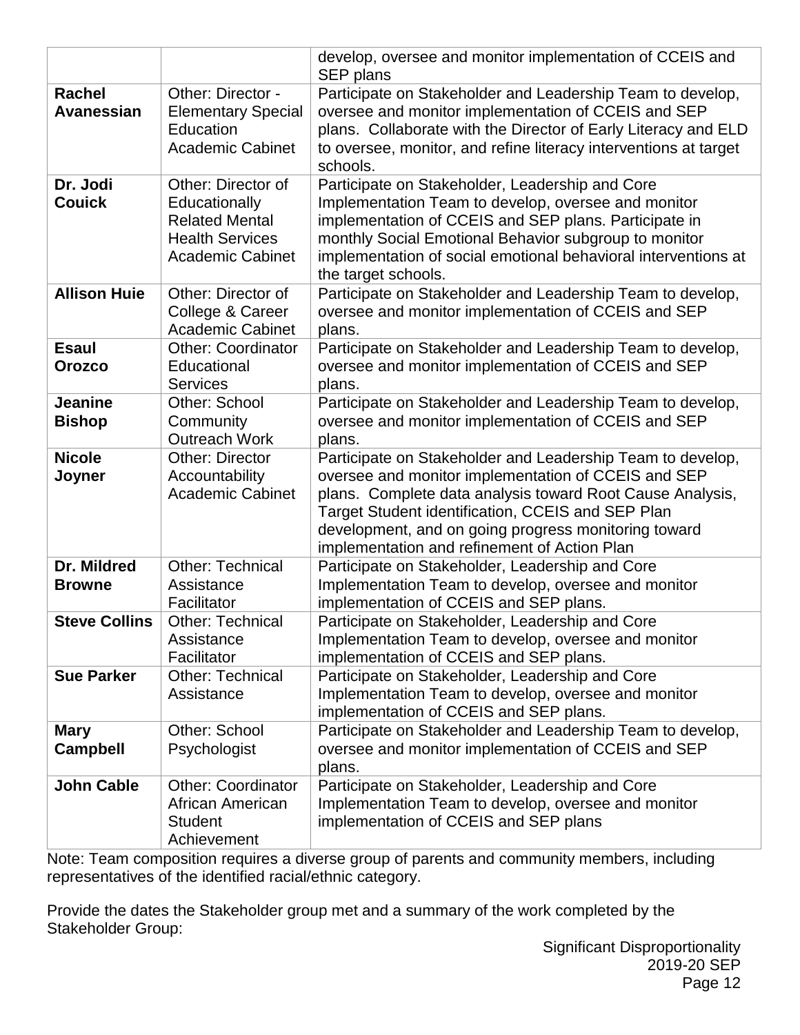| | | |
|---|---|---|
| | | develop, oversee and monitor implementation of CCEIS and SEP plans |
| **Rachel Avanessian** | Other: Director - Elementary Special Education Academic Cabinet | Participate on Stakeholder and Leadership Team to develop, oversee and monitor implementation of CCEIS and SEP plans. Collaborate with the Director of Early Literacy and ELD to oversee, monitor, and refine literacy interventions at target schools. |
| **Dr. Jodi Couick** | Other: Director of Educationally Related Mental Health Services Academic Cabinet | Participate on Stakeholder, Leadership and Core Implementation Team to develop, oversee and monitor implementation of CCEIS and SEP plans. Participate in monthly Social Emotional Behavior subgroup to monitor implementation of social emotional behavioral interventions at the target schools. |
| **Allison Huie** | Other: Director of College & Career Academic Cabinet | Participate on Stakeholder and Leadership Team to develop, oversee and monitor implementation of CCEIS and SEP plans. |
| **Esaul Orozco** | Other: Coordinator Educational Services | Participate on Stakeholder and Leadership Team to develop, oversee and monitor implementation of CCEIS and SEP plans. |
| **Jeanine Bishop** | Other: School Community Outreach Work | Participate on Stakeholder and Leadership Team to develop, oversee and monitor implementation of CCEIS and SEP plans. |
| **Nicole Joyner** | Other: Director Accountability Academic Cabinet | Participate on Stakeholder and Leadership Team to develop, oversee and monitor implementation of CCEIS and SEP plans. Complete data analysis toward Root Cause Analysis, Target Student identification, CCEIS and SEP Plan development, and on going progress monitoring toward implementation and refinement of Action Plan |
| **Dr. Mildred Browne** | Other: Technical Assistance Facilitator | Participate on Stakeholder, Leadership and Core Implementation Team to develop, oversee and monitor implementation of CCEIS and SEP plans. |
| **Steve Collins** | Other: Technical Assistance Facilitator | Participate on Stakeholder, Leadership and Core Implementation Team to develop, oversee and monitor implementation of CCEIS and SEP plans. |
| **Sue Parker** | Other: Technical Assistance | Participate on Stakeholder, Leadership and Core Implementation Team to develop, oversee and monitor implementation of CCEIS and SEP plans. |
| **Mary Campbell** | Other: School Psychologist | Participate on Stakeholder and Leadership Team to develop, oversee and monitor implementation of CCEIS and SEP plans. |
| **John Cable** | Other: Coordinator African American Student Achievement | Participate on Stakeholder, Leadership and Core Implementation Team to develop, oversee and monitor implementation of CCEIS and SEP plans |

Note: Team composition requires a diverse group of parents and community members, including representatives of the identified racial/ethnic category.

Provide the dates the Stakeholder group met and a summary of the work completed by the Stakeholder Group: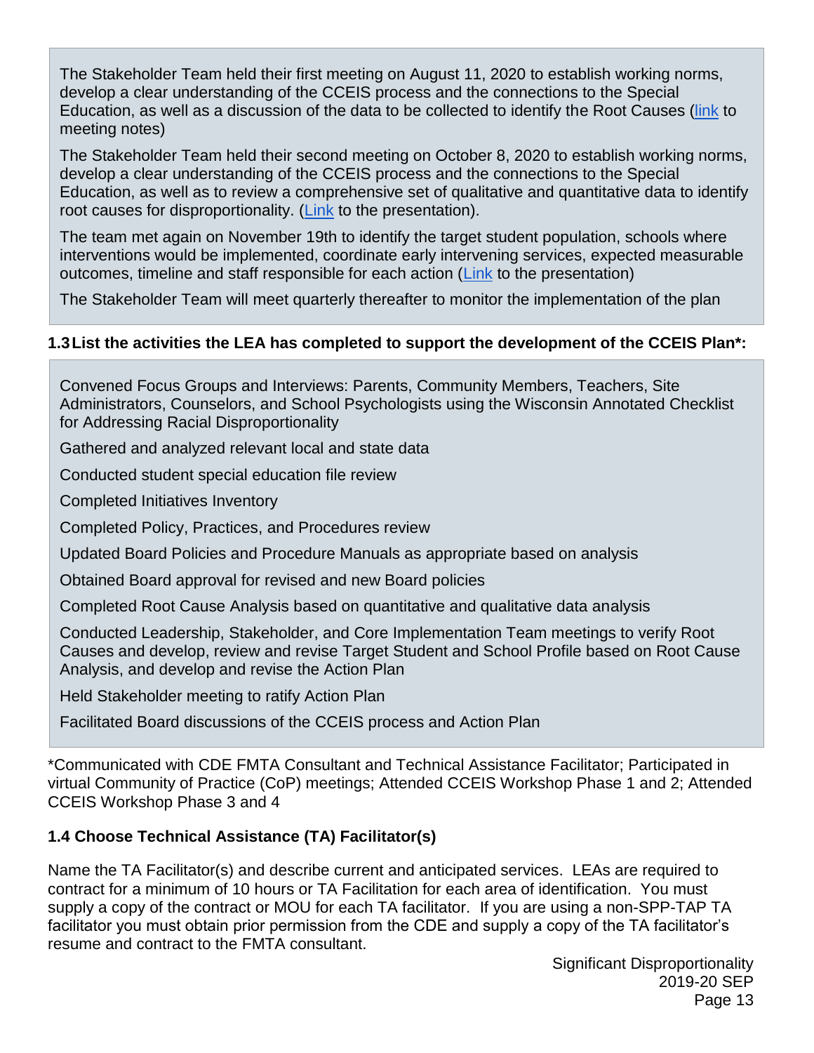The Stakeholder Team held their first meeting on August 11, 2020 to establish working norms, develop a clear understanding of the CCEIS process and the connections to the Special Education, as well as a discussion of the data to be collected to identify the Root Causes (link to meeting notes)

The Stakeholder Team held their second meeting on October 8, 2020 to establish working norms, develop a clear understanding of the CCEIS process and the connections to the Special Education, as well as to review a comprehensive set of qualitative and quantitative data to identify root causes for disproportionality. (Link to the presentation).

The team met again on November 19th to identify the target student population, schools where interventions would be implemented, coordinate early intervening services, expected measurable outcomes, timeline and staff responsible for each action (Link to the presentation)

The Stakeholder Team will meet quarterly thereafter to monitor the implementation of the plan

### 1.3 List the activities the LEA has completed to support the development of the CCEIS Plan*:

Convened Focus Groups and Interviews: Parents, Community Members, Teachers, Site Administrators, Counselors, and School Psychologists using the Wisconsin Annotated Checklist for Addressing Racial Disproportionality

Gathered and analyzed relevant local and state data

Conducted student special education file review

Completed Initiatives Inventory

Completed Policy, Practices, and Procedures review

Updated Board Policies and Procedure Manuals as appropriate based on analysis

Obtained Board approval for revised and new Board policies

Completed Root Cause Analysis based on quantitative and qualitative data analysis

Conducted Leadership, Stakeholder, and Core Implementation Team meetings to verify Root Causes and develop, review and revise Target Student and School Profile based on Root Cause Analysis, and develop and revise the Action Plan

Held Stakeholder meeting to ratify Action Plan

Facilitated Board discussions of the CCEIS process and Action Plan

*Communicated with CDE FMTA Consultant and Technical Assistance Facilitator; Participated in virtual Community of Practice (CoP) meetings; Attended CCEIS Workshop Phase 1 and 2; Attended CCEIS Workshop Phase 3 and 4

### 1.4 Choose Technical Assistance (TA) Facilitator(s)

Name the TA Facilitator(s) and describe current and anticipated services. LEAs are required to contract for a minimum of 10 hours or TA Facilitation for each area of identification. You must supply a copy of the contract or MOU for each TA facilitator. If you are using a non-SPP-TAP TA facilitator you must obtain prior permission from the CDE and supply a copy of the TA facilitator's resume and contract to the FMTA consultant.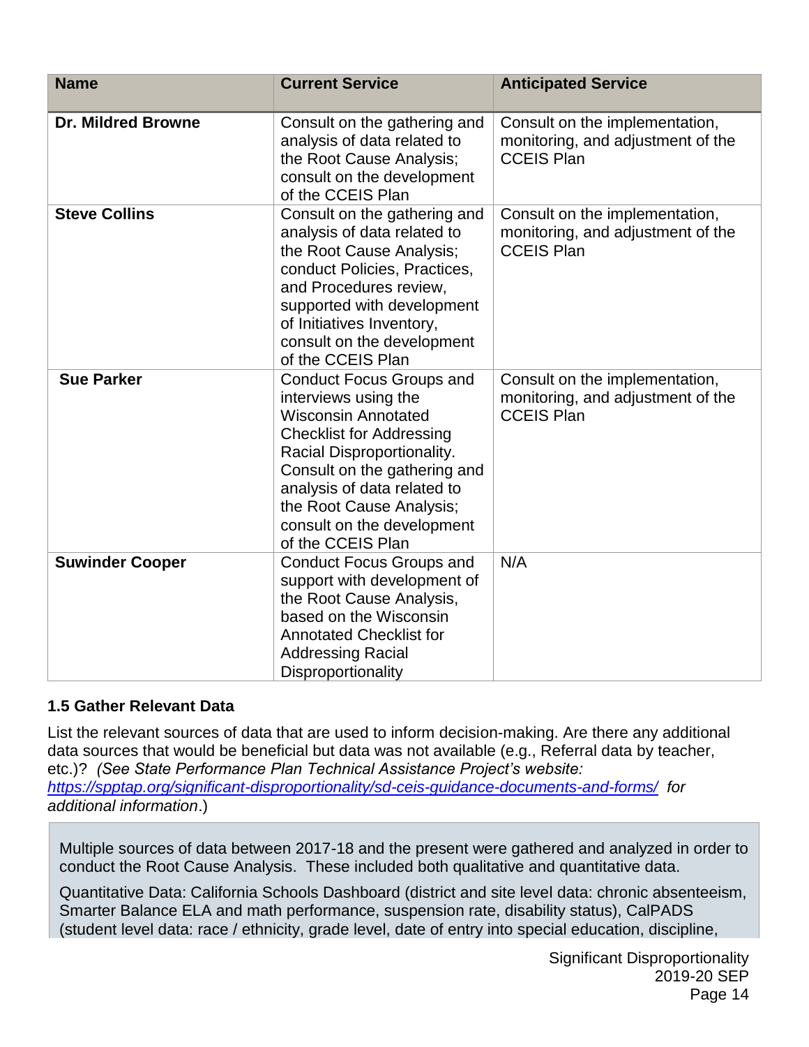| Name | Current Service | Anticipated Service |
|---|---|---|
| **Dr. Mildred Browne** | Consult on the gathering and analysis of data related to the Root Cause Analysis; consult on the development of the CCEIS Plan | Consult on the implementation, monitoring, and adjustment of the CCEIS Plan |
| **Steve Collins** | Consult on the gathering and analysis of data related to the Root Cause Analysis; conduct Policies, Practices, and Procedures review, supported with development of Initiatives Inventory, consult on the development of the CCEIS Plan | Consult on the implementation, monitoring, and adjustment of the CCEIS Plan |
| **Sue Parker** | Conduct Focus Groups and interviews using the Wisconsin Annotated Checklist for Addressing Racial Disproportionality. Consult on the gathering and analysis of data related to the Root Cause Analysis; consult on the development of the CCEIS Plan | Consult on the implementation, monitoring, and adjustment of the CCEIS Plan |
| **Suwinder Cooper** | Conduct Focus Groups and support with development of the Root Cause Analysis, based on the Wisconsin Annotated Checklist for Addressing Racial Disproportionality | N/A |

### 1.5 Gather Relevant Data

List the relevant sources of data that are used to inform decision-making. Are there any additional data sources that would be beneficial but data was not available (e.g., Referral data by teacher, etc.)? *(See State Performance Plan Technical Assistance Project's website: [https://spptap.org/significant-disproportionality/sd-ceis-guidance-documents-and-forms/](https://spptap.org/significant-disproportionality/sd-ceis-guidance-documents-and-forms/) for additional information*.)

Multiple sources of data between 2017-18 and the present were gathered and analyzed in order to conduct the Root Cause Analysis. These included both qualitative and quantitative data.

Quantitative Data: California Schools Dashboard (district and site level data: chronic absenteeism, Smarter Balance ELA and math performance, suspension rate, disability status), CalPADS (student level data: race / ethnicity, grade level, date of entry into special education, discipline,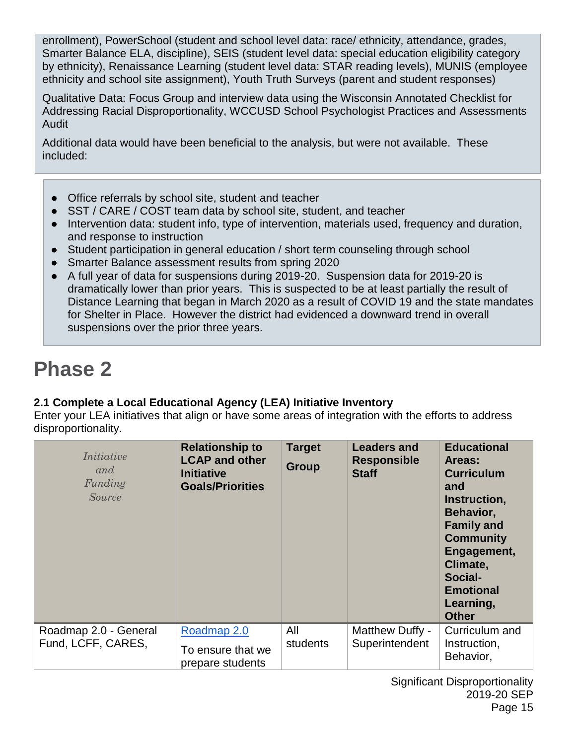enrollment), PowerSchool (student and school level data: race/ ethnicity, attendance, grades, Smarter Balance ELA, discipline), SEIS (student level data: special education eligibility category by ethnicity), Renaissance Learning (student level data: STAR reading levels), MUNIS (employee ethnicity and school site assignment), Youth Truth Surveys (parent and student responses)

Qualitative Data: Focus Group and interview data using the Wisconsin Annotated Checklist for Addressing Racial Disproportionality, WCCUSD School Psychologist Practices and Assessments Audit

Additional data would have been beneficial to the analysis, but were not available. These included:

- Office referrals by school site, student and teacher
- SST / CARE / COST team data by school site, student, and teacher
- Intervention data: student info, type of intervention, materials used, frequency and duration, and response to instruction
- Student participation in general education / short term counseling through school
- Smarter Balance assessment results from spring 2020
- A full year of data for suspensions during 2019-20. Suspension data for 2019-20 is dramatically lower than prior years. This is suspected to be at least partially the result of Distance Learning that began in March 2020 as a result of COVID 19 and the state mandates for Shelter in Place. However the district had evidenced a downward trend in overall suspensions over the prior three years.

# Phase 2

### 2.1 Complete a Local Educational Agency (LEA) Initiative Inventory

Enter your LEA initiatives that align or have some areas of integration with the efforts to address disproportionality.

| *Initiative and Funding Source* | **Relationship to LCAP and other Initiative Goals/Priorities** | **Target Group** | **Leaders and Responsible Staff** | **Educational Areas: Curriculum and Instruction, Behavior, Family and Community Engagement, Climate, Social-Emotional Learning, Other** |
|---|---|---|---|---|
| Roadmap 2.0 - General Fund, LCFF, CARES, | Roadmap 2.0<br>To ensure that we prepare students | All students | Matthew Duffy - Superintendent | Curriculum and Instruction, Behavior, |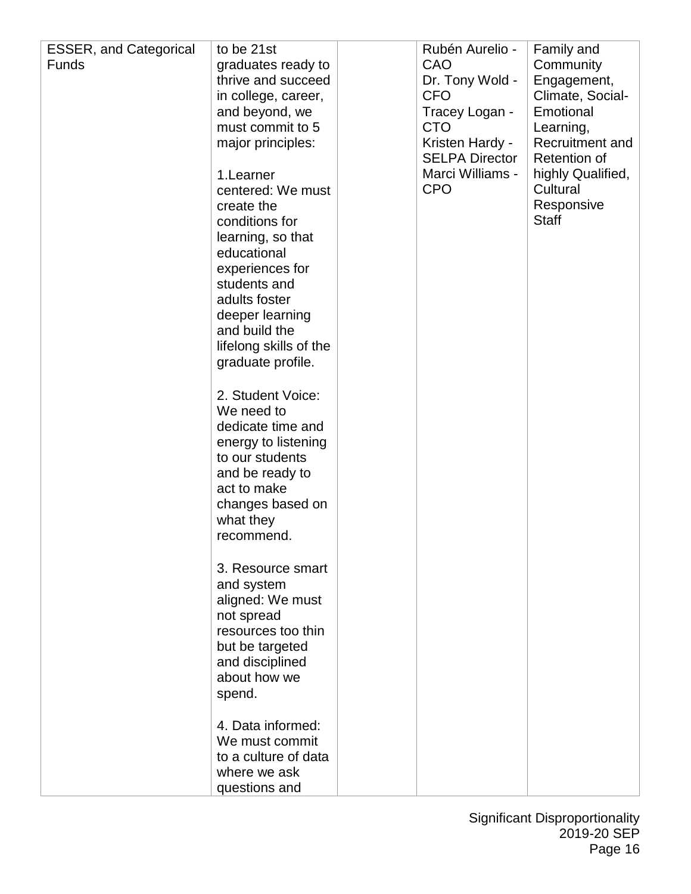| ESSER, and Categorical Funds | to be 21st graduates ready to thrive and succeed in college, career, and beyond, we must commit to 5 major principles:<br><br>1.Learner centered: We must create the conditions for learning, so that educational experiences for students and adults foster deeper learning and build the lifelong skills of the graduate profile.<br><br>2. Student Voice: We need to dedicate time and energy to listening to our students and be ready to act to make changes based on what they recommend.<br><br>3. Resource smart and system aligned: We must not spread resources too thin but be targeted and disciplined about how we spend.<br><br>4. Data informed: We must commit to a culture of data where we ask questions and | | Rubén Aurelio - CAO<br>Dr. Tony Wold - CFO<br>Tracey Logan - CTO<br>Kristen Hardy - SELPA Director<br>Marci Williams - CPO | Family and Community Engagement, Climate, Social-Emotional Learning, Recruitment and Retention of highly Qualified, Cultural Responsive Staff |
|---|---|---|---|---|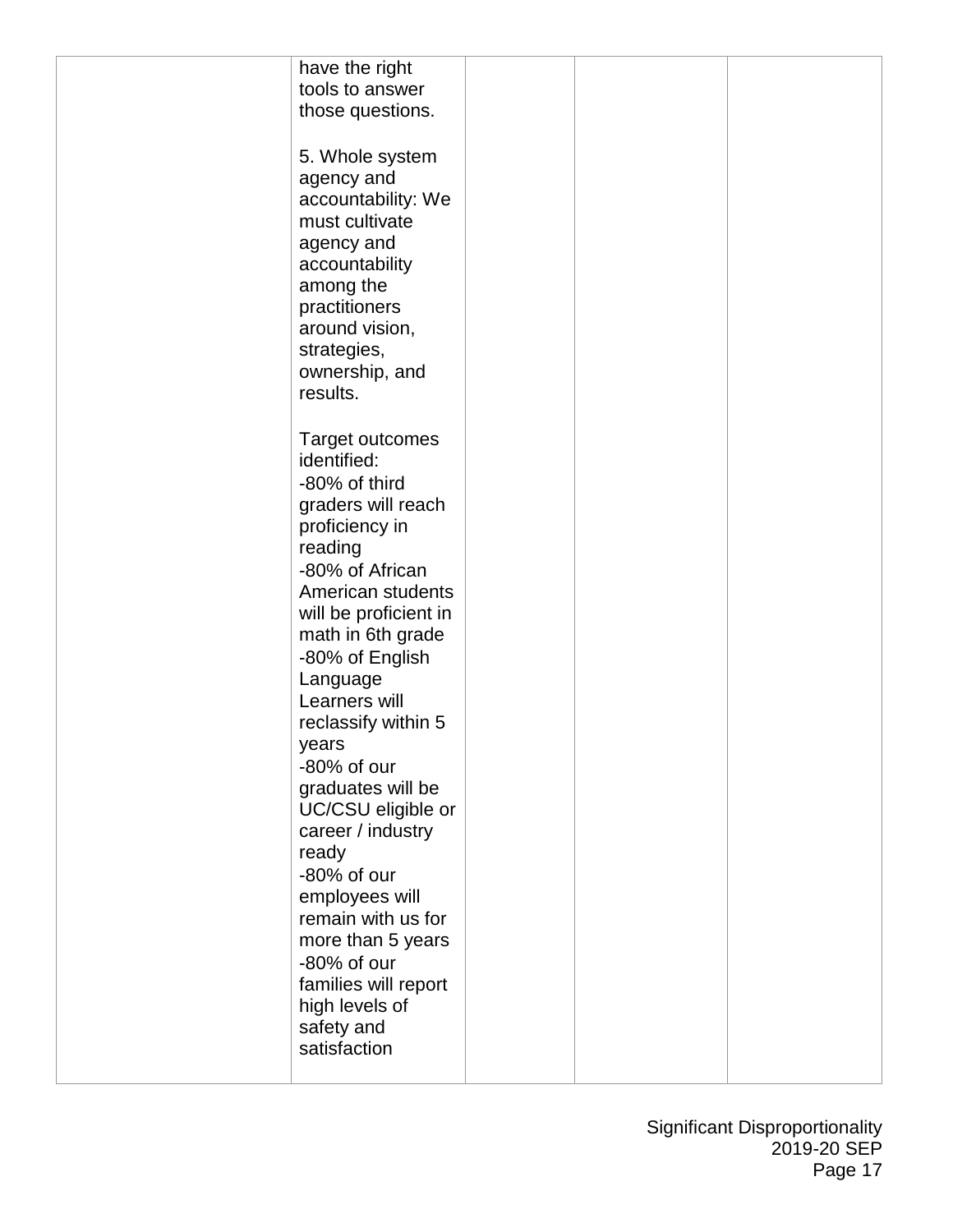|  | have the right tools to answer those questions.<br><br>5. Whole system agency and accountability: We must cultivate agency and accountability among the practitioners around vision, strategies, ownership, and results.<br><br>Target outcomes identified:<br>-80% of third graders will reach proficiency in reading<br>-80% of African American students will be proficient in math in 6th grade<br>-80% of English Language Learners will reclassify within 5 years<br>-80% of our graduates will be UC/CSU eligible or career / industry ready<br>-80% of our employees will remain with us for more than 5 years<br>-80% of our families will report high levels of safety and satisfaction |  |  |  |
|---|---|---|---|---|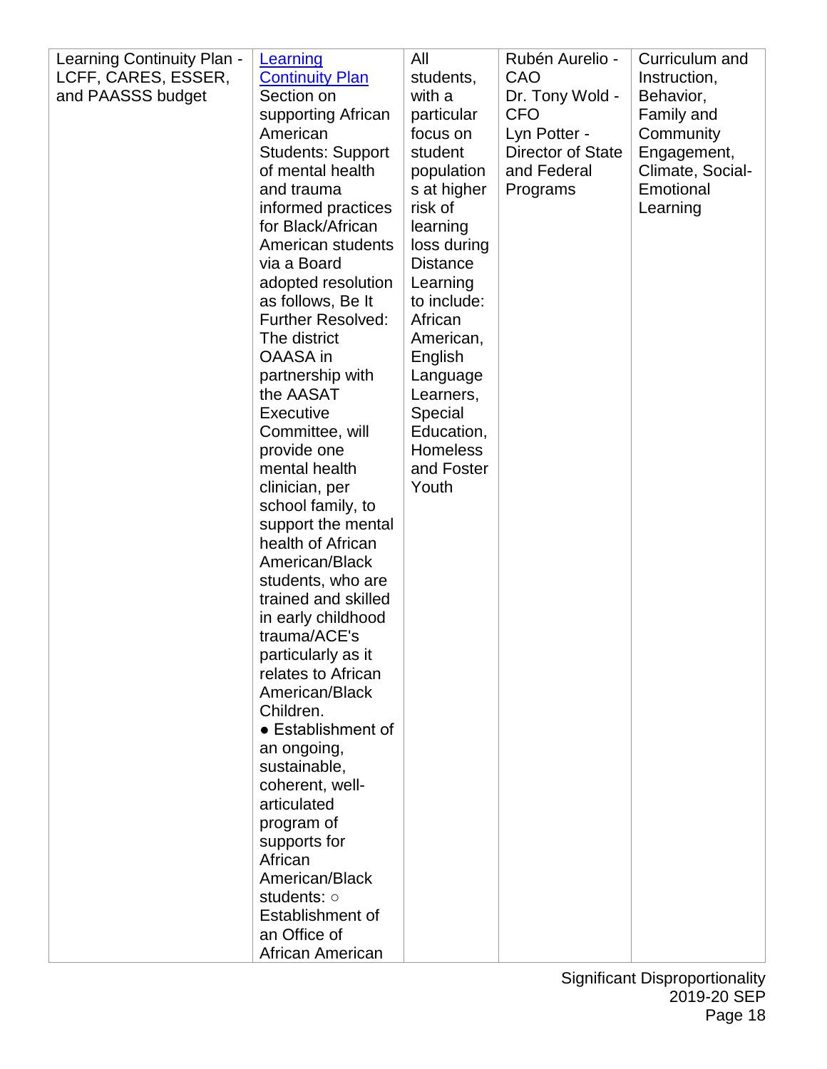| Learning Continuity Plan - LCFF, CARES, ESSER, and PAASSS budget | [Learning Continuity Plan](#) Section on supporting African American Students: Support of mental health and trauma informed practices for Black/African American students via a Board adopted resolution as follows, Be It Further Resolved: The district OAASA in partnership with the AASAT Executive Committee, will provide one mental health clinician, per school family, to support the mental health of African American/Black students, who are trained and skilled in early childhood trauma/ACE's particularly as it relates to African American/Black Children. ● Establishment of an ongoing, sustainable, coherent, well-articulated program of supports for African American/Black students: ○ Establishment of an Office of African American | All students, with a particular focus on student populations at higher risk of learning loss during Distance Learning to include: African American, English Language Learners, Special Education, Homeless and Foster Youth | Rubén Aurelio - CAO<br>Dr. Tony Wold - CFO<br>Lyn Potter - Director of State and Federal Programs | Curriculum and Instruction, Behavior, Family and Community Engagement, Climate, Social-Emotional Learning |
|---|---|---|---|---|

Significant Disproportionality
2019-20 SEP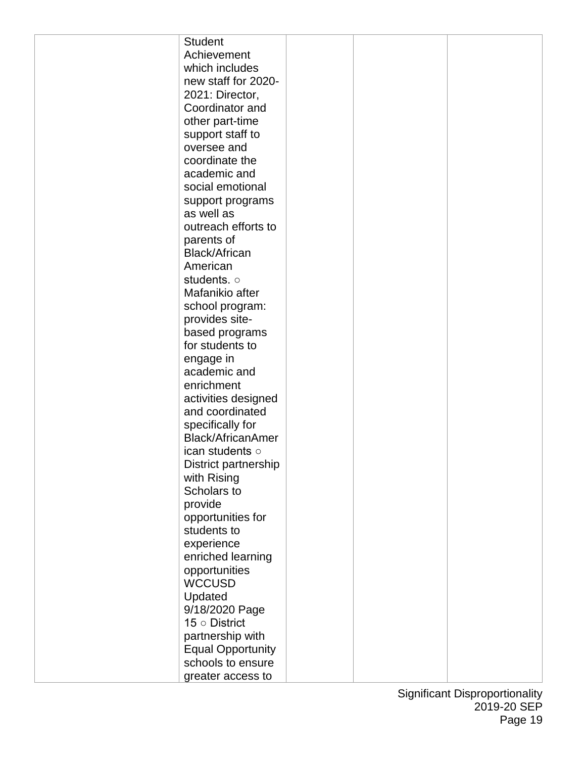|  |  |  |  |  |
|---|---|---|---|---|
|  | Student Achievement which includes new staff for 2020-2021: Director, Coordinator and other part-time support staff to oversee and coordinate the academic and social emotional support programs as well as outreach efforts to parents of Black/African American students. ○ Mafanikio after school program: provides site-based programs for students to engage in academic and enrichment activities designed and coordinated specifically for Black/AfricanAmerican students ○ District partnership with Rising Scholars to provide opportunities for students to experience enriched learning opportunities WCCUSD Updated 9/18/2020 Page 15 ○ District partnership with Equal Opportunity schools to ensure greater access to |  |  |  |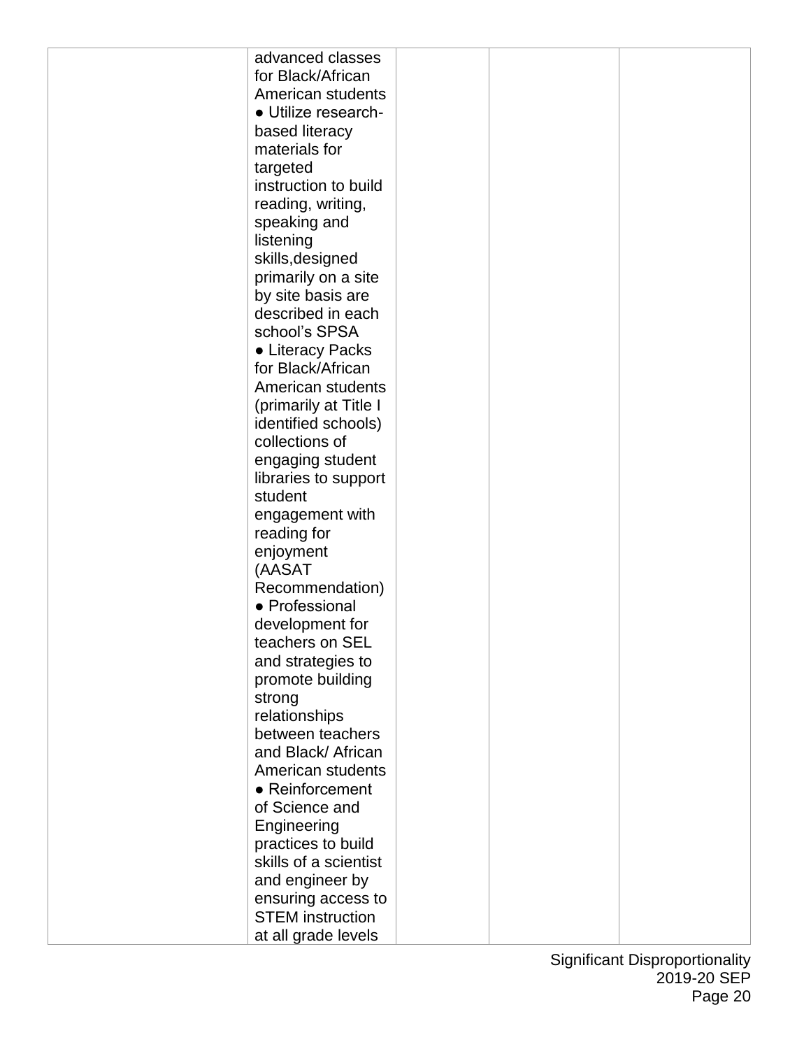|  | advanced classes for Black/African American students<br>● Utilize research-based literacy materials for targeted instruction to build reading, writing, speaking and listening skills,designed primarily on a site by site basis are described in each school's SPSA<br>● Literacy Packs for Black/African American students (primarily at Title I identified schools) collections of engaging student libraries to support student engagement with reading for enjoyment (AASAT Recommendation)<br>● Professional development for teachers on SEL and strategies to promote building strong relationships between teachers and Black/ African American students<br>● Reinforcement of Science and Engineering practices to build skills of a scientist and engineer by ensuring access to STEM instruction at all grade levels |  |  |  |
|---|---|---|---|---|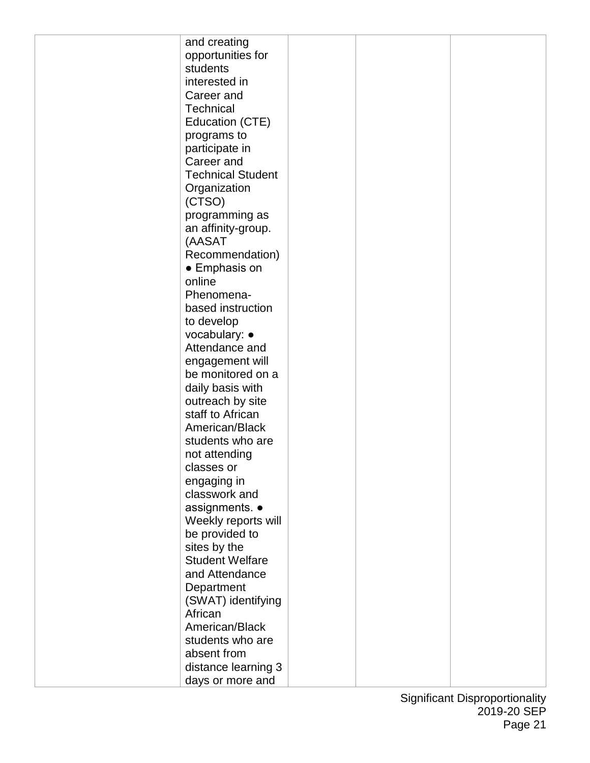|  | and creating opportunities for students interested in Career and Technical Education (CTE) programs to participate in Career and Technical Student Organization (CTSO) programming as an affinity-group. (AASAT Recommendation) ● Emphasis on online Phenomena-based instruction to develop vocabulary: ● Attendance and engagement will be monitored on a daily basis with outreach by site staff to African American/Black students who are not attending classes or engaging in classwork and assignments. ● Weekly reports will be provided to sites by the Student Welfare and Attendance Department (SWAT) identifying African American/Black students who are absent from distance learning 3 days or more and |  |  |  |
|---|---|---|---|---|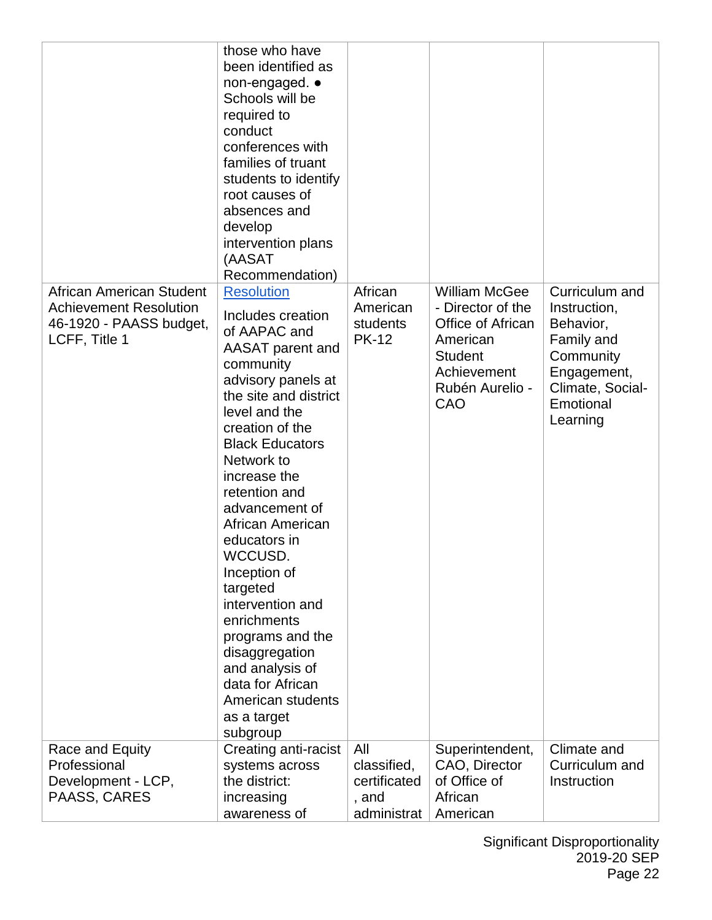| | | | | |
|---|---|---|---|---|
| | those who have been identified as non-engaged. ● Schools will be required to conduct conferences with families of truant students to identify root causes of absences and develop intervention plans (AASAT Recommendation) | | | |
| African American Student Achievement Resolution 46-1920 - PAASS budget, LCFF, Title 1 | Resolution<br>Includes creation of AAPAC and AASAT parent and community advisory panels at the site and district level and the creation of the Black Educators Network to increase the retention and advancement of African American educators in WCCUSD. Inception of targeted intervention and enrichments programs and the disaggregation and analysis of data for African American students as a target subgroup | African American students PK-12 | William McGee - Director of the Office of African American Student Achievement Rubén Aurelio - CAO | Curriculum and Instruction, Behavior, Family and Community Engagement, Climate, Social-Emotional Learning |
| Race and Equity Professional Development - LCP, PAASS, CARES | Creating anti-racist systems across the district: increasing awareness of | All classified, certificated, and administrat | Superintendent, CAO, Director of Office of African American | Climate and Curriculum and Instruction |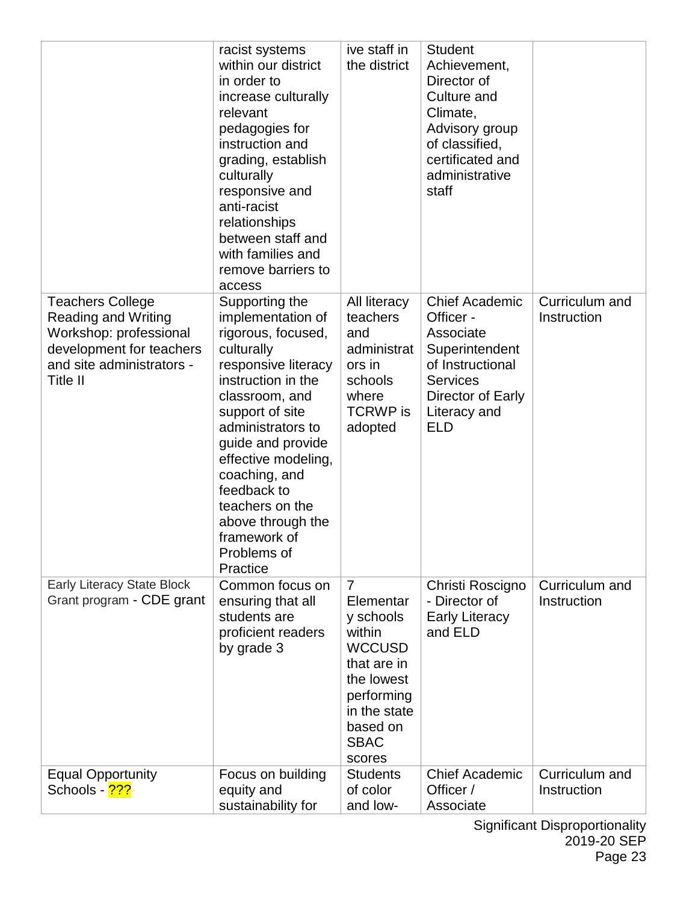| | | | | |
|---|---|---|---|---|
| | racist systems within our district in order to increase culturally relevant pedagogies for instruction and grading, establish culturally responsive and anti-racist relationships between staff and with families and remove barriers to access | ive staff in the district | Student Achievement, Director of Culture and Climate, Advisory group of classified, certificated and administrative staff | |
| Teachers College Reading and Writing Workshop: professional development for teachers and site administrators - Title II | Supporting the implementation of rigorous, focused, culturally responsive literacy instruction in the classroom, and support of site administrators to guide and provide effective modeling, coaching, and feedback to teachers on the above through the framework of Problems of Practice | All literacy teachers and administrators in schools where TCRWP is adopted | Chief Academic Officer - Associate Superintendent of Instructional Services Director of Early Literacy and ELD | Curriculum and Instruction |
| Early Literacy State Block Grant program - CDE grant | Common focus on ensuring that all students are proficient readers by grade 3 | 7 Elementary schools within WCCUSD that are in the lowest performing in the state based on SBAC scores | Christi Roscigno - Director of Early Literacy and ELD | Curriculum and Instruction |
| Equal Opportunity Schools - ??? | Focus on building equity and sustainability for | Students of color and low- | Chief Academic Officer / Associate | Curriculum and Instruction |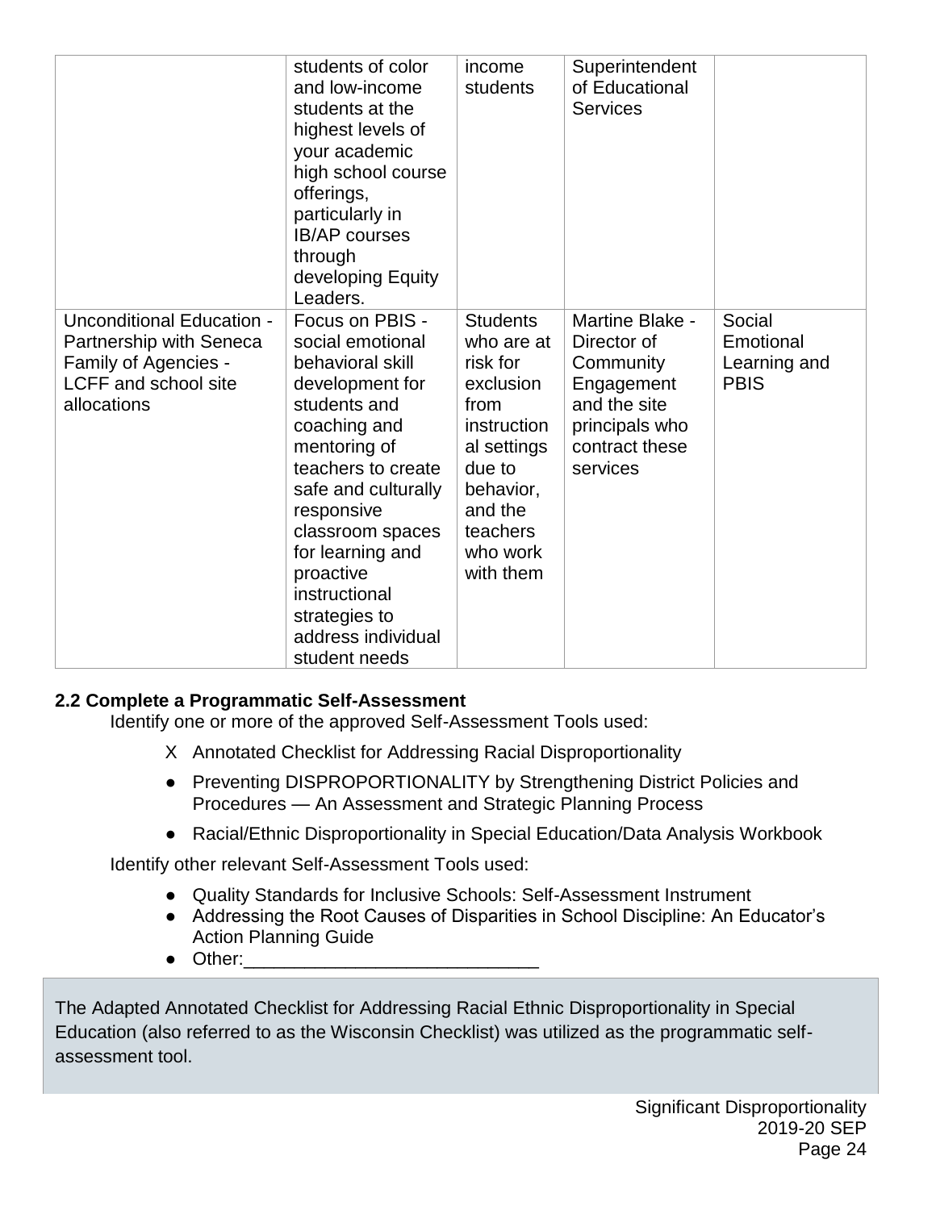| | | | | |
|---|---|---|---|---|
| | students of color and low-income students at the highest levels of your academic high school course offerings, particularly in IB/AP courses through developing Equity Leaders. | income students | Superintendent of Educational Services | |
| Unconditional Education - Partnership with Seneca Family of Agencies - LCFF and school site allocations | Focus on PBIS - social emotional behavioral skill development for students and coaching and mentoring of teachers to create safe and culturally responsive classroom spaces for learning and proactive instructional strategies to address individual student needs | Students who are at risk for exclusion from instructional settings due to behavior, and the teachers who work with them | Martine Blake - Director of Community Engagement and the site principals who contract these services | Social Emotional Learning and PBIS |

### 2.2 Complete a Programmatic Self-Assessment

Identify one or more of the approved Self-Assessment Tools used:

- X Annotated Checklist for Addressing Racial Disproportionality
- Preventing DISPROPORTIONALITY by Strengthening District Policies and Procedures — An Assessment and Strategic Planning Process
- Racial/Ethnic Disproportionality in Special Education/Data Analysis Workbook

Identify other relevant Self-Assessment Tools used:

- Quality Standards for Inclusive Schools: Self-Assessment Instrument
- Addressing the Root Causes of Disparities in School Discipline: An Educator's Action Planning Guide
- Other:_____________________________

The Adapted Annotated Checklist for Addressing Racial Ethnic Disproportionality in Special Education (also referred to as the Wisconsin Checklist) was utilized as the programmatic self-assessment tool.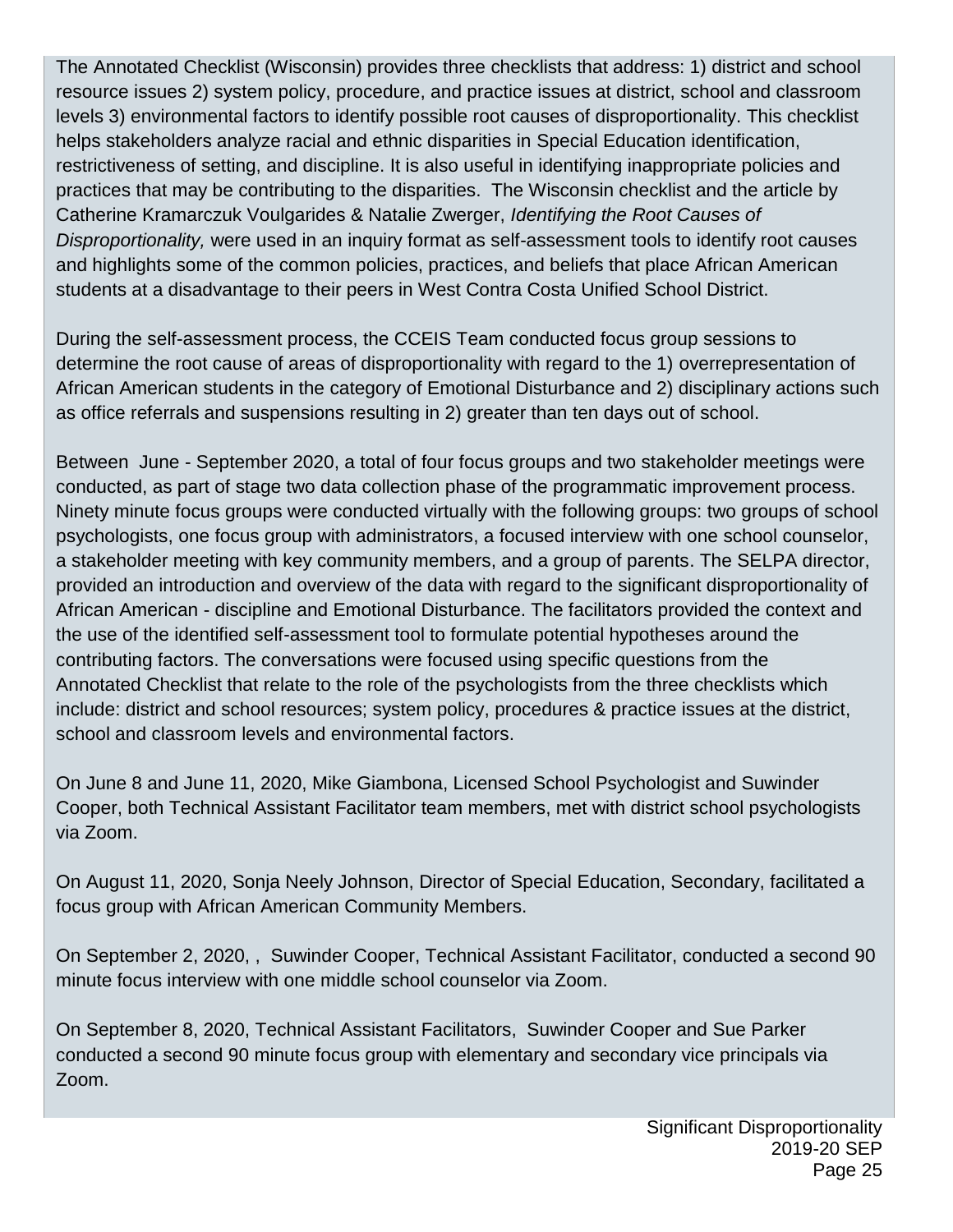The Annotated Checklist (Wisconsin) provides three checklists that address: 1) district and school resource issues 2) system policy, procedure, and practice issues at district, school and classroom levels 3) environmental factors to identify possible root causes of disproportionality. This checklist helps stakeholders analyze racial and ethnic disparities in Special Education identification, restrictiveness of setting, and discipline. It is also useful in identifying inappropriate policies and practices that may be contributing to the disparities. The Wisconsin checklist and the article by Catherine Kramarczuk Voulgarides & Natalie Zwerger, *Identifying the Root Causes of Disproportionality,* were used in an inquiry format as self-assessment tools to identify root causes and highlights some of the common policies, practices, and beliefs that place African American students at a disadvantage to their peers in West Contra Costa Unified School District.

During the self-assessment process, the CCEIS Team conducted focus group sessions to determine the root cause of areas of disproportionality with regard to the 1) overrepresentation of African American students in the category of Emotional Disturbance and 2) disciplinary actions such as office referrals and suspensions resulting in 2) greater than ten days out of school.

Between June - September 2020, a total of four focus groups and two stakeholder meetings were conducted, as part of stage two data collection phase of the programmatic improvement process. Ninety minute focus groups were conducted virtually with the following groups: two groups of school psychologists, one focus group with administrators, a focused interview with one school counselor, a stakeholder meeting with key community members, and a group of parents. The SELPA director, provided an introduction and overview of the data with regard to the significant disproportionality of African American - discipline and Emotional Disturbance. The facilitators provided the context and the use of the identified self-assessment tool to formulate potential hypotheses around the contributing factors. The conversations were focused using specific questions from the Annotated Checklist that relate to the role of the psychologists from the three checklists which include: district and school resources; system policy, procedures & practice issues at the district, school and classroom levels and environmental factors.

On June 8 and June 11, 2020, Mike Giambona, Licensed School Psychologist and Suwinder Cooper, both Technical Assistant Facilitator team members, met with district school psychologists via Zoom.

On August 11, 2020, Sonja Neely Johnson, Director of Special Education, Secondary, facilitated a focus group with African American Community Members.

On September 2, 2020, , Suwinder Cooper, Technical Assistant Facilitator, conducted a second 90 minute focus interview with one middle school counselor via Zoom.

On September 8, 2020, Technical Assistant Facilitators, Suwinder Cooper and Sue Parker conducted a second 90 minute focus group with elementary and secondary vice principals via Zoom.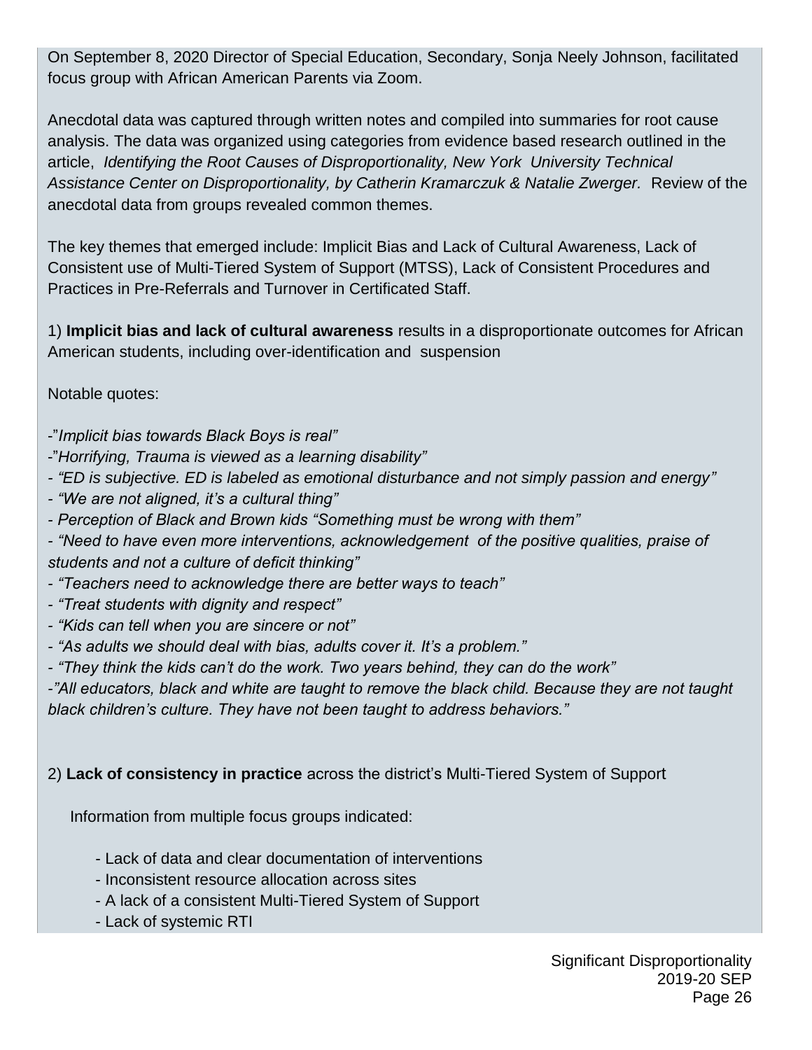On September 8, 2020 Director of Special Education, Secondary, Sonja Neely Johnson, facilitated focus group with African American Parents via Zoom.

Anecdotal data was captured through written notes and compiled into summaries for root cause analysis. The data was organized using categories from evidence based research outlined in the article, *Identifying the Root Causes of Disproportionality, New York University Technical Assistance Center on Disproportionality, by Catherin Kramarczuk & Natalie Zwerger.* Review of the anecdotal data from groups revealed common themes.

The key themes that emerged include: Implicit Bias and Lack of Cultural Awareness, Lack of Consistent use of Multi-Tiered System of Support (MTSS), Lack of Consistent Procedures and Practices in Pre-Referrals and Turnover in Certificated Staff.

1) **Implicit bias and lack of cultural awareness** results in a disproportionate outcomes for African American students, including over-identification and suspension

Notable quotes:

-"*Implicit bias towards Black Boys is real"*
-"*Horrifying, Trauma is viewed as a learning disability"*
- *"ED is subjective. ED is labeled as emotional disturbance and not simply passion and energy"*
- *"We are not aligned, it's a cultural thing"*
- *Perception of Black and Brown kids "Something must be wrong with them"*
- *"Need to have even more interventions, acknowledgement of the positive qualities, praise of students and not a culture of deficit thinking"*
- *"Teachers need to acknowledge there are better ways to teach"*
- *"Treat students with dignity and respect"*
- *"Kids can tell when you are sincere or not"*
- *"As adults we should deal with bias, adults cover it. It's a problem."*
- *"They think the kids can't do the work. Two years behind, they can do the work"*
-*"All educators, black and white are taught to remove the black child. Because they are not taught black children's culture. They have not been taught to address behaviors."*

2) **Lack of consistency in practice** across the district's Multi-Tiered System of Support

Information from multiple focus groups indicated:

- Lack of data and clear documentation of interventions
- Inconsistent resource allocation across sites
- A lack of a consistent Multi-Tiered System of Support
- Lack of systemic RTI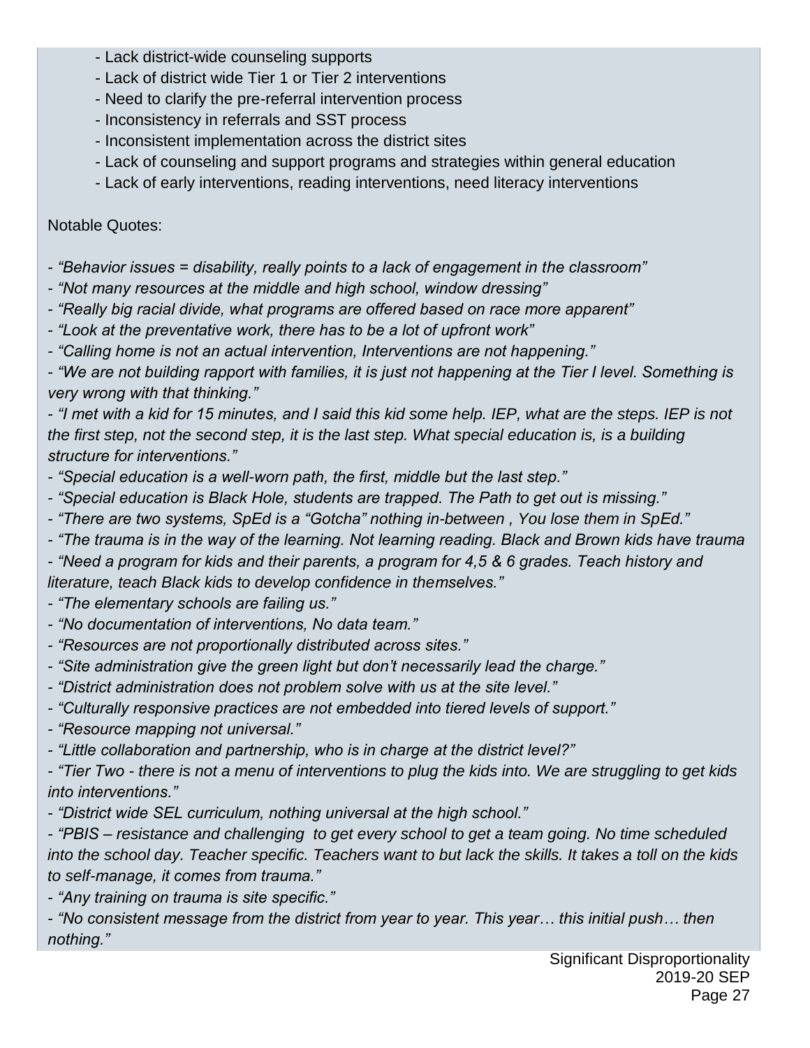- Lack district-wide counseling supports
- Lack of district wide Tier 1 or Tier 2 interventions
- Need to clarify the pre-referral intervention process
- Inconsistency in referrals and SST process
- Inconsistent implementation across the district sites
- Lack of counseling and support programs and strategies within general education
- Lack of early interventions, reading interventions, need literacy interventions

Notable Quotes:

- *"Behavior issues = disability, really points to a lack of engagement in the classroom"*
- *"Not many resources at the middle and high school, window dressing"*
- *"Really big racial divide, what programs are offered based on race more apparent"*
- *"Look at the preventative work, there has to be a lot of upfront work"*
- *"Calling home is not an actual intervention, Interventions are not happening."*
- *"We are not building rapport with families, it is just not happening at the Tier I level. Something is very wrong with that thinking."*
- *"I met with a kid for 15 minutes, and I said this kid some help. IEP, what are the steps. IEP is not the first step, not the second step, it is the last step. What special education is, is a building structure for interventions."*
- *"Special education is a well-worn path, the first, middle but the last step."*
- *"Special education is Black Hole, students are trapped. The Path to get out is missing."*
- *"There are two systems, SpEd is a "Gotcha" nothing in-between , You lose them in SpEd."*
- *"The trauma is in the way of the learning. Not learning reading. Black and Brown kids have trauma*
- *"Need a program for kids and their parents, a program for 4,5 & 6 grades. Teach history and literature, teach Black kids to develop confidence in themselves."*
- *"The elementary schools are failing us."*
- *"No documentation of interventions, No data team."*
- *"Resources are not proportionally distributed across sites."*
- *"Site administration give the green light but don't necessarily lead the charge."*
- *"District administration does not problem solve with us at the site level."*
- *"Culturally responsive practices are not embedded into tiered levels of support."*
- *"Resource mapping not universal."*
- *"Little collaboration and partnership, who is in charge at the district level?"*
- *"Tier Two - there is not a menu of interventions to plug the kids into. We are struggling to get kids into interventions."*
- *"District wide SEL curriculum, nothing universal at the high school."*
- *"PBIS – resistance and challenging to get every school to get a team going. No time scheduled into the school day. Teacher specific. Teachers want to but lack the skills. It takes a toll on the kids to self-manage, it comes from trauma."*
- *"Any training on trauma is site specific."*
- *"No consistent message from the district from year to year. This year… this initial push… then nothing."*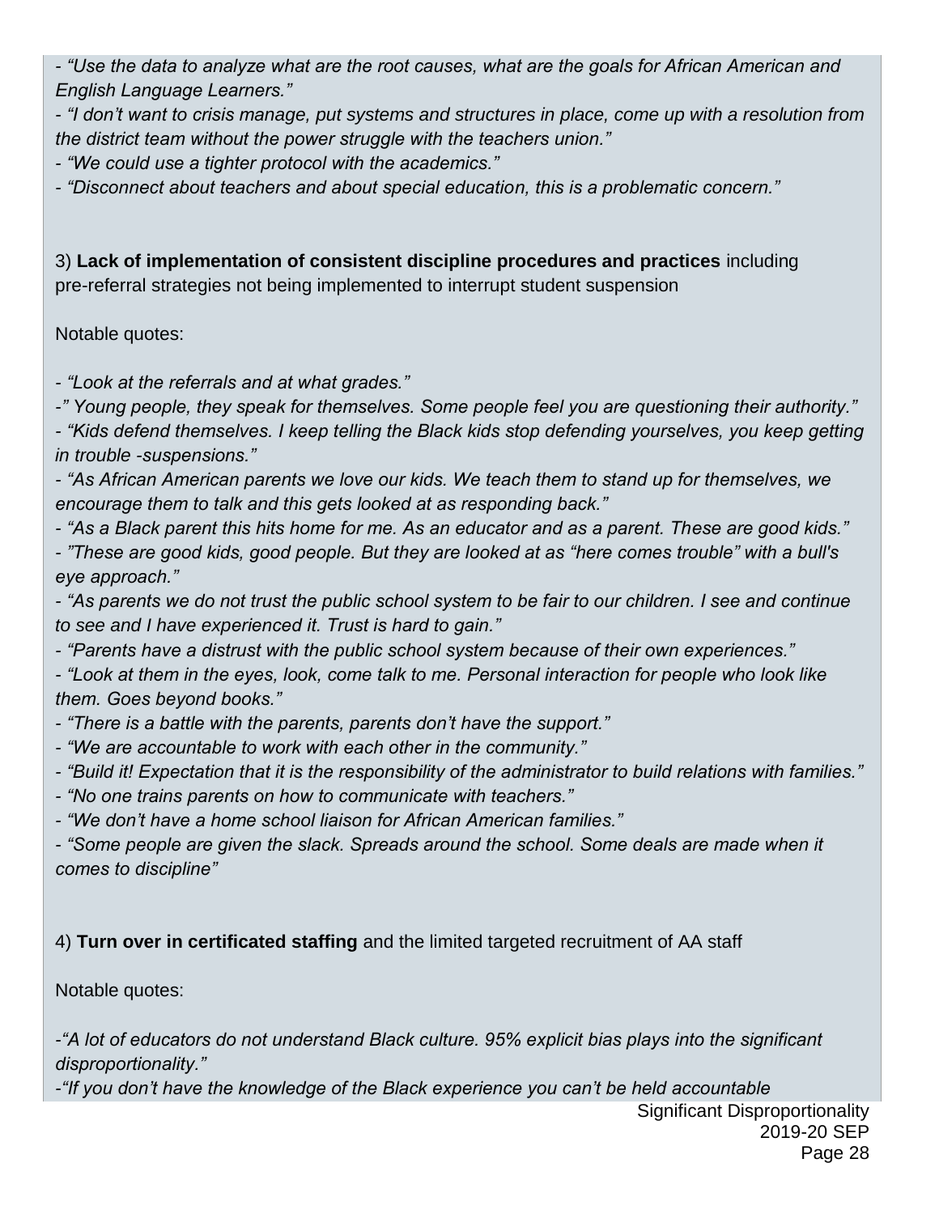*- "Use the data to analyze what are the root causes, what are the goals for African American and English Language Learners."*

*- "I don't want to crisis manage, put systems and structures in place, come up with a resolution from the district team without the power struggle with the teachers union."*

*- "We could use a tighter protocol with the academics."*

*- "Disconnect about teachers and about special education, this is a problematic concern."*

3) **Lack of implementation of consistent discipline procedures and practices** including pre-referral strategies not being implemented to interrupt student suspension

Notable quotes:

*- "Look at the referrals and at what grades."*

*-" Young people, they speak for themselves. Some people feel you are questioning their authority."*

*- "Kids defend themselves. I keep telling the Black kids stop defending yourselves, you keep getting in trouble -suspensions."*

*- "As African American parents we love our kids. We teach them to stand up for themselves, we encourage them to talk and this gets looked at as responding back."*

*- "As a Black parent this hits home for me. As an educator and as a parent. These are good kids."*

*- "These are good kids, good people. But they are looked at as "here comes trouble" with a bull's eye approach."*

*- "As parents we do not trust the public school system to be fair to our children. I see and continue to see and I have experienced it. Trust is hard to gain."*

*- "Parents have a distrust with the public school system because of their own experiences."*

*- "Look at them in the eyes, look, come talk to me. Personal interaction for people who look like them. Goes beyond books."*

*- "There is a battle with the parents, parents don't have the support."*

*- "We are accountable to work with each other in the community."*

*- "Build it! Expectation that it is the responsibility of the administrator to build relations with families."*

*- "No one trains parents on how to communicate with teachers."*

*- "We don't have a home school liaison for African American families."*

*- "Some people are given the slack. Spreads around the school. Some deals are made when it comes to discipline"*

4) **Turn over in certificated staffing** and the limited targeted recruitment of AA staff

Notable quotes:

*-"A lot of educators do not understand Black culture. 95% explicit bias plays into the significant disproportionality."*

*-"If you don't have the knowledge of the Black experience you can't be held accountable*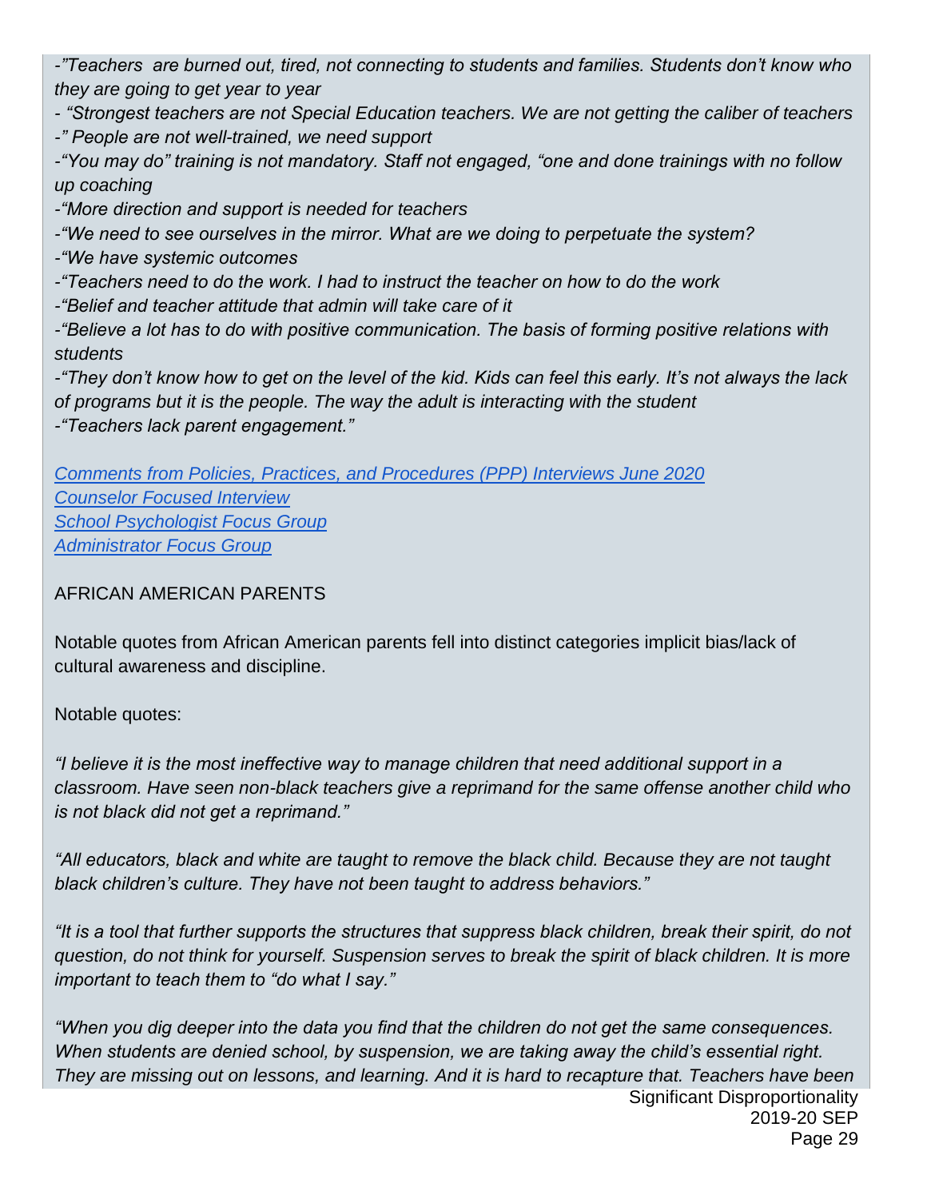*-"Teachers are burned out, tired, not connecting to students and families. Students don't know who they are going to get year to year*

*- "Strongest teachers are not Special Education teachers. We are not getting the caliber of teachers*

*-" People are not well-trained, we need support*

*-"You may do" training is not mandatory. Staff not engaged, "one and done trainings with no follow up coaching*

*-"More direction and support is needed for teachers*

*-"We need to see ourselves in the mirror. What are we doing to perpetuate the system?*

*-"We have systemic outcomes*

*-"Teachers need to do the work. I had to instruct the teacher on how to do the work*

*-"Belief and teacher attitude that admin will take care of it*

*-"Believe a lot has to do with positive communication. The basis of forming positive relations with students*

*-"They don't know how to get on the level of the kid. Kids can feel this early. It's not always the lack of programs but it is the people. The way the adult is interacting with the student*

*-"Teachers lack parent engagement."*

*Comments from Policies, Practices, and Procedures (PPP) Interviews June 2020*
*Counselor Focused Interview*
*School Psychologist Focus Group*
*Administrator Focus Group*

AFRICAN AMERICAN PARENTS

Notable quotes from African American parents fell into distinct categories implicit bias/lack of cultural awareness and discipline.

Notable quotes:

*"I believe it is the most ineffective way to manage children that need additional support in a classroom. Have seen non-black teachers give a reprimand for the same offense another child who is not black did not get a reprimand."*

*"All educators, black and white are taught to remove the black child. Because they are not taught black children's culture. They have not been taught to address behaviors."*

*"It is a tool that further supports the structures that suppress black children, break their spirit, do not question, do not think for yourself. Suspension serves to break the spirit of black children. It is more important to teach them to "do what I say."*

*"When you dig deeper into the data you find that the children do not get the same consequences. When students are denied school, by suspension, we are taking away the child's essential right. They are missing out on lessons, and learning. And it is hard to recapture that. Teachers have been*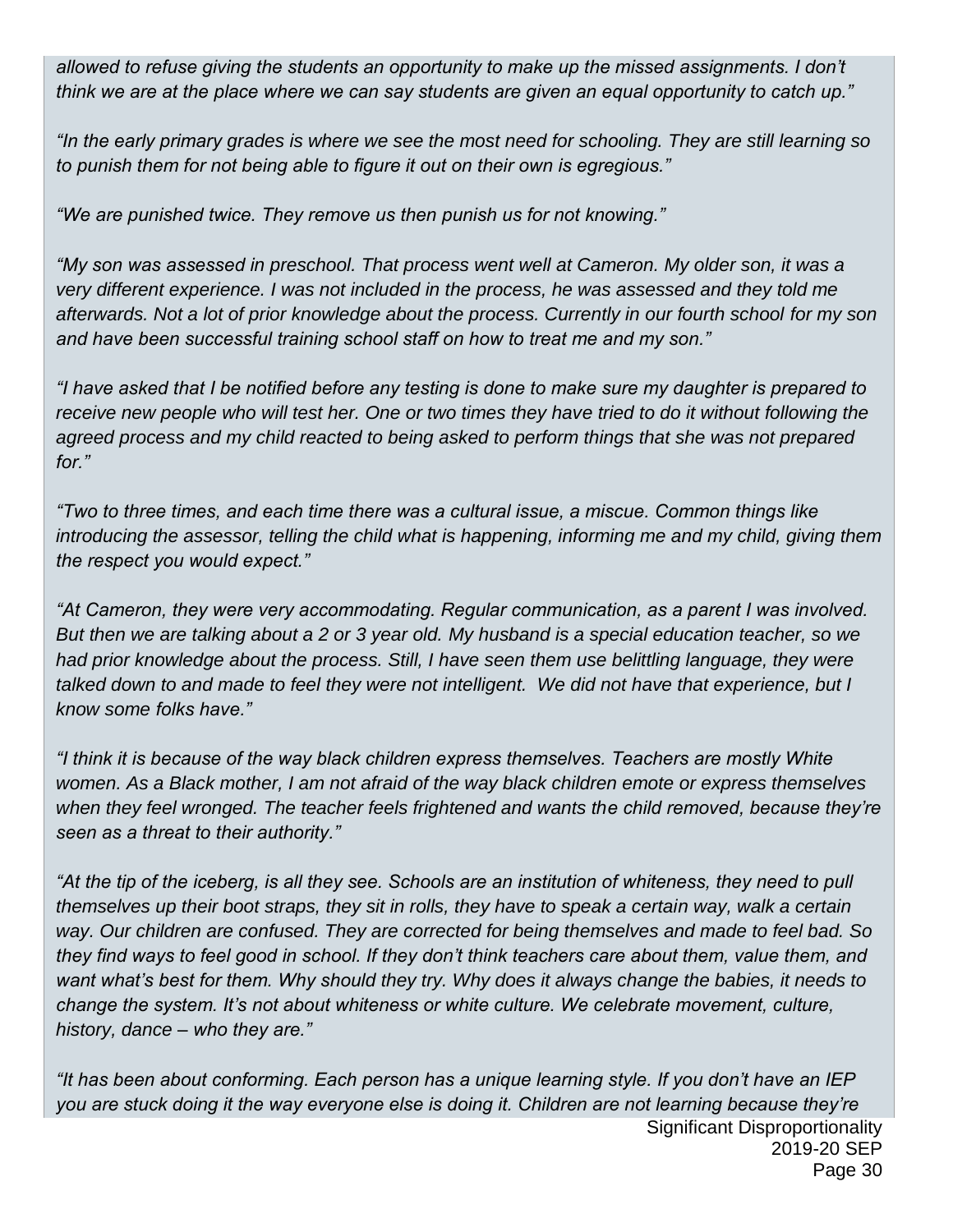*allowed to refuse giving the students an opportunity to make up the missed assignments. I don't think we are at the place where we can say students are given an equal opportunity to catch up."*

*"In the early primary grades is where we see the most need for schooling. They are still learning so to punish them for not being able to figure it out on their own is egregious."*

*"We are punished twice. They remove us then punish us for not knowing."*

*"My son was assessed in preschool. That process went well at Cameron. My older son, it was a very different experience. I was not included in the process, he was assessed and they told me afterwards. Not a lot of prior knowledge about the process. Currently in our fourth school for my son and have been successful training school staff on how to treat me and my son."*

*"I have asked that I be notified before any testing is done to make sure my daughter is prepared to receive new people who will test her. One or two times they have tried to do it without following the agreed process and my child reacted to being asked to perform things that she was not prepared for."*

*"Two to three times, and each time there was a cultural issue, a miscue. Common things like introducing the assessor, telling the child what is happening, informing me and my child, giving them the respect you would expect."*

*"At Cameron, they were very accommodating. Regular communication, as a parent I was involved. But then we are talking about a 2 or 3 year old. My husband is a special education teacher, so we had prior knowledge about the process. Still, I have seen them use belittling language, they were talked down to and made to feel they were not intelligent. We did not have that experience, but I know some folks have."*

*"I think it is because of the way black children express themselves. Teachers are mostly White women. As a Black mother, I am not afraid of the way black children emote or express themselves when they feel wronged. The teacher feels frightened and wants the child removed, because they're seen as a threat to their authority."*

*"At the tip of the iceberg, is all they see. Schools are an institution of whiteness, they need to pull themselves up their boot straps, they sit in rolls, they have to speak a certain way, walk a certain way. Our children are confused. They are corrected for being themselves and made to feel bad. So they find ways to feel good in school. If they don't think teachers care about them, value them, and want what's best for them. Why should they try. Why does it always change the babies, it needs to change the system. It's not about whiteness or white culture. We celebrate movement, culture, history, dance – who they are."*

*"It has been about conforming. Each person has a unique learning style. If you don't have an IEP you are stuck doing it the way everyone else is doing it. Children are not learning because they're*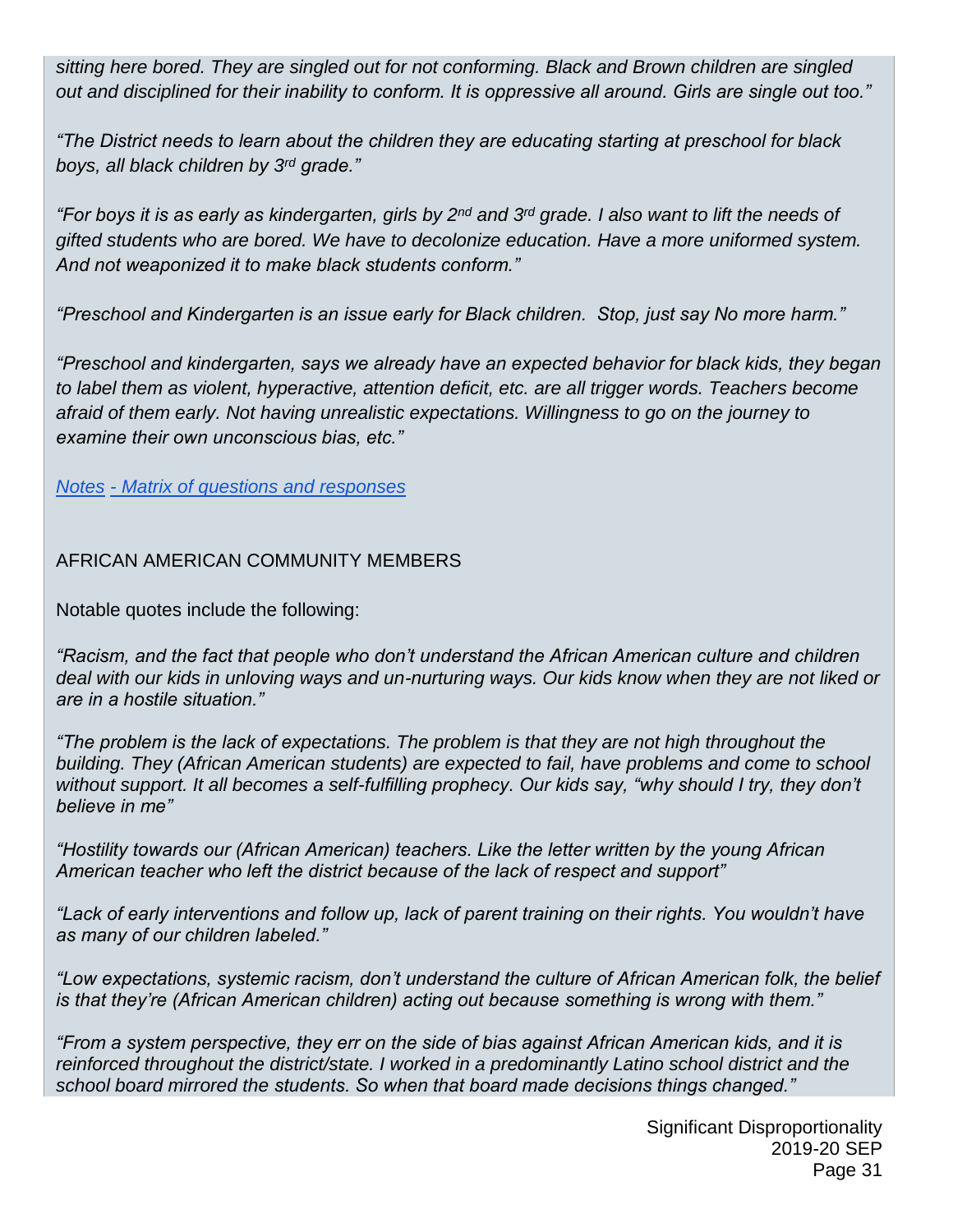*sitting here bored. They are singled out for not conforming. Black and Brown children are singled out and disciplined for their inability to conform. It is oppressive all around. Girls are single out too."*

*"The District needs to learn about the children they are educating starting at preschool for black boys, all black children by 3rd grade."*

*"For boys it is as early as kindergarten, girls by 2nd and 3rd grade. I also want to lift the needs of gifted students who are bored. We have to decolonize education. Have a more uniformed system. And not weaponized it to make black students conform."*

*"Preschool and Kindergarten is an issue early for Black children. Stop, just say No more harm."*

*"Preschool and kindergarten, says we already have an expected behavior for black kids, they began to label them as violent, hyperactive, attention deficit, etc. are all trigger words. Teachers become afraid of them early. Not having unrealistic expectations. Willingness to go on the journey to examine their own unconscious bias, etc."*

*Notes - Matrix of questions and responses*

AFRICAN AMERICAN COMMUNITY MEMBERS

Notable quotes include the following:

*"Racism, and the fact that people who don't understand the African American culture and children deal with our kids in unloving ways and un-nurturing ways. Our kids know when they are not liked or are in a hostile situation."*

*"The problem is the lack of expectations. The problem is that they are not high throughout the building. They (African American students) are expected to fail, have problems and come to school without support. It all becomes a self-fulfilling prophecy. Our kids say, "why should I try, they don't believe in me"*

*"Hostility towards our (African American) teachers. Like the letter written by the young African American teacher who left the district because of the lack of respect and support"*

*"Lack of early interventions and follow up, lack of parent training on their rights. You wouldn't have as many of our children labeled."*

*"Low expectations, systemic racism, don't understand the culture of African American folk, the belief is that they're (African American children) acting out because something is wrong with them."*

*"From a system perspective, they err on the side of bias against African American kids, and it is reinforced throughout the district/state. I worked in a predominantly Latino school district and the school board mirrored the students. So when that board made decisions things changed."*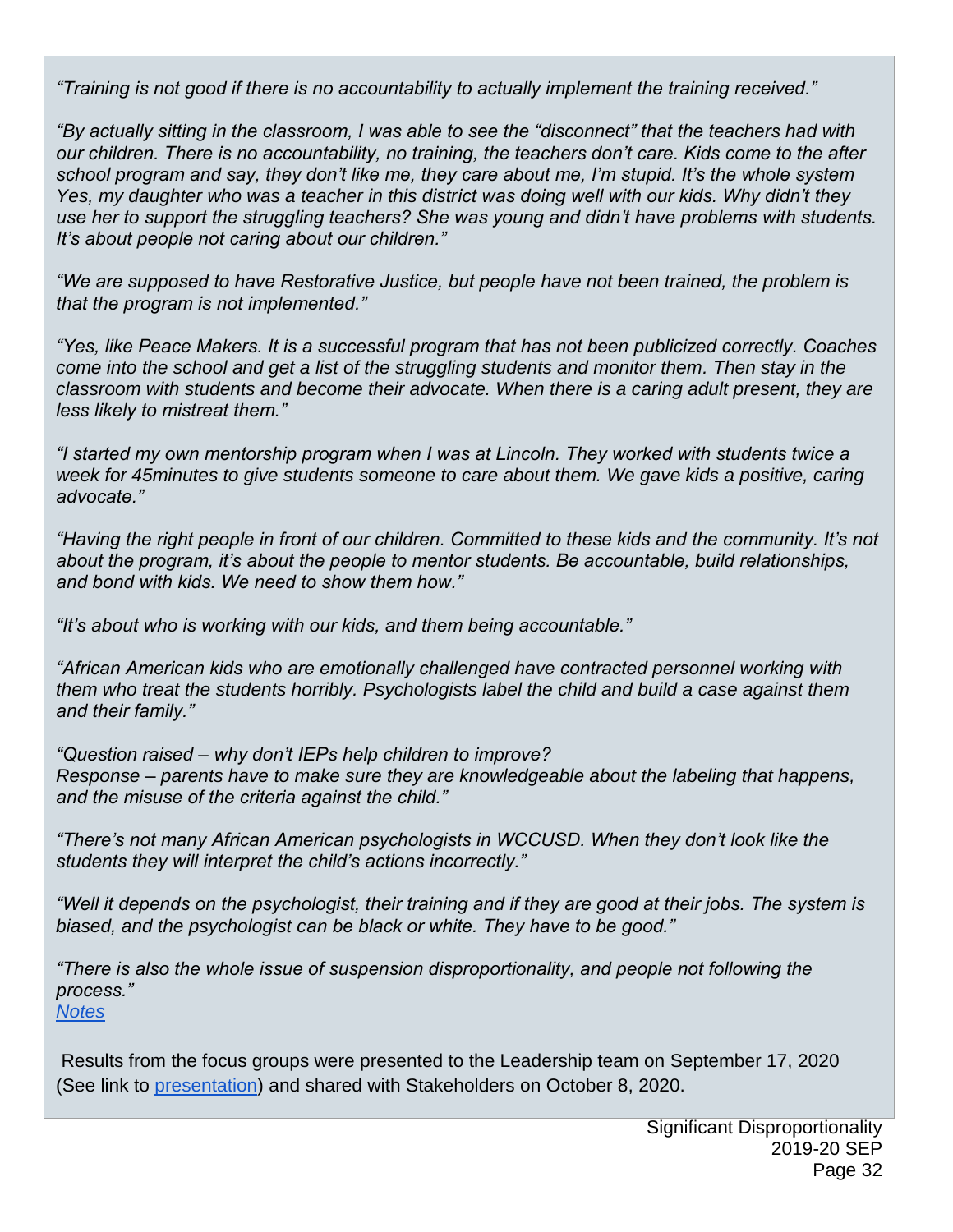*"Training is not good if there is no accountability to actually implement the training received."*

*"By actually sitting in the classroom, I was able to see the "disconnect" that the teachers had with our children. There is no accountability, no training, the teachers don't care. Kids come to the after school program and say, they don't like me, they care about me, I'm stupid. It's the whole system Yes, my daughter who was a teacher in this district was doing well with our kids. Why didn't they use her to support the struggling teachers? She was young and didn't have problems with students. It's about people not caring about our children."*

*"We are supposed to have Restorative Justice, but people have not been trained, the problem is that the program is not implemented."*

*"Yes, like Peace Makers. It is a successful program that has not been publicized correctly. Coaches come into the school and get a list of the struggling students and monitor them. Then stay in the classroom with students and become their advocate. When there is a caring adult present, they are less likely to mistreat them."*

*"I started my own mentorship program when I was at Lincoln. They worked with students twice a week for 45minutes to give students someone to care about them. We gave kids a positive, caring advocate."*

*"Having the right people in front of our children. Committed to these kids and the community. It's not about the program, it's about the people to mentor students. Be accountable, build relationships, and bond with kids. We need to show them how."*

*"It's about who is working with our kids, and them being accountable."*

*"African American kids who are emotionally challenged have contracted personnel working with them who treat the students horribly. Psychologists label the child and build a case against them and their family."*

*"Question raised – why don't IEPs help children to improve?*
*Response – parents have to make sure they are knowledgeable about the labeling that happens, and the misuse of the criteria against the child."*

*"There's not many African American psychologists in WCCUSD. When they don't look like the students they will interpret the child's actions incorrectly."*

*"Well it depends on the psychologist, their training and if they are good at their jobs. The system is biased, and the psychologist can be black or white. They have to be good."*

*"There is also the whole issue of suspension disproportionality, and people not following the process."*
*Notes*

Results from the focus groups were presented to the Leadership team on September 17, 2020 (See link to presentation) and shared with Stakeholders on October 8, 2020.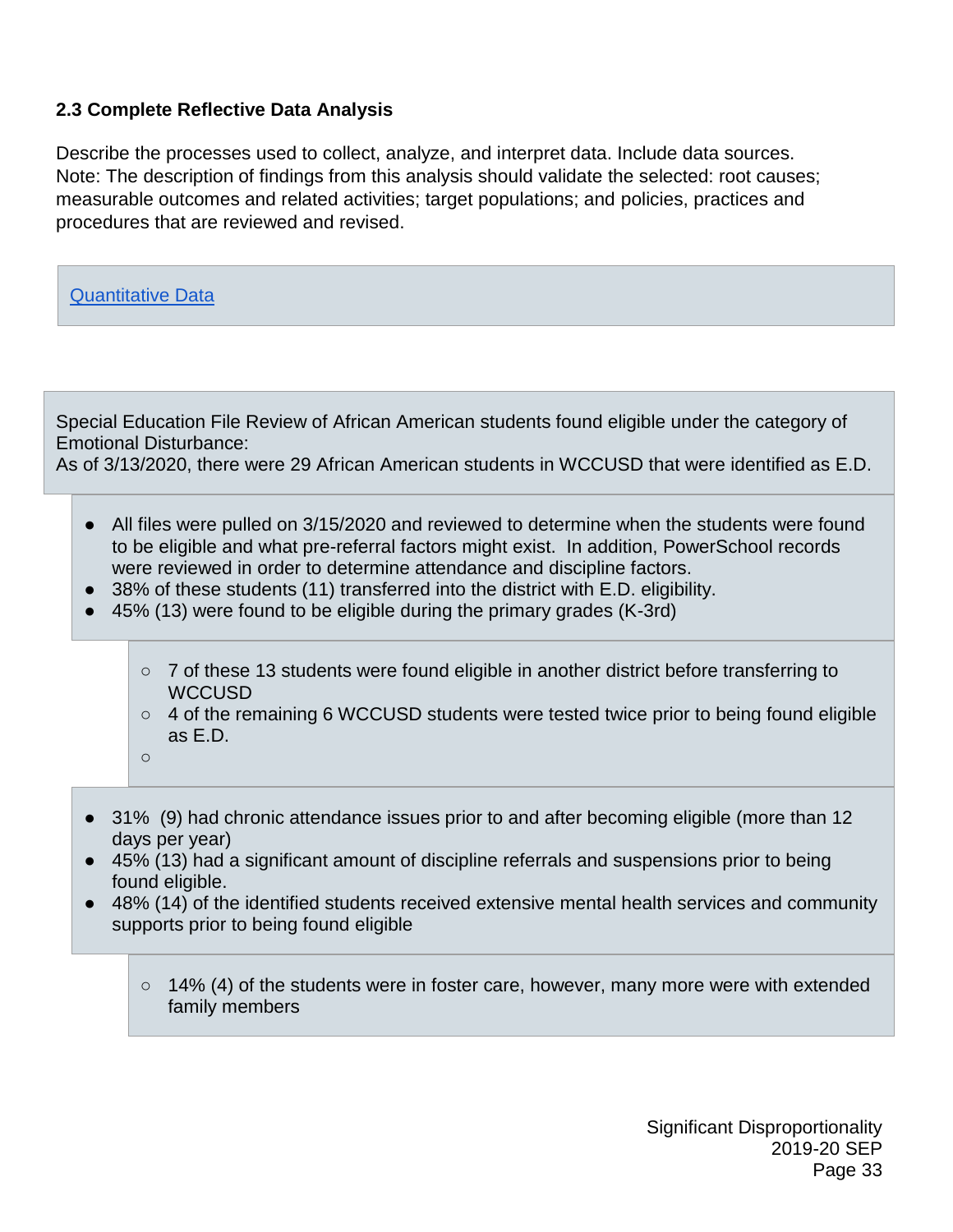### 2.3 Complete Reflective Data Analysis

Describe the processes used to collect, analyze, and interpret data. Include data sources. Note: The description of findings from this analysis should validate the selected: root causes; measurable outcomes and related activities; target populations; and policies, practices and procedures that are reviewed and revised.

Quantitative Data

Special Education File Review of African American students found eligible under the category of Emotional Disturbance:
As of 3/13/2020, there were 29 African American students in WCCUSD that were identified as E.D.

- All files were pulled on 3/15/2020 and reviewed to determine when the students were found to be eligible and what pre-referral factors might exist. In addition, PowerSchool records were reviewed in order to determine attendance and discipline factors.
- 38% of these students (11) transferred into the district with E.D. eligibility.
- 45% (13) were found to be eligible during the primary grades (K-3rd)
  - 7 of these 13 students were found eligible in another district before transferring to WCCUSD
  - 4 of the remaining 6 WCCUSD students were tested twice prior to being found eligible as E.D.
- 31% (9) had chronic attendance issues prior to and after becoming eligible (more than 12 days per year)
- 45% (13) had a significant amount of discipline referrals and suspensions prior to being found eligible.
- 48% (14) of the identified students received extensive mental health services and community supports prior to being found eligible
  - 14% (4) of the students were in foster care, however, many more were with extended family members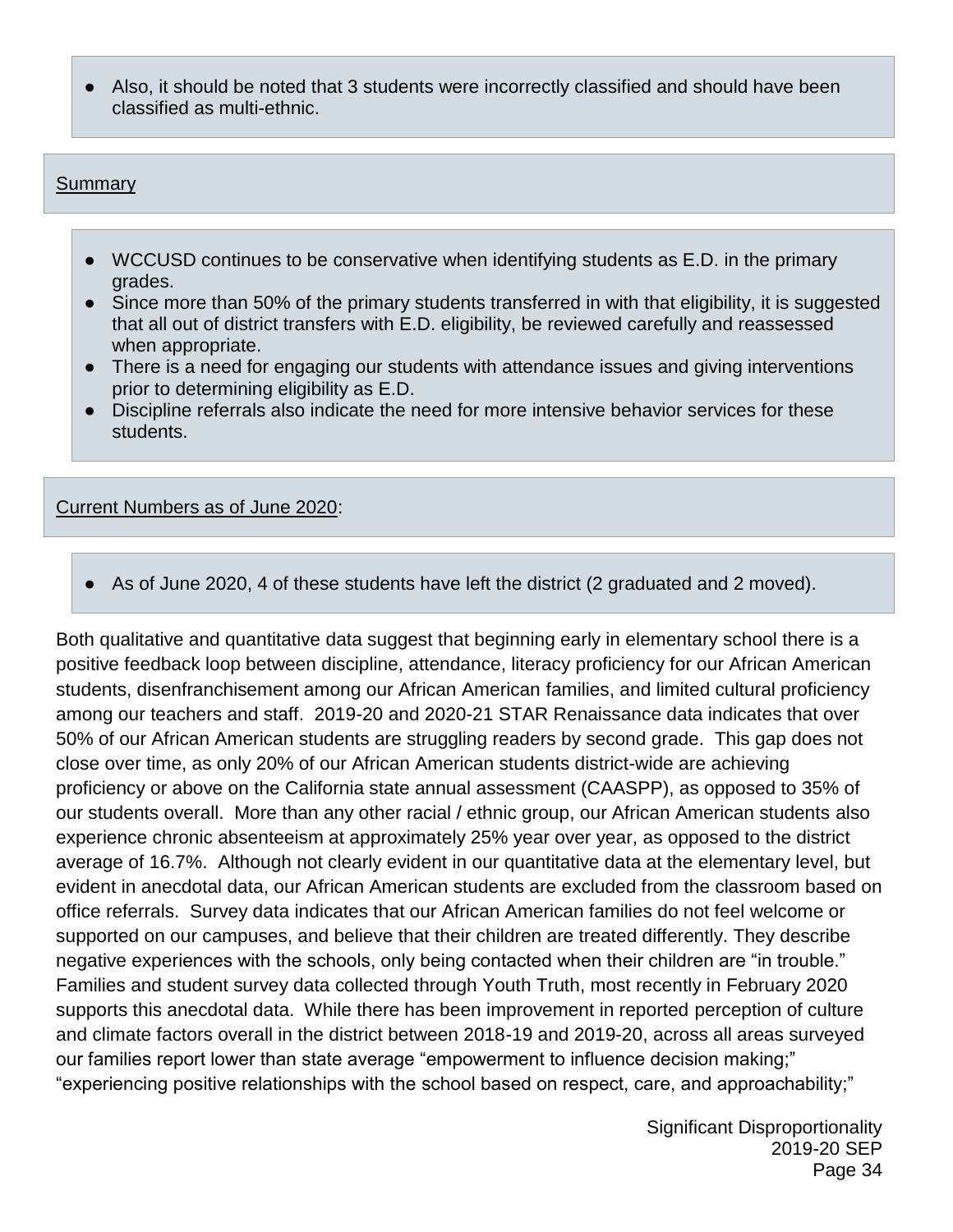- Also, it should be noted that 3 students were incorrectly classified and should have been classified as multi-ethnic.

<u>Summary</u>

- WCCUSD continues to be conservative when identifying students as E.D. in the primary grades.
- Since more than 50% of the primary students transferred in with that eligibility, it is suggested that all out of district transfers with E.D. eligibility, be reviewed carefully and reassessed when appropriate.
- There is a need for engaging our students with attendance issues and giving interventions prior to determining eligibility as E.D.
- Discipline referrals also indicate the need for more intensive behavior services for these students.

<u>Current Numbers as of June 2020</u>:

- As of June 2020, 4 of these students have left the district (2 graduated and 2 moved).

Both qualitative and quantitative data suggest that beginning early in elementary school there is a positive feedback loop between discipline, attendance, literacy proficiency for our African American students, disenfranchisement among our African American families, and limited cultural proficiency among our teachers and staff. 2019-20 and 2020-21 STAR Renaissance data indicates that over 50% of our African American students are struggling readers by second grade. This gap does not close over time, as only 20% of our African American students district-wide are achieving proficiency or above on the California state annual assessment (CAASPP), as opposed to 35% of our students overall. More than any other racial / ethnic group, our African American students also experience chronic absenteeism at approximately 25% year over year, as opposed to the district average of 16.7%. Although not clearly evident in our quantitative data at the elementary level, but evident in anecdotal data, our African American students are excluded from the classroom based on office referrals. Survey data indicates that our African American families do not feel welcome or supported on our campuses, and believe that their children are treated differently. They describe negative experiences with the schools, only being contacted when their children are "in trouble." Families and student survey data collected through Youth Truth, most recently in February 2020 supports this anecdotal data. While there has been improvement in reported perception of culture and climate factors overall in the district between 2018-19 and 2019-20, across all areas surveyed our families report lower than state average "empowerment to influence decision making;" "experiencing positive relationships with the school based on respect, care, and approachability;"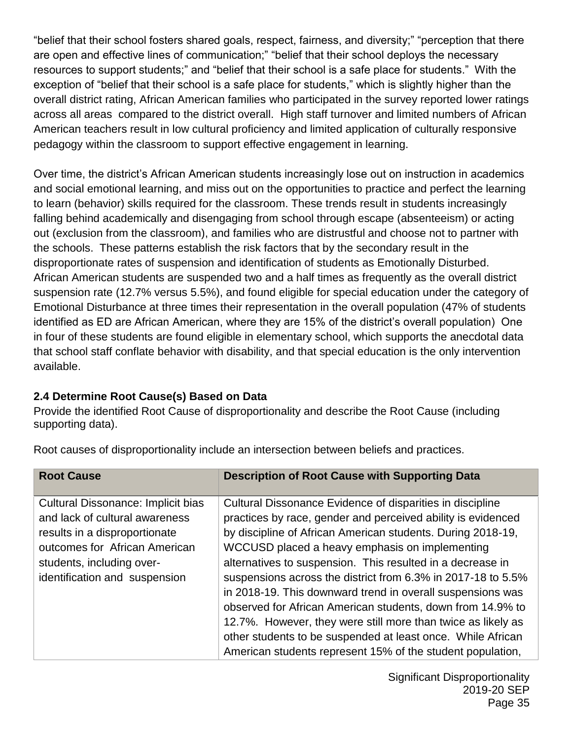"belief that their school fosters shared goals, respect, fairness, and diversity;" "perception that there are open and effective lines of communication;" "belief that their school deploys the necessary resources to support students;" and "belief that their school is a safe place for students." With the exception of "belief that their school is a safe place for students," which is slightly higher than the overall district rating, African American families who participated in the survey reported lower ratings across all areas compared to the district overall. High staff turnover and limited numbers of African American teachers result in low cultural proficiency and limited application of culturally responsive pedagogy within the classroom to support effective engagement in learning.

Over time, the district's African American students increasingly lose out on instruction in academics and social emotional learning, and miss out on the opportunities to practice and perfect the learning to learn (behavior) skills required for the classroom. These trends result in students increasingly falling behind academically and disengaging from school through escape (absenteeism) or acting out (exclusion from the classroom), and families who are distrustful and choose not to partner with the schools. These patterns establish the risk factors that by the secondary result in the disproportionate rates of suspension and identification of students as Emotionally Disturbed. African American students are suspended two and a half times as frequently as the overall district suspension rate (12.7% versus 5.5%), and found eligible for special education under the category of Emotional Disturbance at three times their representation in the overall population (47% of students identified as ED are African American, where they are 15% of the district's overall population) One in four of these students are found eligible in elementary school, which supports the anecdotal data that school staff conflate behavior with disability, and that special education is the only intervention available.

### 2.4 Determine Root Cause(s) Based on Data

Provide the identified Root Cause of disproportionality and describe the Root Cause (including supporting data).

Root causes of disproportionality include an intersection between beliefs and practices.

| Root Cause | Description of Root Cause with Supporting Data |
|---|---|
| Cultural Dissonance: Implicit bias and lack of cultural awareness results in a disproportionate outcomes for African American students, including over-identification and suspension | Cultural Dissonance Evidence of disparities in discipline practices by race, gender and perceived ability is evidenced by discipline of African American students. During 2018-19, WCCUSD placed a heavy emphasis on implementing alternatives to suspension. This resulted in a decrease in suspensions across the district from 6.3% in 2017-18 to 5.5% in 2018-19. This downward trend in overall suspensions was observed for African American students, down from 14.9% to 12.7%. However, they were still more than twice as likely as other students to be suspended at least once. While African American students represent 15% of the student population, |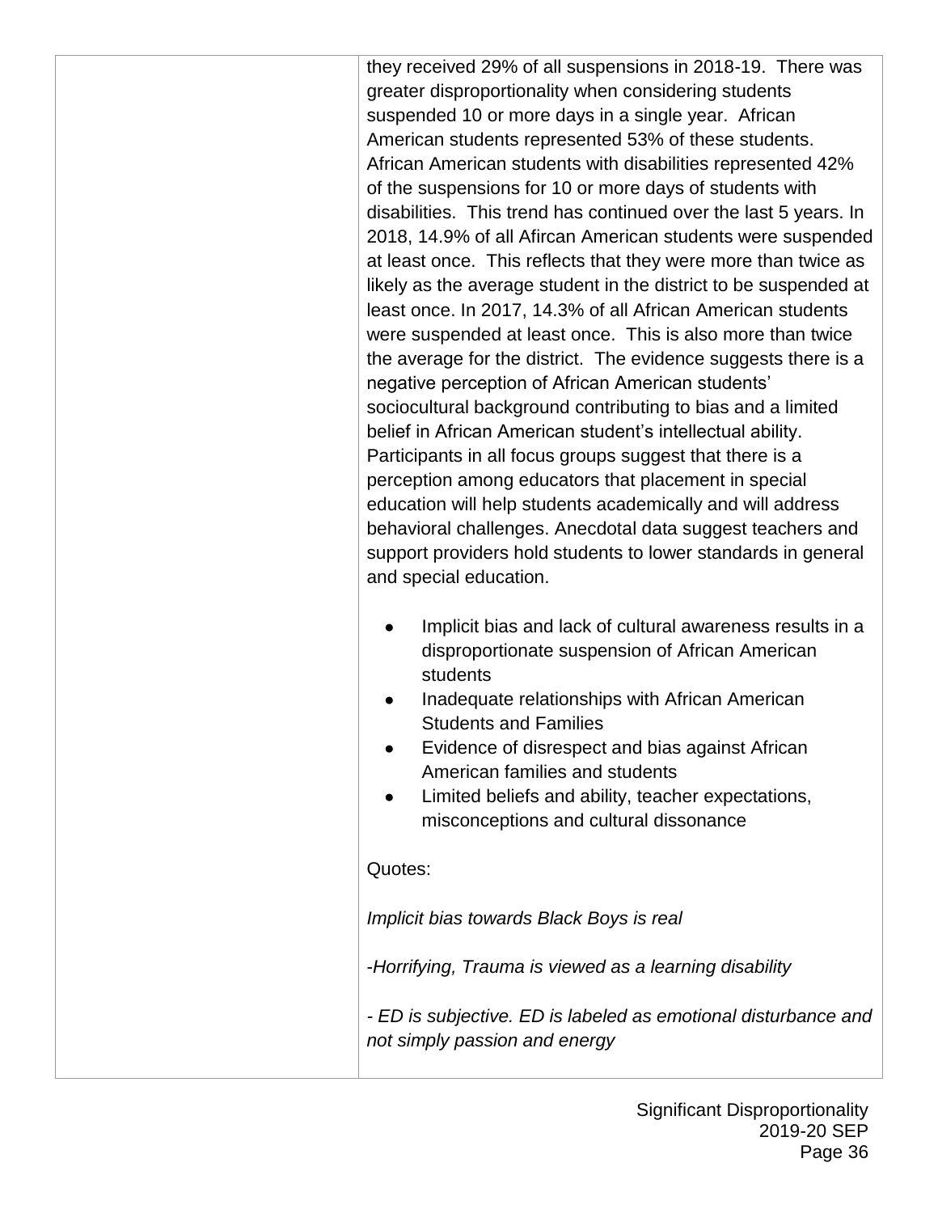| | |
|---|---|
| | they received 29% of all suspensions in 2018-19. There was greater disproportionality when considering students suspended 10 or more days in a single year. African American students represented 53% of these students. African American students with disabilities represented 42% of the suspensions for 10 or more days of students with disabilities. This trend has continued over the last 5 years. In 2018, 14.9% of all Afircan American students were suspended at least once. This reflects that they were more than twice as likely as the average student in the district to be suspended at least once. In 2017, 14.3% of all African American students were suspended at least once. This is also more than twice the average for the district. The evidence suggests there is a negative perception of African American students' sociocultural background contributing to bias and a limited belief in African American student's intellectual ability. Participants in all focus groups suggest that there is a perception among educators that placement in special education will help students academically and will address behavioral challenges. Anecdotal data suggest teachers and support providers hold students to lower standards in general and special education.<br><br>● Implicit bias and lack of cultural awareness results in a disproportionate suspension of African American students<br>● Inadequate relationships with African American Students and Families<br>● Evidence of disrespect and bias against African American families and students<br>● Limited beliefs and ability, teacher expectations, misconceptions and cultural dissonance<br><br>Quotes:<br><br>*Implicit bias towards Black Boys is real*<br><br>*-Horrifying, Trauma is viewed as a learning disability*<br><br>*- ED is subjective. ED is labeled as emotional disturbance and not simply passion and energy* |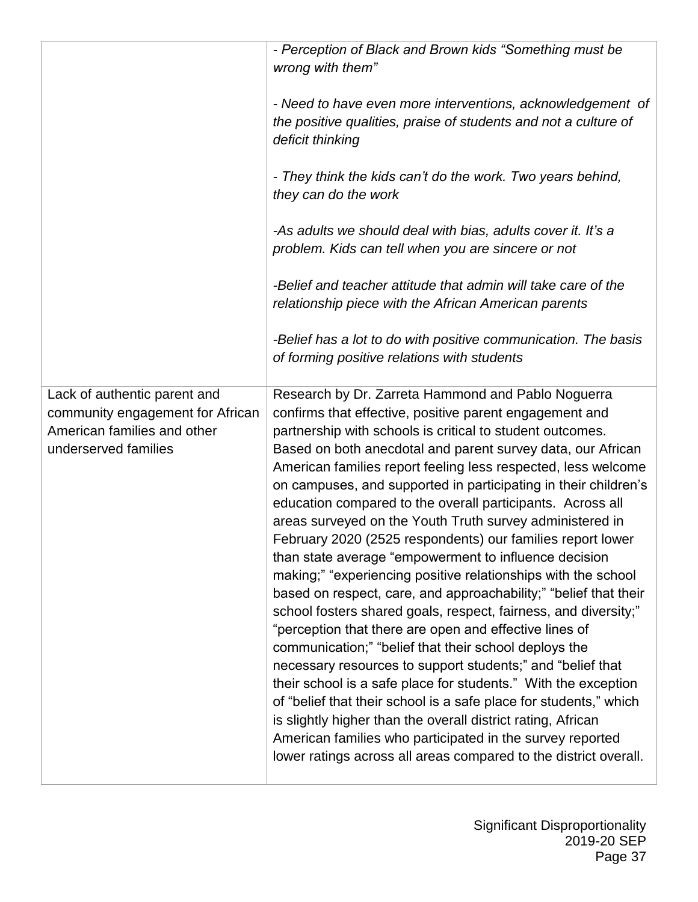| | |
|---|---|
| | *- Perception of Black and Brown kids "Something must be wrong with them"*<br><br>*- Need to have even more interventions, acknowledgement of the positive qualities, praise of students and not a culture of deficit thinking*<br><br>*- They think the kids can't do the work. Two years behind, they can do the work*<br><br>*-As adults we should deal with bias, adults cover it. It's a problem. Kids can tell when you are sincere or not*<br><br>*-Belief and teacher attitude that admin will take care of the relationship piece with the African American parents*<br><br>*-Belief has a lot to do with positive communication. The basis of forming positive relations with students* |
| Lack of authentic parent and community engagement for African American families and other underserved families | Research by Dr. Zarreta Hammond and Pablo Noguerra confirms that effective, positive parent engagement and partnership with schools is critical to student outcomes. Based on both anecdotal and parent survey data, our African American families report feeling less respected, less welcome on campuses, and supported in participating in their children's education compared to the overall participants. Across all areas surveyed on the Youth Truth survey administered in February 2020 (2525 respondents) our families report lower than state average "empowerment to influence decision making;" "experiencing positive relationships with the school based on respect, care, and approachability;" "belief that their school fosters shared goals, respect, fairness, and diversity;" "perception that there are open and effective lines of communication;" "belief that their school deploys the necessary resources to support students;" and "belief that their school is a safe place for students." With the exception of "belief that their school is a safe place for students," which is slightly higher than the overall district rating, African American families who participated in the survey reported lower ratings across all areas compared to the district overall. |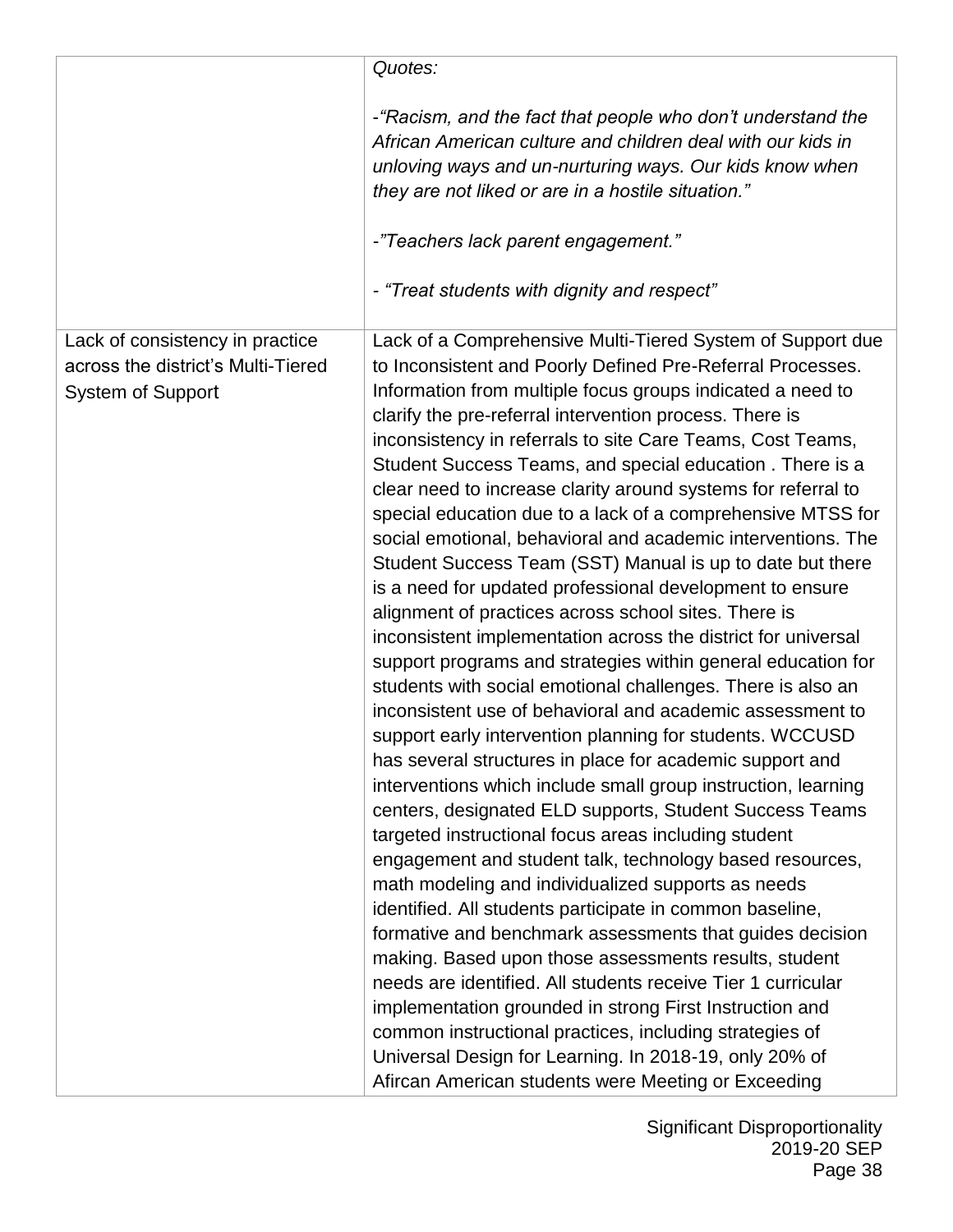| | |
|---|---|
| | *Quotes:*<br><br>*-"Racism, and the fact that people who don't understand the African American culture and children deal with our kids in unloving ways and un-nurturing ways. Our kids know when they are not liked or are in a hostile situation."*<br><br>*-"Teachers lack parent engagement."*<br><br>*- "Treat students with dignity and respect"* |
| Lack of consistency in practice across the district's Multi-Tiered System of Support | Lack of a Comprehensive Multi-Tiered System of Support due to Inconsistent and Poorly Defined Pre-Referral Processes. Information from multiple focus groups indicated a need to clarify the pre-referral intervention process. There is inconsistency in referrals to site Care Teams, Cost Teams, Student Success Teams, and special education . There is a clear need to increase clarity around systems for referral to special education due to a lack of a comprehensive MTSS for social emotional, behavioral and academic interventions. The Student Success Team (SST) Manual is up to date but there is a need for updated professional development to ensure alignment of practices across school sites. There is inconsistent implementation across the district for universal support programs and strategies within general education for students with social emotional challenges. There is also an inconsistent use of behavioral and academic assessment to support early intervention planning for students. WCCUSD has several structures in place for academic support and interventions which include small group instruction, learning centers, designated ELD supports, Student Success Teams targeted instructional focus areas including student engagement and student talk, technology based resources, math modeling and individualized supports as needs identified. All students participate in common baseline, formative and benchmark assessments that guides decision making. Based upon those assessments results, student needs are identified. All students receive Tier 1 curricular implementation grounded in strong First Instruction and common instructional practices, including strategies of Universal Design for Learning. In 2018-19, only 20% of Afircan American students were Meeting or Exceeding |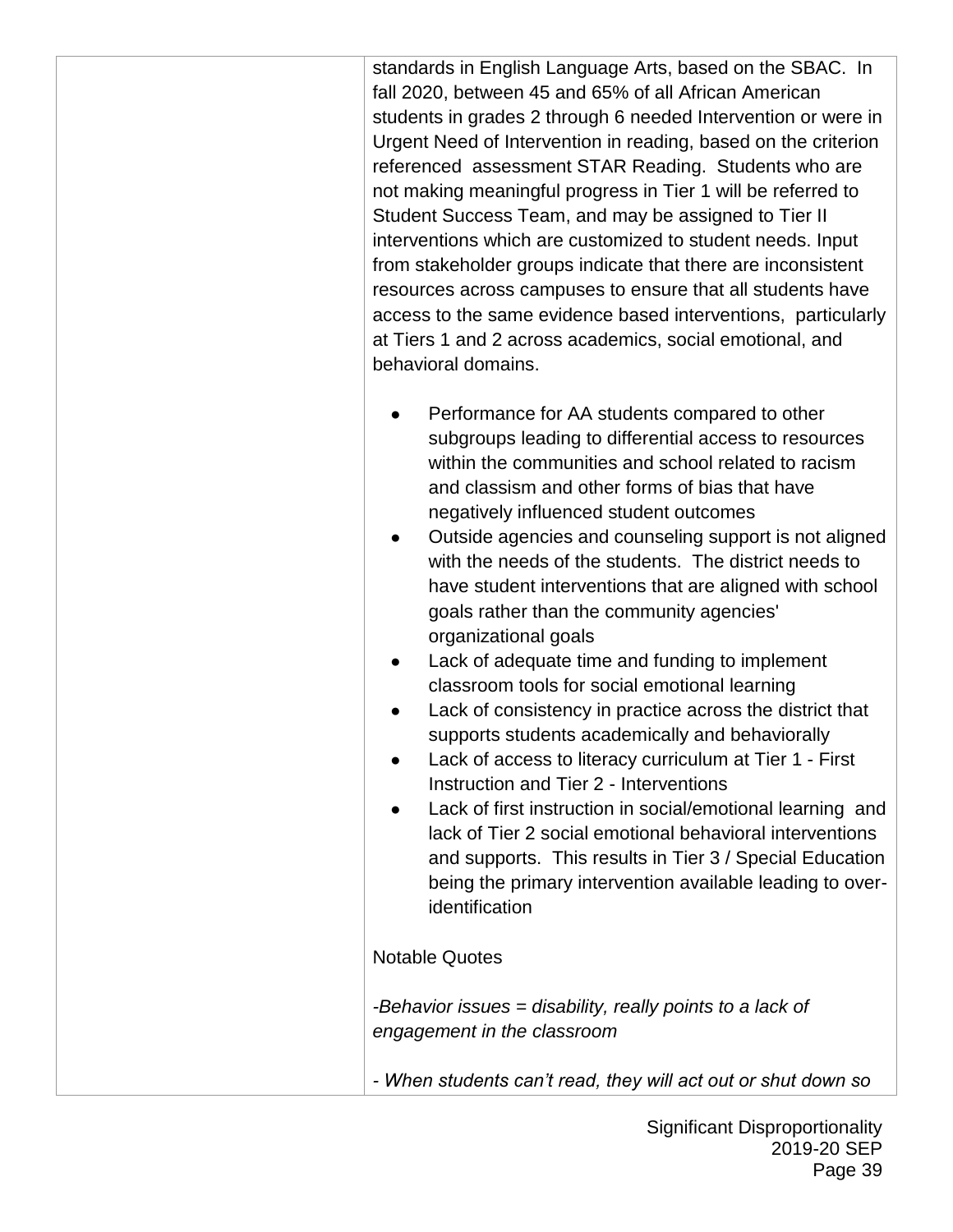| | standards in English Language Arts, based on the SBAC. In fall 2020, between 45 and 65% of all African American students in grades 2 through 6 needed Intervention or were in Urgent Need of Intervention in reading, based on the criterion referenced assessment STAR Reading. Students who are not making meaningful progress in Tier 1 will be referred to Student Success Team, and may be assigned to Tier II interventions which are customized to student needs. Input from stakeholder groups indicate that there are inconsistent resources across campuses to ensure that all students have access to the same evidence based interventions, particularly at Tiers 1 and 2 across academics, social emotional, and behavioral domains.<br><br>● Performance for AA students compared to other subgroups leading to differential access to resources within the communities and school related to racism and classism and other forms of bias that have negatively influenced student outcomes<br>● Outside agencies and counseling support is not aligned with the needs of the students. The district needs to have student interventions that are aligned with school goals rather than the community agencies' organizational goals<br>● Lack of adequate time and funding to implement classroom tools for social emotional learning<br>● Lack of consistency in practice across the district that supports students academically and behaviorally<br>● Lack of access to literacy curriculum at Tier 1 - First Instruction and Tier 2 - Interventions<br>● Lack of first instruction in social/emotional learning and lack of Tier 2 social emotional behavioral interventions and supports. This results in Tier 3 / Special Education being the primary intervention available leading to over-identification<br><br>Notable Quotes<br><br>*-Behavior issues = disability, really points to a lack of engagement in the classroom*<br><br>*- When students can't read, they will act out or shut down so* |
|---|---|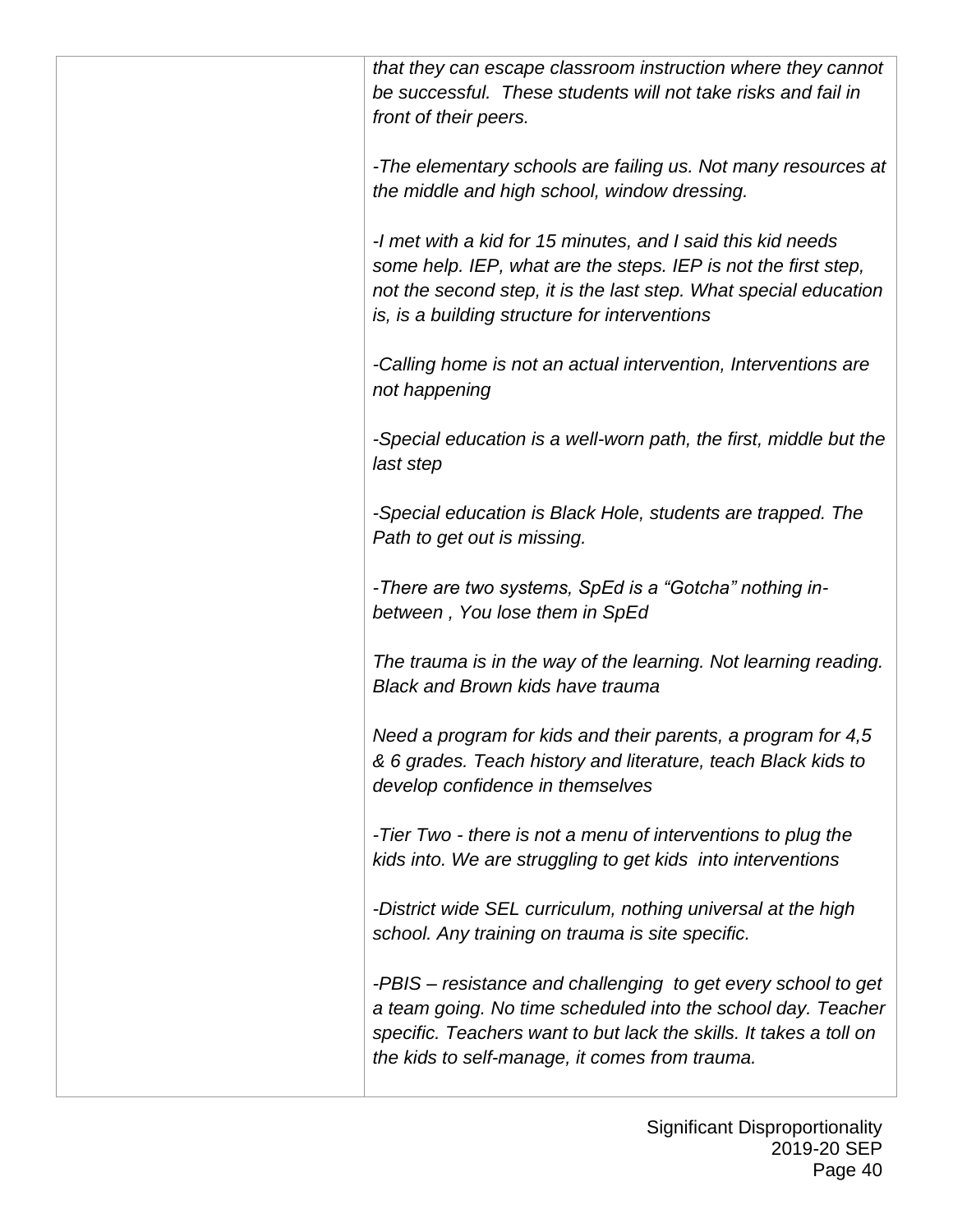| | |
|---|---|
| | *that they can escape classroom instruction where they cannot be successful. These students will not take risks and fail in front of their peers.*<br><br>*-The elementary schools are failing us. Not many resources at the middle and high school, window dressing.*<br><br>*-I met with a kid for 15 minutes, and I said this kid needs some help. IEP, what are the steps. IEP is not the first step, not the second step, it is the last step. What special education is, is a building structure for interventions*<br><br>*-Calling home is not an actual intervention, Interventions are not happening*<br><br>*-Special education is a well-worn path, the first, middle but the last step*<br><br>*-Special education is Black Hole, students are trapped. The Path to get out is missing.*<br><br>*-There are two systems, SpEd is a "Gotcha" nothing in-between , You lose them in SpEd*<br><br>*The trauma is in the way of the learning. Not learning reading. Black and Brown kids have trauma*<br><br>*Need a program for kids and their parents, a program for 4,5 & 6 grades. Teach history and literature, teach Black kids to develop confidence in themselves*<br><br>*-Tier Two - there is not a menu of interventions to plug the kids into. We are struggling to get kids into interventions*<br><br>*-District wide SEL curriculum, nothing universal at the high school. Any training on trauma is site specific.*<br><br>*-PBIS – resistance and challenging to get every school to get a team going. No time scheduled into the school day. Teacher specific. Teachers want to but lack the skills. It takes a toll on the kids to self-manage, it comes from trauma.* |

Significant Disproportionality
2019-20 SEP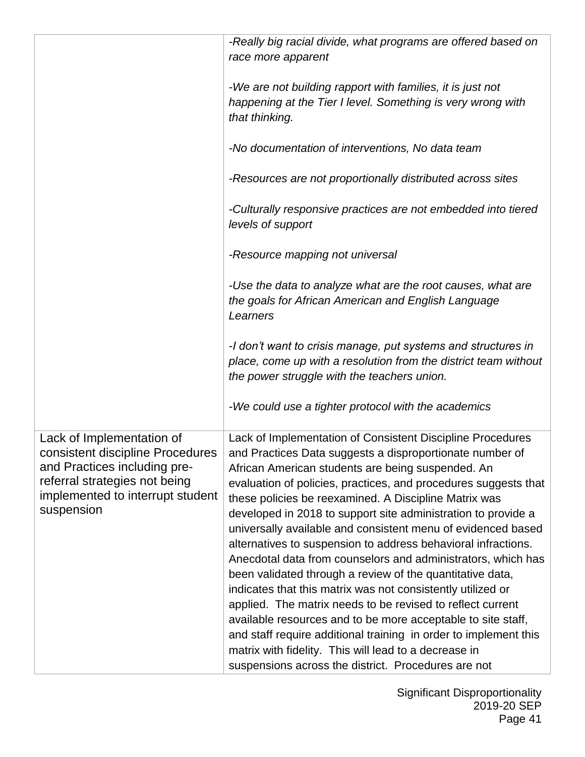| | |
|---|---|
| | *-Really big racial divide, what programs are offered based on race more apparent*<br><br>*-We are not building rapport with families, it is just not happening at the Tier I level. Something is very wrong with that thinking.*<br><br>*-No documentation of interventions, No data team*<br><br>*-Resources are not proportionally distributed across sites*<br><br>*-Culturally responsive practices are not embedded into tiered levels of support*<br><br>*-Resource mapping not universal*<br><br>*-Use the data to analyze what are the root causes, what are the goals for African American and English Language Learners*<br><br>*-I don't want to crisis manage, put systems and structures in place, come up with a resolution from the district team without the power struggle with the teachers union.*<br><br>*-We could use a tighter protocol with the academics* |
| Lack of Implementation of consistent discipline Procedures and Practices including pre-referral strategies not being implemented to interrupt student suspension | Lack of Implementation of Consistent Discipline Procedures and Practices Data suggests a disproportionate number of African American students are being suspended. An evaluation of policies, practices, and procedures suggests that these policies be reexamined. A Discipline Matrix was developed in 2018 to support site administration to provide a universally available and consistent menu of evidenced based alternatives to suspension to address behavioral infractions. Anecdotal data from counselors and administrators, which has been validated through a review of the quantitative data, indicates that this matrix was not consistently utilized or applied. The matrix needs to be revised to reflect current available resources and to be more acceptable to site staff, and staff require additional training in order to implement this matrix with fidelity. This will lead to a decrease in suspensions across the district. Procedures are not |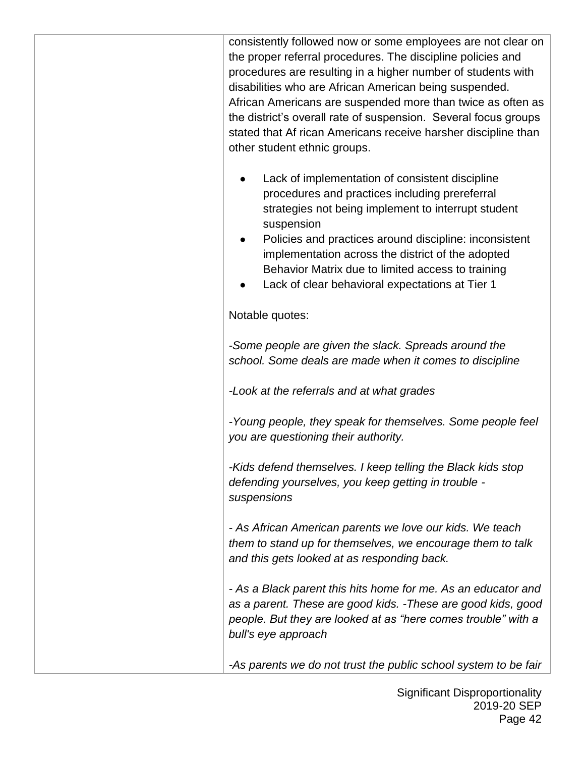| | |
|---|---|
| | consistently followed now or some employees are not clear on the proper referral procedures. The discipline policies and procedures are resulting in a higher number of students with disabilities who are African American being suspended. African Americans are suspended more than twice as often as the district's overall rate of suspension. Several focus groups stated that Af rican Americans receive harsher discipline than other student ethnic groups.<br><br>• Lack of implementation of consistent discipline procedures and practices including prereferral strategies not being implement to interrupt student suspension<br>• Policies and practices around discipline: inconsistent implementation across the district of the adopted Behavior Matrix due to limited access to training<br>• Lack of clear behavioral expectations at Tier 1<br><br>Notable quotes:<br><br>*-Some people are given the slack. Spreads around the school. Some deals are made when it comes to discipline*<br><br>*-Look at the referrals and at what grades*<br><br>*-Young people, they speak for themselves. Some people feel you are questioning their authority.*<br><br>*-Kids defend themselves. I keep telling the Black kids stop defending yourselves, you keep getting in trouble - suspensions*<br><br>*- As African American parents we love our kids. We teach them to stand up for themselves, we encourage them to talk and this gets looked at as responding back.*<br><br>*- As a Black parent this hits home for me. As an educator and as a parent. These are good kids. -These are good kids, good people. But they are looked at as "here comes trouble" with a bull's eye approach*<br><br>*-As parents we do not trust the public school system to be fair* |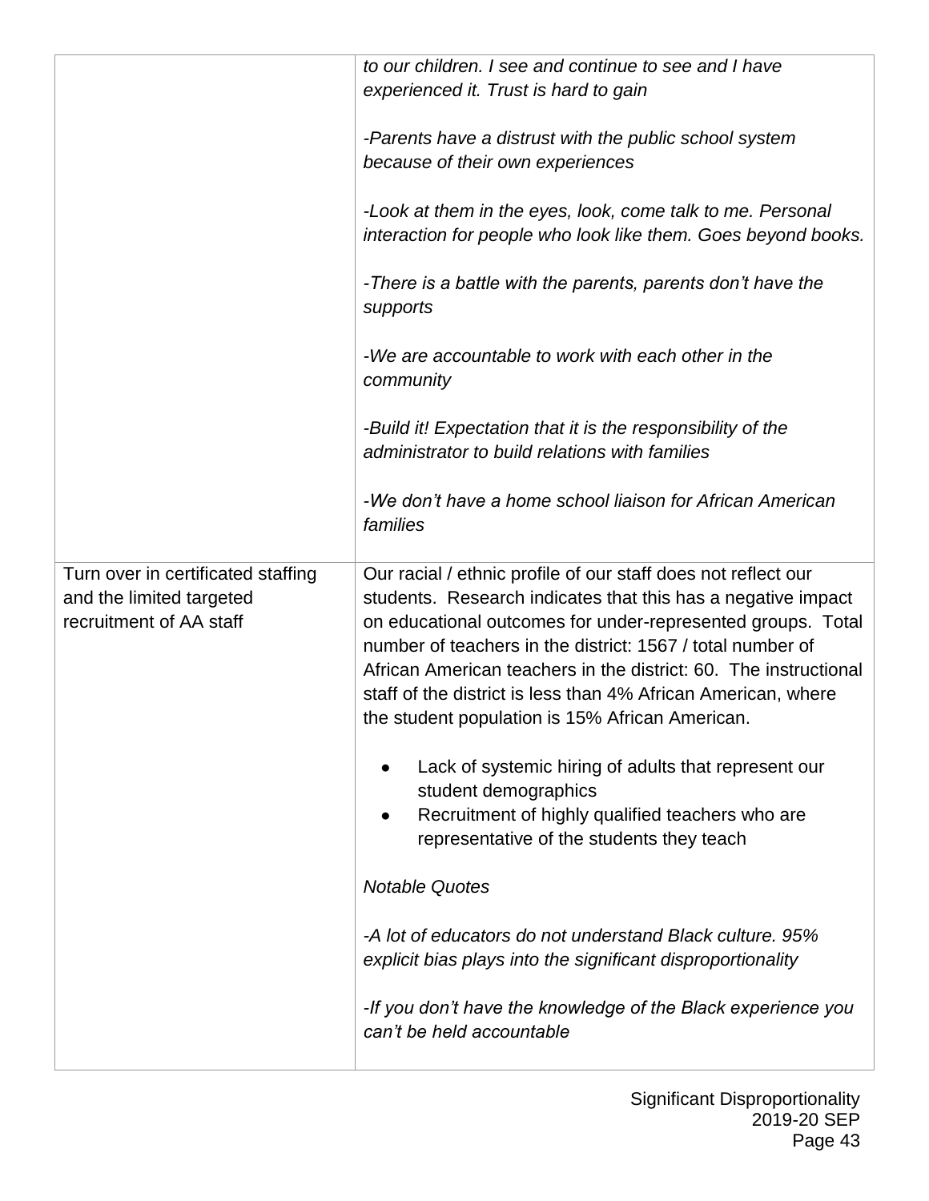| | |
|---|---|
| | *to our children. I see and continue to see and I have experienced it. Trust is hard to gain*<br><br>*-Parents have a distrust with the public school system because of their own experiences*<br><br>*-Look at them in the eyes, look, come talk to me. Personal interaction for people who look like them. Goes beyond books.*<br><br>*-There is a battle with the parents, parents don't have the supports*<br><br>*-We are accountable to work with each other in the community*<br><br>*-Build it! Expectation that it is the responsibility of the administrator to build relations with families*<br><br>*-We don't have a home school liaison for African American families* |
| Turn over in certificated staffing and the limited targeted recruitment of AA staff | Our racial / ethnic profile of our staff does not reflect our students. Research indicates that this has a negative impact on educational outcomes for under-represented groups. Total number of teachers in the district: 1567 / total number of African American teachers in the district: 60. The instructional staff of the district is less than 4% African American, where the student population is 15% African American.<br><br>• Lack of systemic hiring of adults that represent our student demographics<br>• Recruitment of highly qualified teachers who are representative of the students they teach<br><br>*Notable Quotes*<br><br>*-A lot of educators do not understand Black culture. 95% explicit bias plays into the significant disproportionality*<br><br>*-If you don't have the knowledge of the Black experience you can't be held accountable* |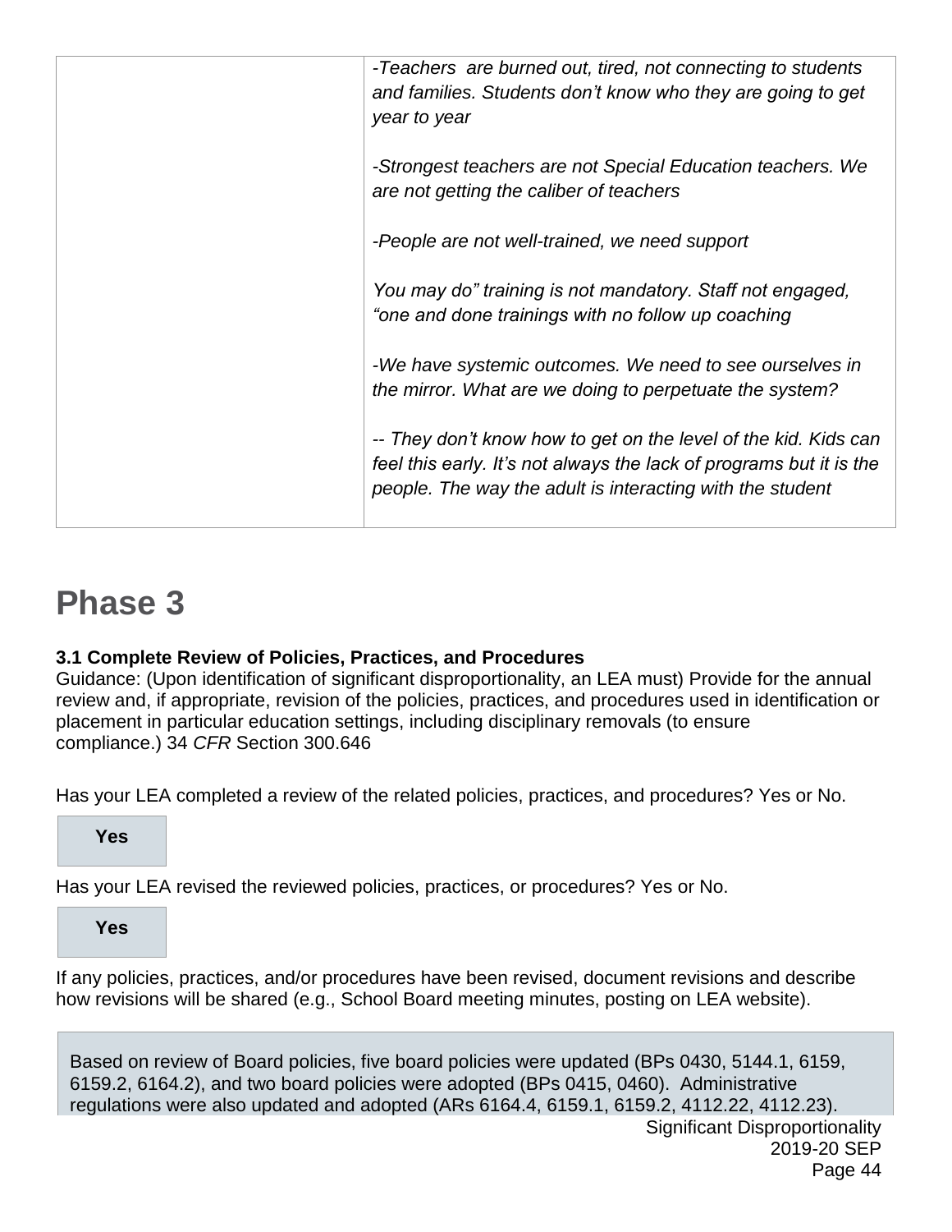| | |
|---|---|
| | *-Teachers are burned out, tired, not connecting to students and families. Students don't know who they are going to get year to year*<br><br>*-Strongest teachers are not Special Education teachers. We are not getting the caliber of teachers*<br><br>*-People are not well-trained, we need support*<br><br>*You may do" training is not mandatory. Staff not engaged, "one and done trainings with no follow up coaching*<br><br>*-We have systemic outcomes. We need to see ourselves in the mirror. What are we doing to perpetuate the system?*<br><br>*-- They don't know how to get on the level of the kid. Kids can feel this early. It's not always the lack of programs but it is the people. The way the adult is interacting with the student* |

# Phase 3

**3.1 Complete Review of Policies, Practices, and Procedures**
Guidance: (Upon identification of significant disproportionality, an LEA must) Provide for the annual review and, if appropriate, revision of the policies, practices, and procedures used in identification or placement in particular education settings, including disciplinary removals (to ensure compliance.) 34 *CFR* Section 300.646

Has your LEA completed a review of the related policies, practices, and procedures? Yes or No.

**Yes**

Has your LEA revised the reviewed policies, practices, or procedures? Yes or No.

**Yes**

If any policies, practices, and/or procedures have been revised, document revisions and describe how revisions will be shared (e.g., School Board meeting minutes, posting on LEA website).

Based on review of Board policies, five board policies were updated (BPs 0430, 5144.1, 6159, 6159.2, 6164.2), and two board policies were adopted (BPs 0415, 0460). Administrative regulations were also updated and adopted (ARs 6164.4, 6159.1, 6159.2, 4112.22, 4112.23).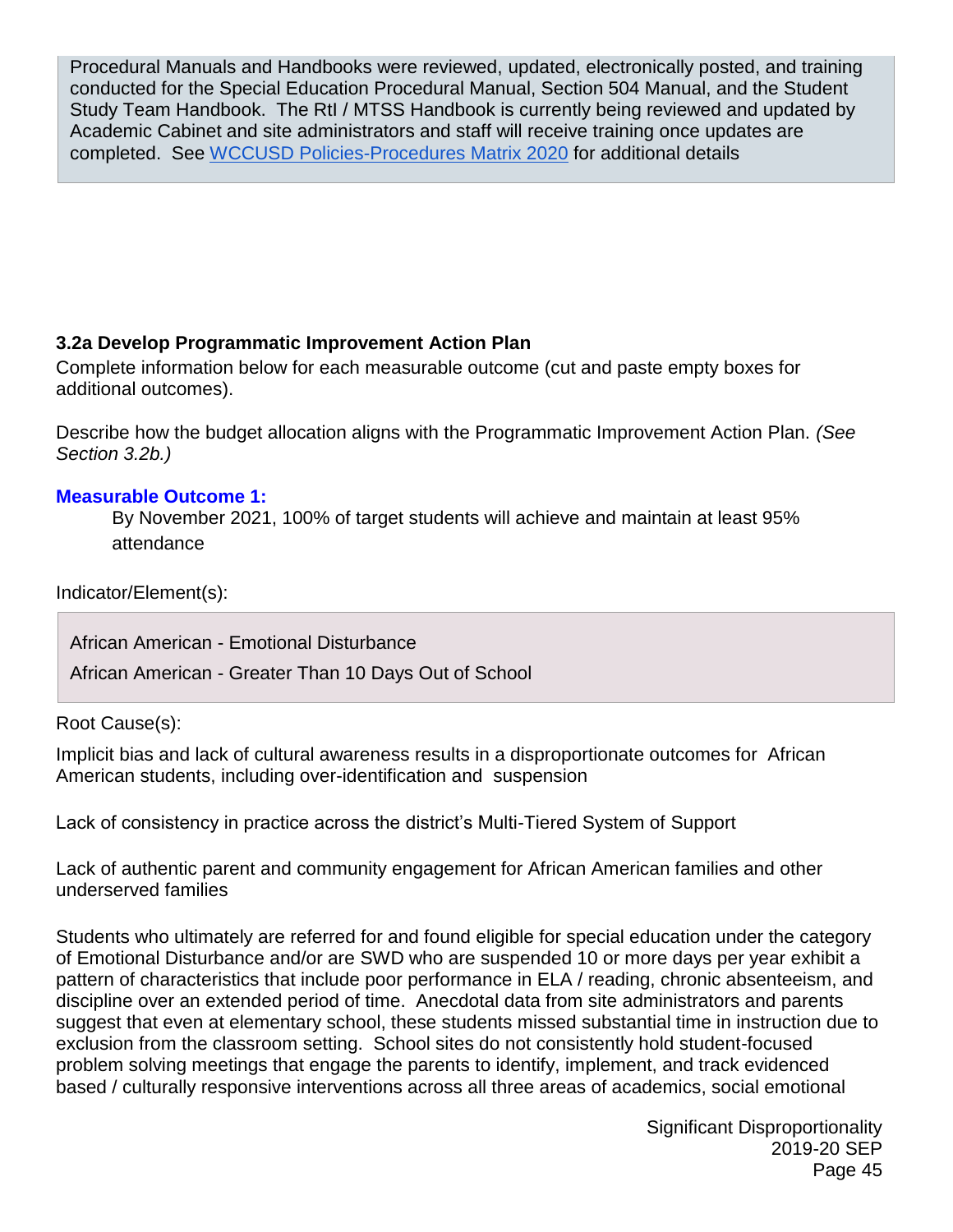Procedural Manuals and Handbooks were reviewed, updated, electronically posted, and training conducted for the Special Education Procedural Manual, Section 504 Manual, and the Student Study Team Handbook. The RtI / MTSS Handbook is currently being reviewed and updated by Academic Cabinet and site administrators and staff will receive training once updates are completed. See WCCUSD Policies-Procedures Matrix 2020 for additional details

### 3.2a Develop Programmatic Improvement Action Plan

Complete information below for each measurable outcome (cut and paste empty boxes for additional outcomes).

Describe how the budget allocation aligns with the Programmatic Improvement Action Plan. *(See Section 3.2b.)*

**Measurable Outcome 1:**

By November 2021, 100% of target students will achieve and maintain at least 95% attendance

Indicator/Element(s):

African American - Emotional Disturbance

African American - Greater Than 10 Days Out of School

Root Cause(s):

Implicit bias and lack of cultural awareness results in a disproportionate outcomes for African American students, including over-identification and suspension

Lack of consistency in practice across the district's Multi-Tiered System of Support

Lack of authentic parent and community engagement for African American families and other underserved families

Students who ultimately are referred for and found eligible for special education under the category of Emotional Disturbance and/or are SWD who are suspended 10 or more days per year exhibit a pattern of characteristics that include poor performance in ELA / reading, chronic absenteeism, and discipline over an extended period of time. Anecdotal data from site administrators and parents suggest that even at elementary school, these students missed substantial time in instruction due to exclusion from the classroom setting. School sites do not consistently hold student-focused problem solving meetings that engage the parents to identify, implement, and track evidenced based / culturally responsive interventions across all three areas of academics, social emotional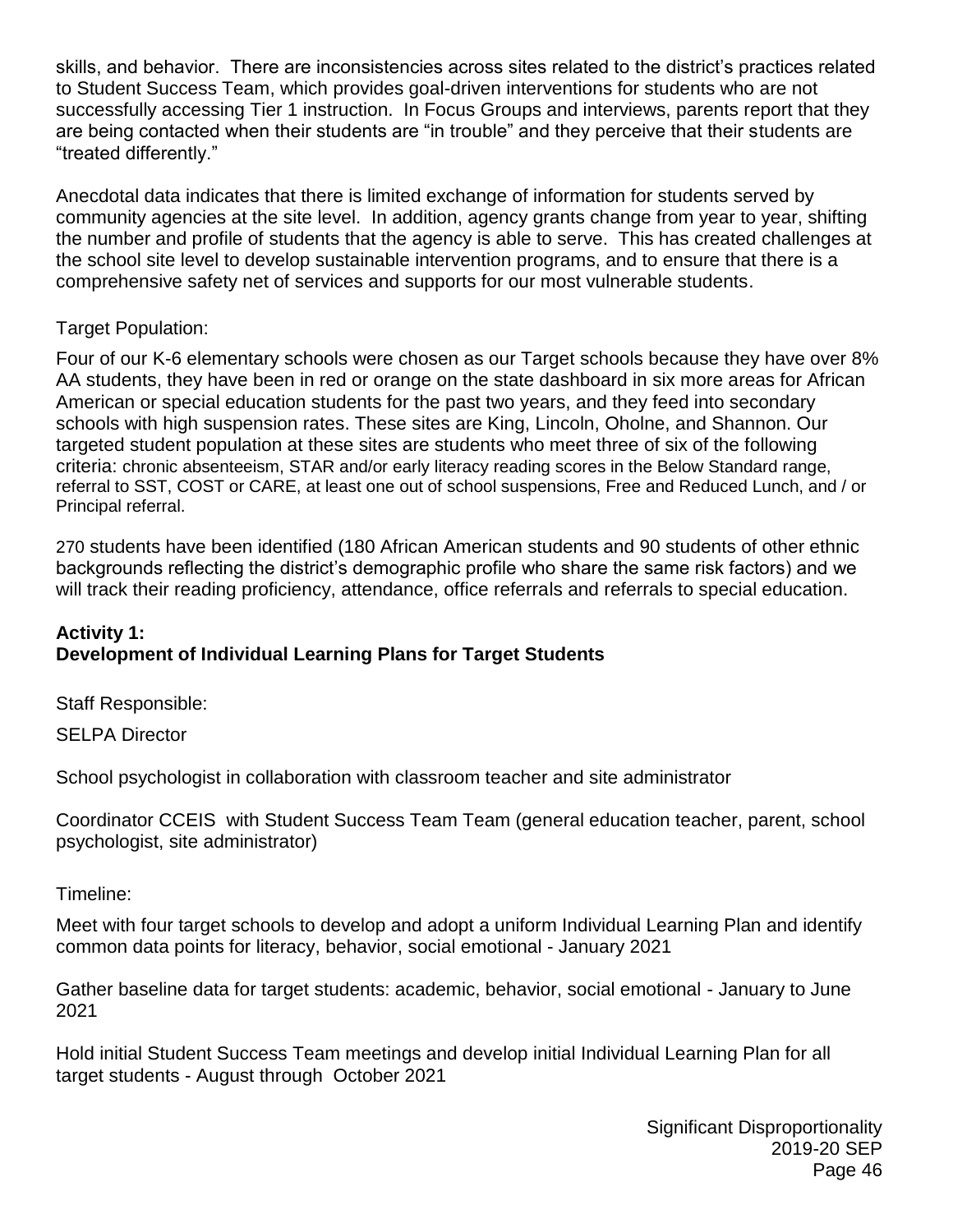skills, and behavior. There are inconsistencies across sites related to the district's practices related to Student Success Team, which provides goal-driven interventions for students who are not successfully accessing Tier 1 instruction. In Focus Groups and interviews, parents report that they are being contacted when their students are "in trouble" and they perceive that their students are "treated differently."

Anecdotal data indicates that there is limited exchange of information for students served by community agencies at the site level. In addition, agency grants change from year to year, shifting the number and profile of students that the agency is able to serve. This has created challenges at the school site level to develop sustainable intervention programs, and to ensure that there is a comprehensive safety net of services and supports for our most vulnerable students.

Target Population:

Four of our K-6 elementary schools were chosen as our Target schools because they have over 8% AA students, they have been in red or orange on the state dashboard in six more areas for African American or special education students for the past two years, and they feed into secondary schools with high suspension rates. These sites are King, Lincoln, Oholne, and Shannon. Our targeted student population at these sites are students who meet three of six of the following criteria: chronic absenteeism, STAR and/or early literacy reading scores in the Below Standard range, referral to SST, COST or CARE, at least one out of school suspensions, Free and Reduced Lunch, and / or Principal referral.

270 students have been identified (180 African American students and 90 students of other ethnic backgrounds reflecting the district's demographic profile who share the same risk factors) and we will track their reading proficiency, attendance, office referrals and referrals to special education.

**Activity 1:**
**Development of Individual Learning Plans for Target Students**

Staff Responsible:

SELPA Director

School psychologist in collaboration with classroom teacher and site administrator

Coordinator CCEIS with Student Success Team Team (general education teacher, parent, school psychologist, site administrator)

Timeline:

Meet with four target schools to develop and adopt a uniform Individual Learning Plan and identify common data points for literacy, behavior, social emotional - January 2021

Gather baseline data for target students: academic, behavior, social emotional - January to June 2021

Hold initial Student Success Team meetings and develop initial Individual Learning Plan for all target students - August through October 2021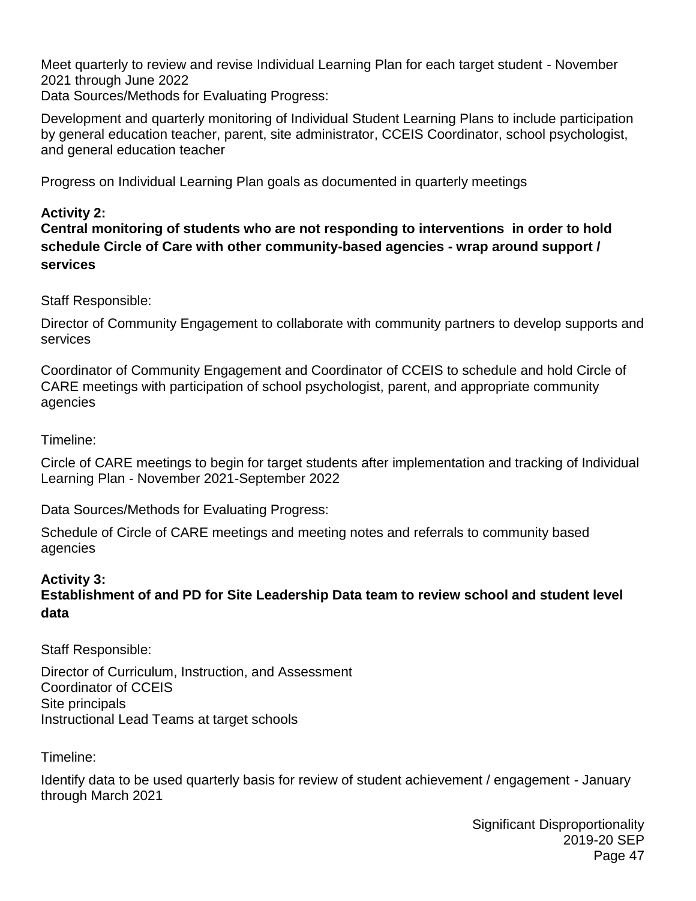Meet quarterly to review and revise Individual Learning Plan for each target student - November 2021 through June 2022

Data Sources/Methods for Evaluating Progress:

Development and quarterly monitoring of Individual Student Learning Plans to include participation by general education teacher, parent, site administrator, CCEIS Coordinator, school psychologist, and general education teacher

Progress on Individual Learning Plan goals as documented in quarterly meetings

**Activity 2:**
**Central monitoring of students who are not responding to interventions  in order to hold schedule Circle of Care with other community-based agencies - wrap around support / services**

Staff Responsible:

Director of Community Engagement to collaborate with community partners to develop supports and services

Coordinator of Community Engagement and Coordinator of CCEIS to schedule and hold Circle of CARE meetings with participation of school psychologist, parent, and appropriate community agencies

Timeline:

Circle of CARE meetings to begin for target students after implementation and tracking of Individual Learning Plan - November 2021-September 2022

Data Sources/Methods for Evaluating Progress:

Schedule of Circle of CARE meetings and meeting notes and referrals to community based agencies

**Activity 3:**
**Establishment of and PD for Site Leadership Data team to review school and student level data**

Staff Responsible:

Director of Curriculum, Instruction, and Assessment
Coordinator of CCEIS
Site principals
Instructional Lead Teams at target schools

Timeline:

Identify data to be used quarterly basis for review of student achievement / engagement - January through March 2021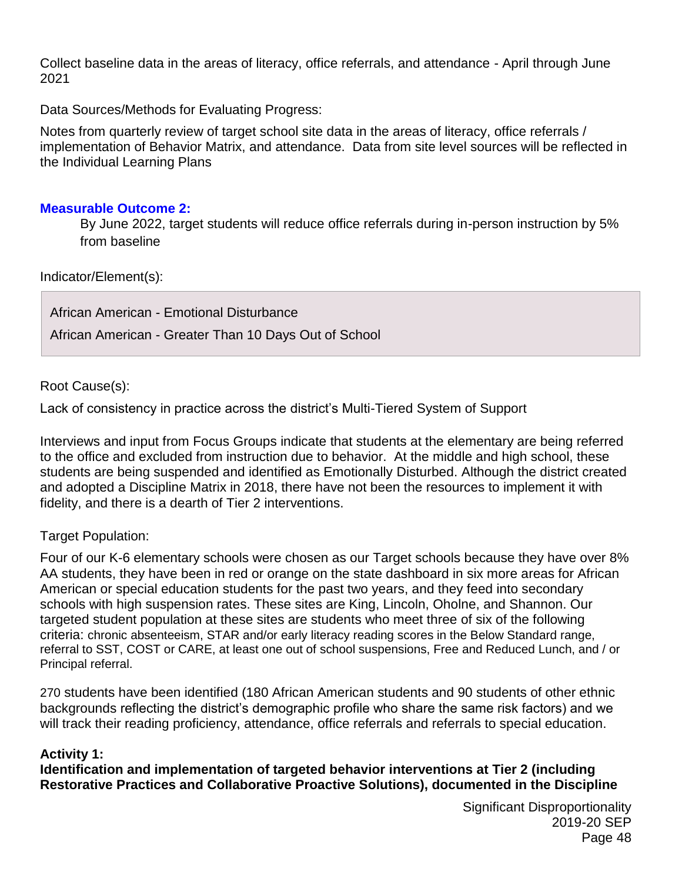Collect baseline data in the areas of literacy, office referrals, and attendance - April through June 2021

Data Sources/Methods for Evaluating Progress:

Notes from quarterly review of target school site data in the areas of literacy, office referrals / implementation of Behavior Matrix, and attendance. Data from site level sources will be reflected in the Individual Learning Plans

### Measurable Outcome 2:

By June 2022, target students will reduce office referrals during in-person instruction by 5% from baseline

Indicator/Element(s):

African American - Emotional Disturbance

African American - Greater Than 10 Days Out of School

Root Cause(s):

Lack of consistency in practice across the district's Multi-Tiered System of Support

Interviews and input from Focus Groups indicate that students at the elementary are being referred to the office and excluded from instruction due to behavior. At the middle and high school, these students are being suspended and identified as Emotionally Disturbed. Although the district created and adopted a Discipline Matrix in 2018, there have not been the resources to implement it with fidelity, and there is a dearth of Tier 2 interventions.

Target Population:

Four of our K-6 elementary schools were chosen as our Target schools because they have over 8% AA students, they have been in red or orange on the state dashboard in six more areas for African American or special education students for the past two years, and they feed into secondary schools with high suspension rates. These sites are King, Lincoln, Oholne, and Shannon. Our targeted student population at these sites are students who meet three of six of the following criteria: chronic absenteeism, STAR and/or early literacy reading scores in the Below Standard range, referral to SST, COST or CARE, at least one out of school suspensions, Free and Reduced Lunch, and / or Principal referral.

270 students have been identified (180 African American students and 90 students of other ethnic backgrounds reflecting the district's demographic profile who share the same risk factors) and we will track their reading proficiency, attendance, office referrals and referrals to special education.

**Activity 1:**
**Identification and implementation of targeted behavior interventions at Tier 2 (including Restorative Practices and Collaborative Proactive Solutions), documented in the Discipline**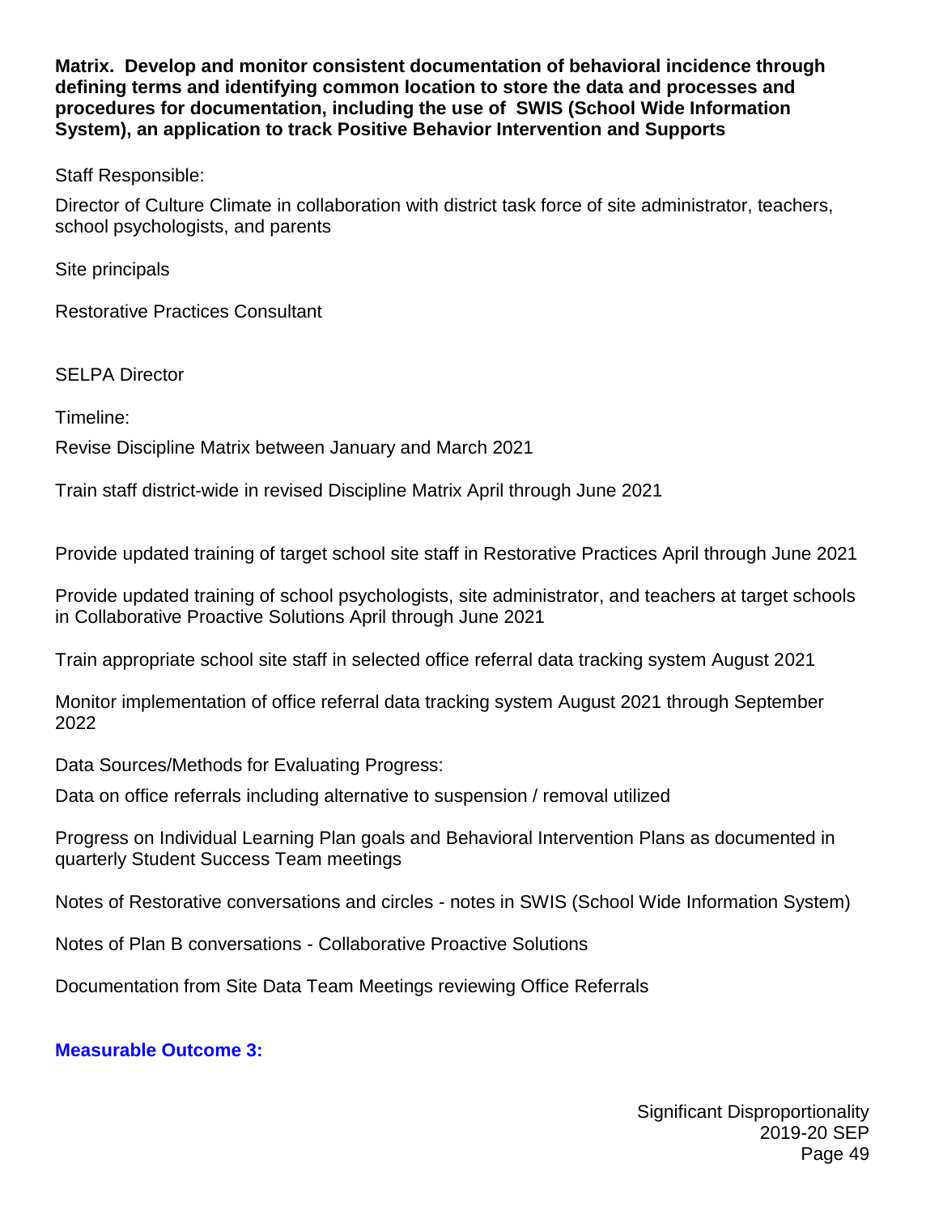**Matrix. Develop and monitor consistent documentation of behavioral incidence through defining terms and identifying common location to store the data and processes and procedures for documentation, including the use of SWIS (School Wide Information System), an application to track Positive Behavior Intervention and Supports**

Staff Responsible:

Director of Culture Climate in collaboration with district task force of site administrator, teachers, school psychologists, and parents

Site principals

Restorative Practices Consultant

SELPA Director

Timeline:

Revise Discipline Matrix between January and March 2021

Train staff district-wide in revised Discipline Matrix April through June 2021

Provide updated training of target school site staff in Restorative Practices April through June 2021

Provide updated training of school psychologists, site administrator, and teachers at target schools in Collaborative Proactive Solutions April through June 2021

Train appropriate school site staff in selected office referral data tracking system August 2021

Monitor implementation of office referral data tracking system August 2021 through September 2022

Data Sources/Methods for Evaluating Progress:

Data on office referrals including alternative to suspension / removal utilized

Progress on Individual Learning Plan goals and Behavioral Intervention Plans as documented in quarterly Student Success Team meetings

Notes of Restorative conversations and circles - notes in SWIS (School Wide Information System)

Notes of Plan B conversations - Collaborative Proactive Solutions

Documentation from Site Data Team Meetings reviewing Office Referrals

**Measurable Outcome 3:**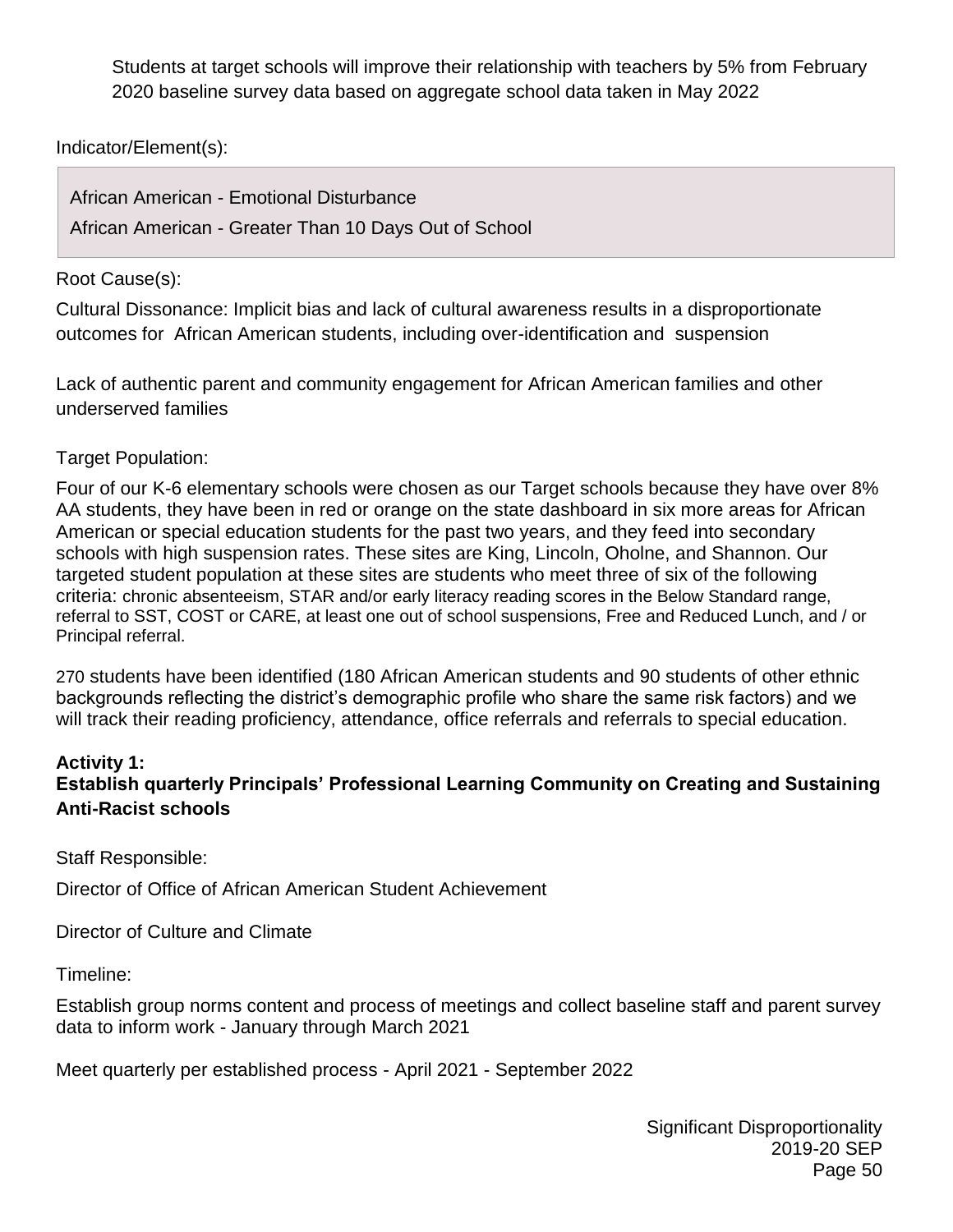Students at target schools will improve their relationship with teachers by 5% from February 2020 baseline survey data based on aggregate school data taken in May 2022

Indicator/Element(s):

African American - Emotional Disturbance

African American - Greater Than 10 Days Out of School

Root Cause(s):

Cultural Dissonance: Implicit bias and lack of cultural awareness results in a disproportionate outcomes for African American students, including over-identification and suspension

Lack of authentic parent and community engagement for African American families and other underserved families

Target Population:

Four of our K-6 elementary schools were chosen as our Target schools because they have over 8% AA students, they have been in red or orange on the state dashboard in six more areas for African American or special education students for the past two years, and they feed into secondary schools with high suspension rates. These sites are King, Lincoln, Oholne, and Shannon. Our targeted student population at these sites are students who meet three of six of the following criteria: chronic absenteeism, STAR and/or early literacy reading scores in the Below Standard range, referral to SST, COST or CARE, at least one out of school suspensions, Free and Reduced Lunch, and / or Principal referral.

270 students have been identified (180 African American students and 90 students of other ethnic backgrounds reflecting the district's demographic profile who share the same risk factors) and we will track their reading proficiency, attendance, office referrals and referrals to special education.

**Activity 1:**
**Establish quarterly Principals' Professional Learning Community on Creating and Sustaining Anti-Racist schools**

Staff Responsible:

Director of Office of African American Student Achievement

Director of Culture and Climate

Timeline:

Establish group norms content and process of meetings and collect baseline staff and parent survey data to inform work - January through March 2021

Meet quarterly per established process - April 2021 - September 2022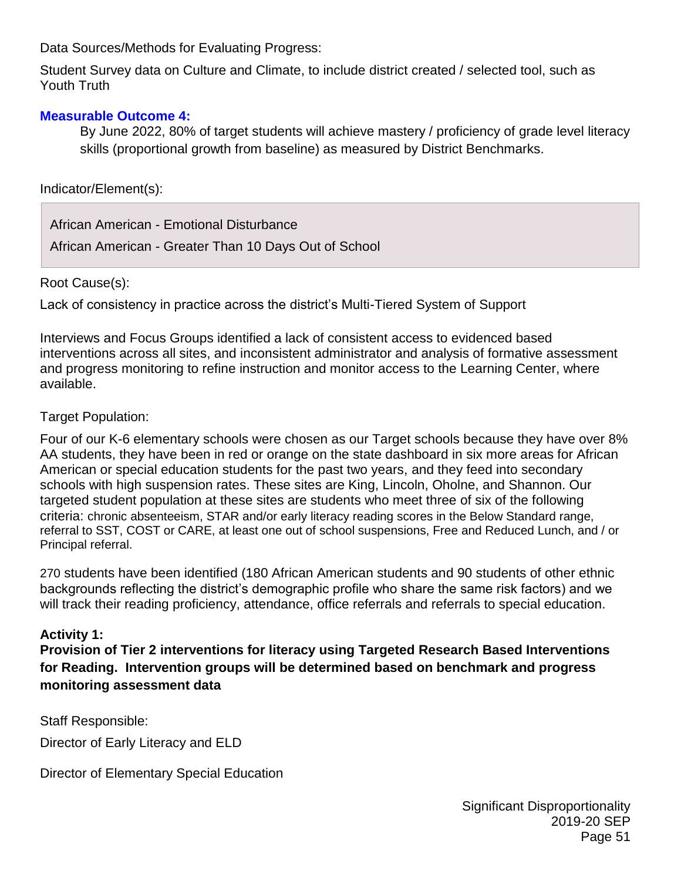Data Sources/Methods for Evaluating Progress:

Student Survey data on Culture and Climate, to include district created / selected tool, such as Youth Truth

### Measurable Outcome 4:

By June 2022, 80% of target students will achieve mastery / proficiency of grade level literacy skills (proportional growth from baseline) as measured by District Benchmarks.

Indicator/Element(s):

African American - Emotional Disturbance

African American - Greater Than 10 Days Out of School

Root Cause(s):

Lack of consistency in practice across the district's Multi-Tiered System of Support

Interviews and Focus Groups identified a lack of consistent access to evidenced based interventions across all sites, and inconsistent administrator and analysis of formative assessment and progress monitoring to refine instruction and monitor access to the Learning Center, where available.

Target Population:

Four of our K-6 elementary schools were chosen as our Target schools because they have over 8% AA students, they have been in red or orange on the state dashboard in six more areas for African American or special education students for the past two years, and they feed into secondary schools with high suspension rates. These sites are King, Lincoln, Oholne, and Shannon. Our targeted student population at these sites are students who meet three of six of the following criteria: chronic absenteeism, STAR and/or early literacy reading scores in the Below Standard range, referral to SST, COST or CARE, at least one out of school suspensions, Free and Reduced Lunch, and / or Principal referral.

270 students have been identified (180 African American students and 90 students of other ethnic backgrounds reflecting the district's demographic profile who share the same risk factors) and we will track their reading proficiency, attendance, office referrals and referrals to special education.

**Activity 1:**
**Provision of Tier 2 interventions for literacy using Targeted Research Based Interventions for Reading. Intervention groups will be determined based on benchmark and progress monitoring assessment data**

Staff Responsible:

Director of Early Literacy and ELD

Director of Elementary Special Education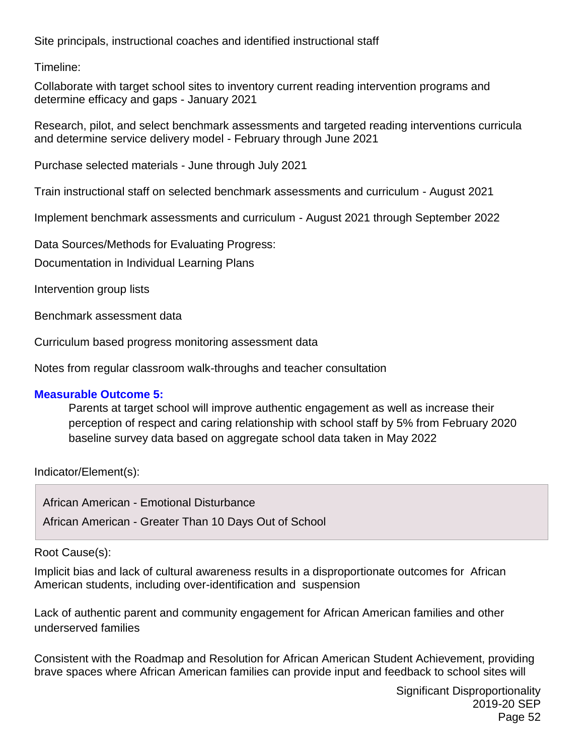Site principals, instructional coaches and identified instructional staff

Timeline:

Collaborate with target school sites to inventory current reading intervention programs and determine efficacy and gaps - January 2021

Research, pilot, and select benchmark assessments and targeted reading interventions curricula and determine service delivery model - February through June 2021

Purchase selected materials - June through July 2021

Train instructional staff on selected benchmark assessments and curriculum - August 2021

Implement benchmark assessments and curriculum - August 2021 through September 2022

Data Sources/Methods for Evaluating Progress:

Documentation in Individual Learning Plans

Intervention group lists

Benchmark assessment data

Curriculum based progress monitoring assessment data

Notes from regular classroom walk-throughs and teacher consultation

**Measurable Outcome 5:**

Parents at target school will improve authentic engagement as well as increase their perception of respect and caring relationship with school staff by 5% from February 2020 baseline survey data based on aggregate school data taken in May 2022

Indicator/Element(s):

African American - Emotional Disturbance

African American - Greater Than 10 Days Out of School

Root Cause(s):

Implicit bias and lack of cultural awareness results in a disproportionate outcomes for African American students, including over-identification and suspension

Lack of authentic parent and community engagement for African American families and other underserved families

Consistent with the Roadmap and Resolution for African American Student Achievement, providing brave spaces where African American families can provide input and feedback to school sites will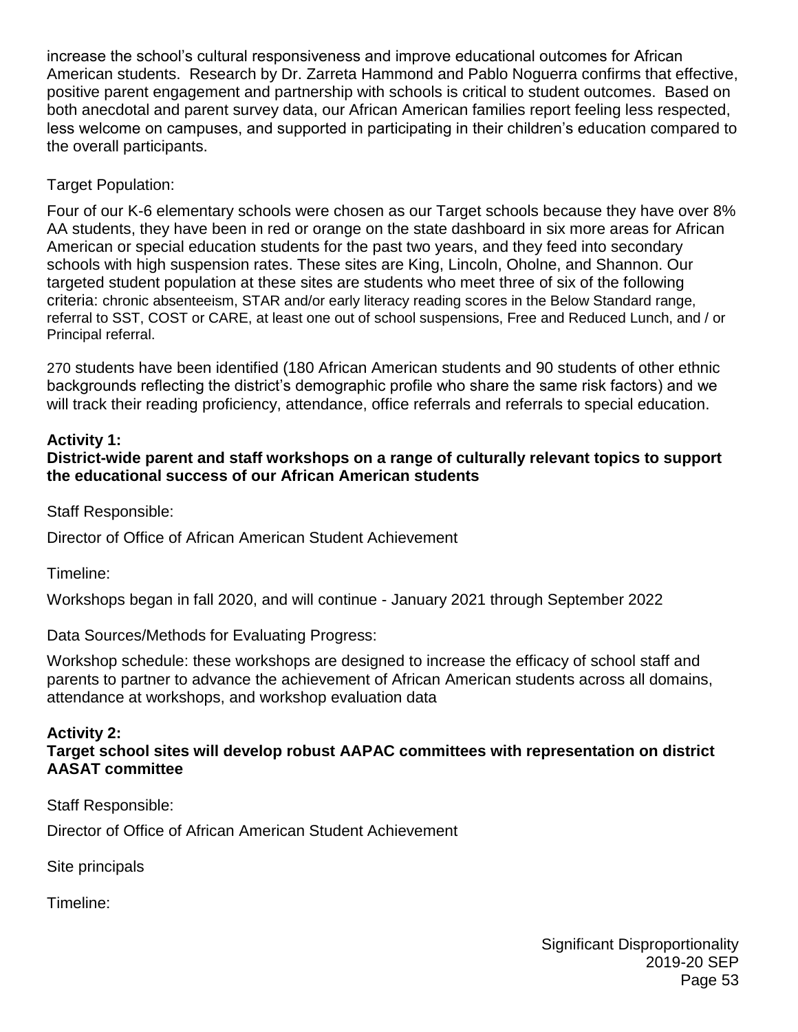increase the school's cultural responsiveness and improve educational outcomes for African American students. Research by Dr. Zarreta Hammond and Pablo Noguerra confirms that effective, positive parent engagement and partnership with schools is critical to student outcomes. Based on both anecdotal and parent survey data, our African American families report feeling less respected, less welcome on campuses, and supported in participating in their children's education compared to the overall participants.

Target Population:

Four of our K-6 elementary schools were chosen as our Target schools because they have over 8% AA students, they have been in red or orange on the state dashboard in six more areas for African American or special education students for the past two years, and they feed into secondary schools with high suspension rates. These sites are King, Lincoln, Oholne, and Shannon. Our targeted student population at these sites are students who meet three of six of the following criteria: chronic absenteeism, STAR and/or early literacy reading scores in the Below Standard range, referral to SST, COST or CARE, at least one out of school suspensions, Free and Reduced Lunch, and / or Principal referral.

270 students have been identified (180 African American students and 90 students of other ethnic backgrounds reflecting the district's demographic profile who share the same risk factors) and we will track their reading proficiency, attendance, office referrals and referrals to special education.

**Activity 1:**
**District-wide parent and staff workshops on a range of culturally relevant topics to support the educational success of our African American students**

Staff Responsible:

Director of Office of African American Student Achievement

Timeline:

Workshops began in fall 2020, and will continue - January 2021 through September 2022

Data Sources/Methods for Evaluating Progress:

Workshop schedule: these workshops are designed to increase the efficacy of school staff and parents to partner to advance the achievement of African American students across all domains, attendance at workshops, and workshop evaluation data

**Activity 2:**
**Target school sites will develop robust AAPAC committees with representation on district AASAT committee**

Staff Responsible:

Director of Office of African American Student Achievement

Site principals

Timeline: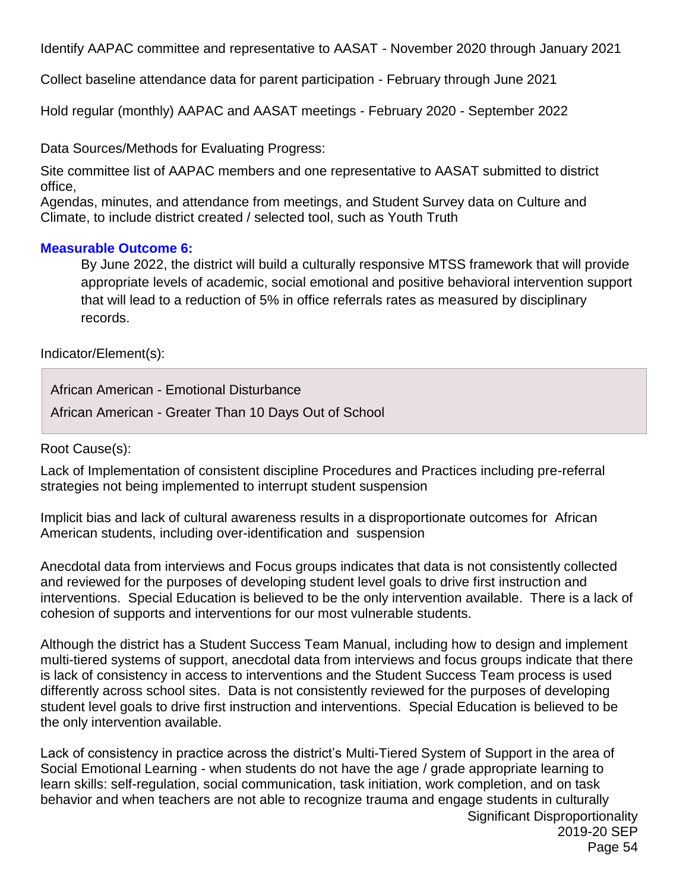Identify AAPAC committee and representative to AASAT - November 2020 through January 2021

Collect baseline attendance data for parent participation - February through June 2021

Hold regular (monthly) AAPAC and AASAT meetings - February 2020 - September 2022

Data Sources/Methods for Evaluating Progress:

Site committee list of AAPAC members and one representative to AASAT submitted to district office,
Agendas, minutes, and attendance from meetings, and Student Survey data on Culture and Climate, to include district created / selected tool, such as Youth Truth

### Measurable Outcome 6:

By June 2022, the district will build a culturally responsive MTSS framework that will provide appropriate levels of academic, social emotional and positive behavioral intervention support that will lead to a reduction of 5% in office referrals rates as measured by disciplinary records.

Indicator/Element(s):

African American - Emotional Disturbance

African American - Greater Than 10 Days Out of School

Root Cause(s):

Lack of Implementation of consistent discipline Procedures and Practices including pre-referral strategies not being implemented to interrupt student suspension

Implicit bias and lack of cultural awareness results in a disproportionate outcomes for African American students, including over-identification and suspension

Anecdotal data from interviews and Focus groups indicates that data is not consistently collected and reviewed for the purposes of developing student level goals to drive first instruction and interventions. Special Education is believed to be the only intervention available. There is a lack of cohesion of supports and interventions for our most vulnerable students.

Although the district has a Student Success Team Manual, including how to design and implement multi-tiered systems of support, anecdotal data from interviews and focus groups indicate that there is lack of consistency in access to interventions and the Student Success Team process is used differently across school sites. Data is not consistently reviewed for the purposes of developing student level goals to drive first instruction and interventions. Special Education is believed to be the only intervention available.

Lack of consistency in practice across the district's Multi-Tiered System of Support in the area of Social Emotional Learning - when students do not have the age / grade appropriate learning to learn skills: self-regulation, social communication, task initiation, work completion, and on task behavior and when teachers are not able to recognize trauma and engage students in culturally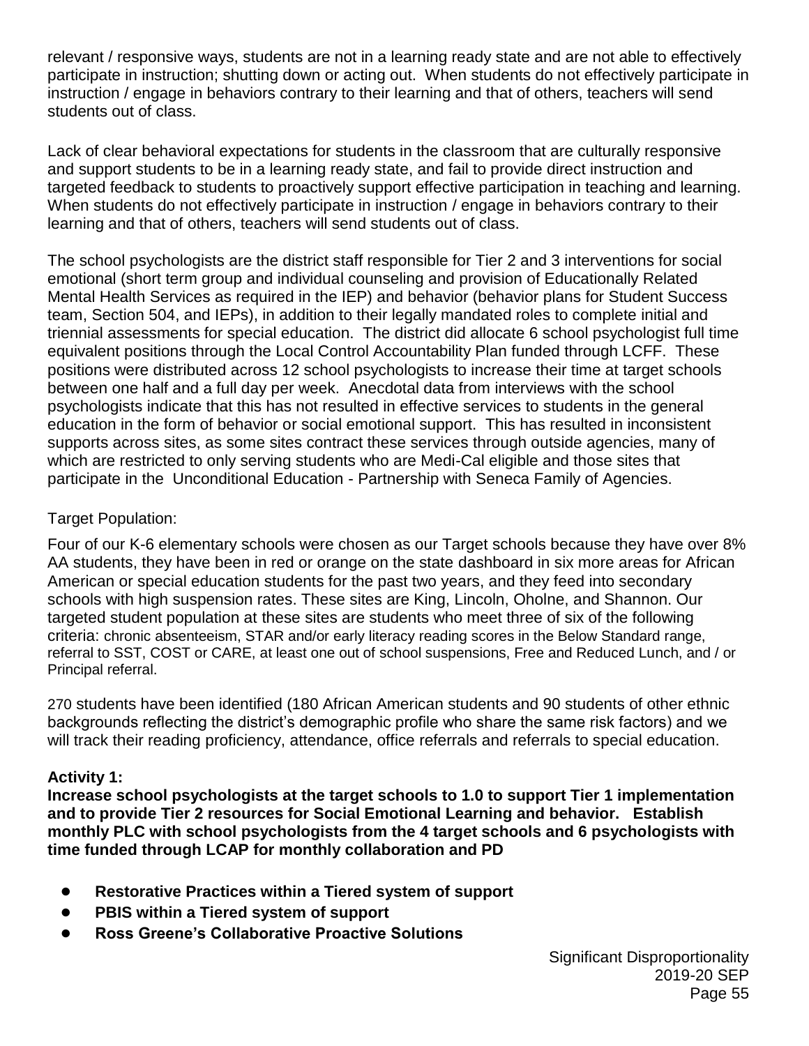relevant / responsive ways, students are not in a learning ready state and are not able to effectively participate in instruction; shutting down or acting out. When students do not effectively participate in instruction / engage in behaviors contrary to their learning and that of others, teachers will send students out of class.

Lack of clear behavioral expectations for students in the classroom that are culturally responsive and support students to be in a learning ready state, and fail to provide direct instruction and targeted feedback to students to proactively support effective participation in teaching and learning. When students do not effectively participate in instruction / engage in behaviors contrary to their learning and that of others, teachers will send students out of class.

The school psychologists are the district staff responsible for Tier 2 and 3 interventions for social emotional (short term group and individual counseling and provision of Educationally Related Mental Health Services as required in the IEP) and behavior (behavior plans for Student Success team, Section 504, and IEPs), in addition to their legally mandated roles to complete initial and triennial assessments for special education. The district did allocate 6 school psychologist full time equivalent positions through the Local Control Accountability Plan funded through LCFF. These positions were distributed across 12 school psychologists to increase their time at target schools between one half and a full day per week. Anecdotal data from interviews with the school psychologists indicate that this has not resulted in effective services to students in the general education in the form of behavior or social emotional support. This has resulted in inconsistent supports across sites, as some sites contract these services through outside agencies, many of which are restricted to only serving students who are Medi-Cal eligible and those sites that participate in the Unconditional Education - Partnership with Seneca Family of Agencies.

Target Population:

Four of our K-6 elementary schools were chosen as our Target schools because they have over 8% AA students, they have been in red or orange on the state dashboard in six more areas for African American or special education students for the past two years, and they feed into secondary schools with high suspension rates. These sites are King, Lincoln, Oholne, and Shannon. Our targeted student population at these sites are students who meet three of six of the following criteria: chronic absenteeism, STAR and/or early literacy reading scores in the Below Standard range, referral to SST, COST or CARE, at least one out of school suspensions, Free and Reduced Lunch, and / or Principal referral.

270 students have been identified (180 African American students and 90 students of other ethnic backgrounds reflecting the district's demographic profile who share the same risk factors) and we will track their reading proficiency, attendance, office referrals and referrals to special education.

**Activity 1:**
**Increase school psychologists at the target schools to 1.0 to support Tier 1 implementation and to provide Tier 2 resources for Social Emotional Learning and behavior. Establish monthly PLC with school psychologists from the 4 target schools and 6 psychologists with time funded through LCAP for monthly collaboration and PD**

- **Restorative Practices within a Tiered system of support**
- **PBIS within a Tiered system of support**
- **Ross Greene's Collaborative Proactive Solutions**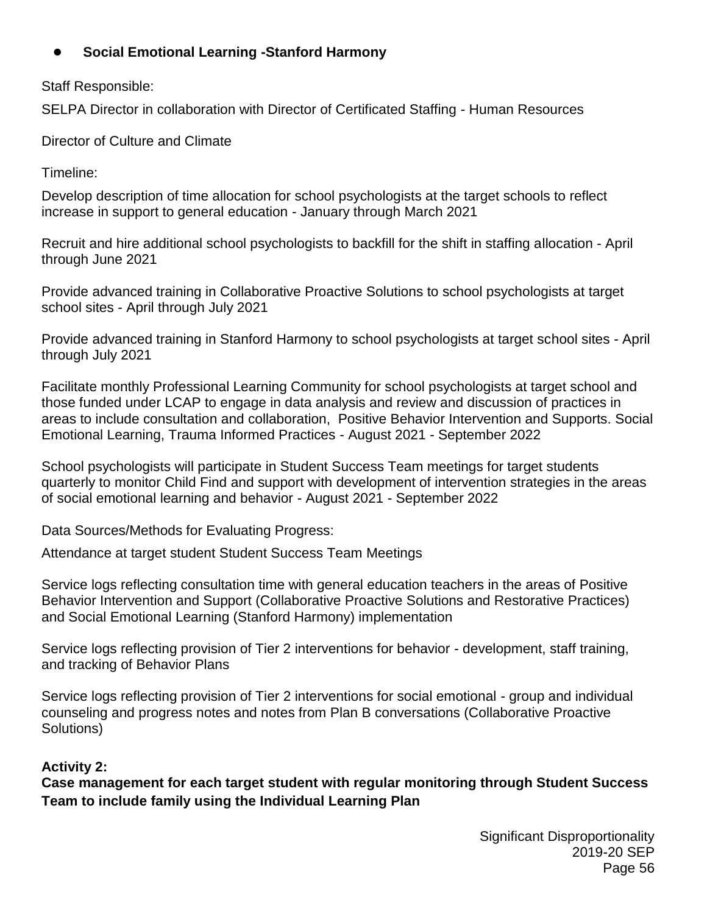- **Social Emotional Learning -Stanford Harmony**

Staff Responsible:

SELPA Director in collaboration with Director of Certificated Staffing - Human Resources

Director of Culture and Climate

Timeline:

Develop description of time allocation for school psychologists at the target schools to reflect increase in support to general education - January through March 2021

Recruit and hire additional school psychologists to backfill for the shift in staffing allocation - April through June 2021

Provide advanced training in Collaborative Proactive Solutions to school psychologists at target school sites - April through July 2021

Provide advanced training in Stanford Harmony to school psychologists at target school sites - April through July 2021

Facilitate monthly Professional Learning Community for school psychologists at target school and those funded under LCAP to engage in data analysis and review and discussion of practices in areas to include consultation and collaboration, Positive Behavior Intervention and Supports. Social Emotional Learning, Trauma Informed Practices - August 2021 - September 2022

School psychologists will participate in Student Success Team meetings for target students quarterly to monitor Child Find and support with development of intervention strategies in the areas of social emotional learning and behavior - August 2021 - September 2022

Data Sources/Methods for Evaluating Progress:

Attendance at target student Student Success Team Meetings

Service logs reflecting consultation time with general education teachers in the areas of Positive Behavior Intervention and Support (Collaborative Proactive Solutions and Restorative Practices) and Social Emotional Learning (Stanford Harmony) implementation

Service logs reflecting provision of Tier 2 interventions for behavior - development, staff training, and tracking of Behavior Plans

Service logs reflecting provision of Tier 2 interventions for social emotional - group and individual counseling and progress notes and notes from Plan B conversations (Collaborative Proactive Solutions)

**Activity 2:**
**Case management for each target student with regular monitoring through Student Success Team to include family using the Individual Learning Plan**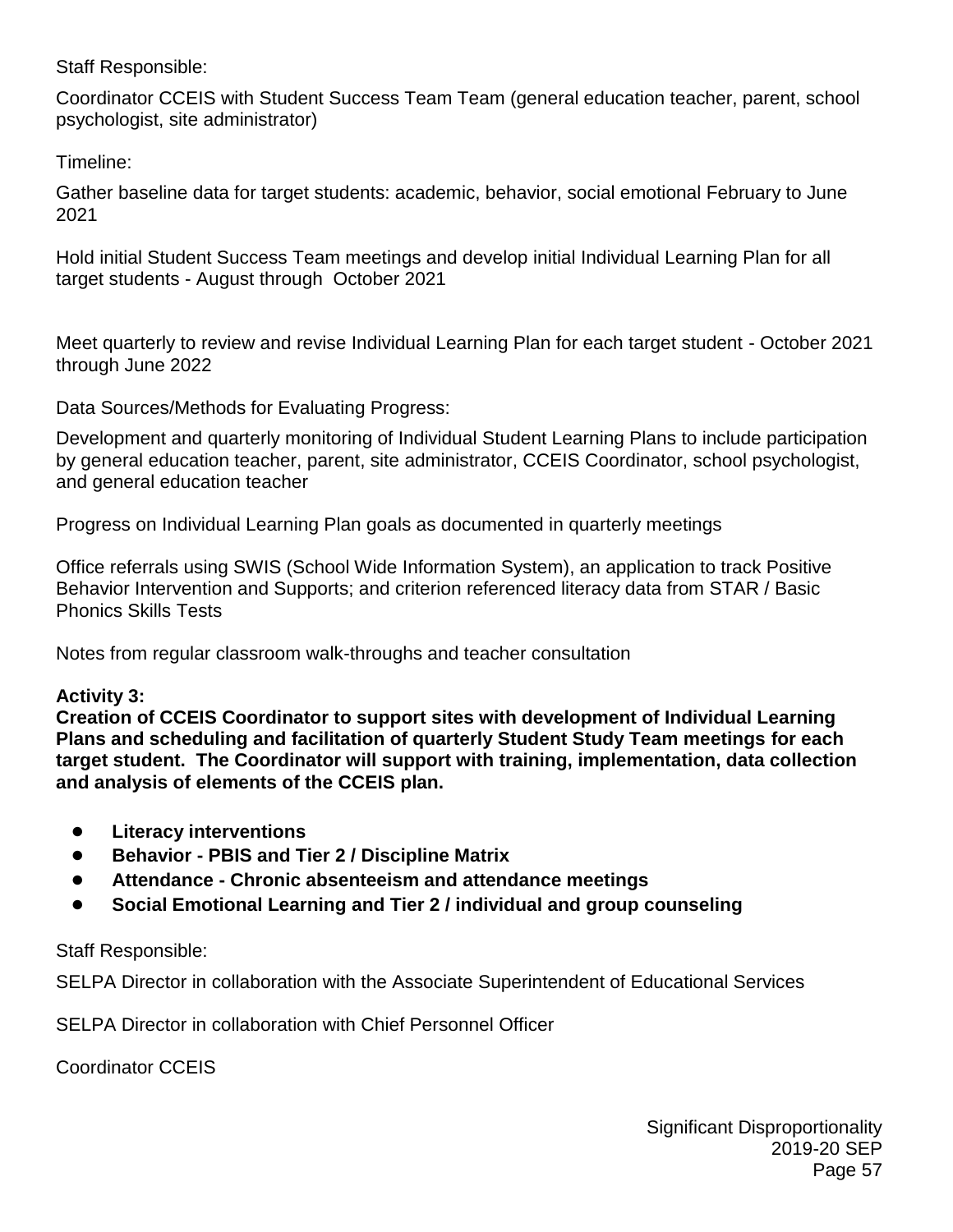Staff Responsible:

Coordinator CCEIS with Student Success Team Team (general education teacher, parent, school psychologist, site administrator)

Timeline:

Gather baseline data for target students: academic, behavior, social emotional February to June 2021

Hold initial Student Success Team meetings and develop initial Individual Learning Plan for all target students - August through October 2021

Meet quarterly to review and revise Individual Learning Plan for each target student - October 2021 through June 2022

Data Sources/Methods for Evaluating Progress:

Development and quarterly monitoring of Individual Student Learning Plans to include participation by general education teacher, parent, site administrator, CCEIS Coordinator, school psychologist, and general education teacher

Progress on Individual Learning Plan goals as documented in quarterly meetings

Office referrals using SWIS (School Wide Information System), an application to track Positive Behavior Intervention and Supports; and criterion referenced literacy data from STAR / Basic Phonics Skills Tests

Notes from regular classroom walk-throughs and teacher consultation

**Activity 3:**
**Creation of CCEIS Coordinator to support sites with development of Individual Learning Plans and scheduling and facilitation of quarterly Student Study Team meetings for each target student. The Coordinator will support with training, implementation, data collection and analysis of elements of the CCEIS plan.**

- **Literacy interventions**
- **Behavior - PBIS and Tier 2 / Discipline Matrix**
- **Attendance - Chronic absenteeism and attendance meetings**
- **Social Emotional Learning and Tier 2 / individual and group counseling**

Staff Responsible:

SELPA Director in collaboration with the Associate Superintendent of Educational Services

SELPA Director in collaboration with Chief Personnel Officer

Coordinator CCEIS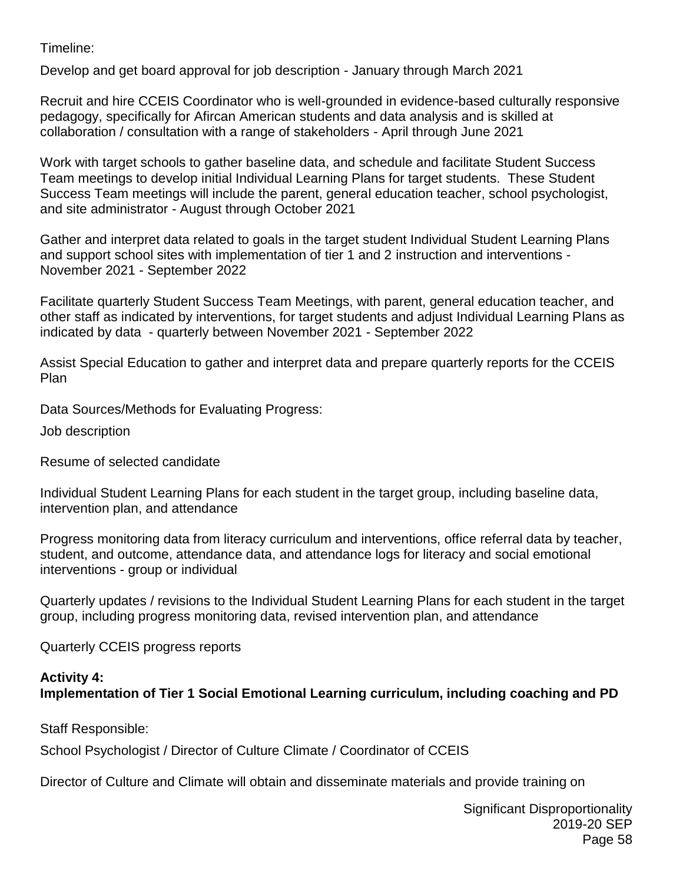Timeline:

Develop and get board approval for job description - January through March 2021

Recruit and hire CCEIS Coordinator who is well-grounded in evidence-based culturally responsive pedagogy, specifically for Afircan American students and data analysis and is skilled at collaboration / consultation with a range of stakeholders - April through June 2021

Work with target schools to gather baseline data, and schedule and facilitate Student Success Team meetings to develop initial Individual Learning Plans for target students. These Student Success Team meetings will include the parent, general education teacher, school psychologist, and site administrator - August through October 2021

Gather and interpret data related to goals in the target student Individual Student Learning Plans and support school sites with implementation of tier 1 and 2 instruction and interventions - November 2021 - September 2022

Facilitate quarterly Student Success Team Meetings, with parent, general education teacher, and other staff as indicated by interventions, for target students and adjust Individual Learning Plans as indicated by data - quarterly between November 2021 - September 2022

Assist Special Education to gather and interpret data and prepare quarterly reports for the CCEIS Plan

Data Sources/Methods for Evaluating Progress:

Job description

Resume of selected candidate

Individual Student Learning Plans for each student in the target group, including baseline data, intervention plan, and attendance

Progress monitoring data from literacy curriculum and interventions, office referral data by teacher, student, and outcome, attendance data, and attendance logs for literacy and social emotional interventions - group or individual

Quarterly updates / revisions to the Individual Student Learning Plans for each student in the target group, including progress monitoring data, revised intervention plan, and attendance

Quarterly CCEIS progress reports

**Activity 4:**
**Implementation of Tier 1 Social Emotional Learning curriculum, including coaching and PD**

Staff Responsible:

School Psychologist / Director of Culture Climate / Coordinator of CCEIS

Director of Culture and Climate will obtain and disseminate materials and provide training on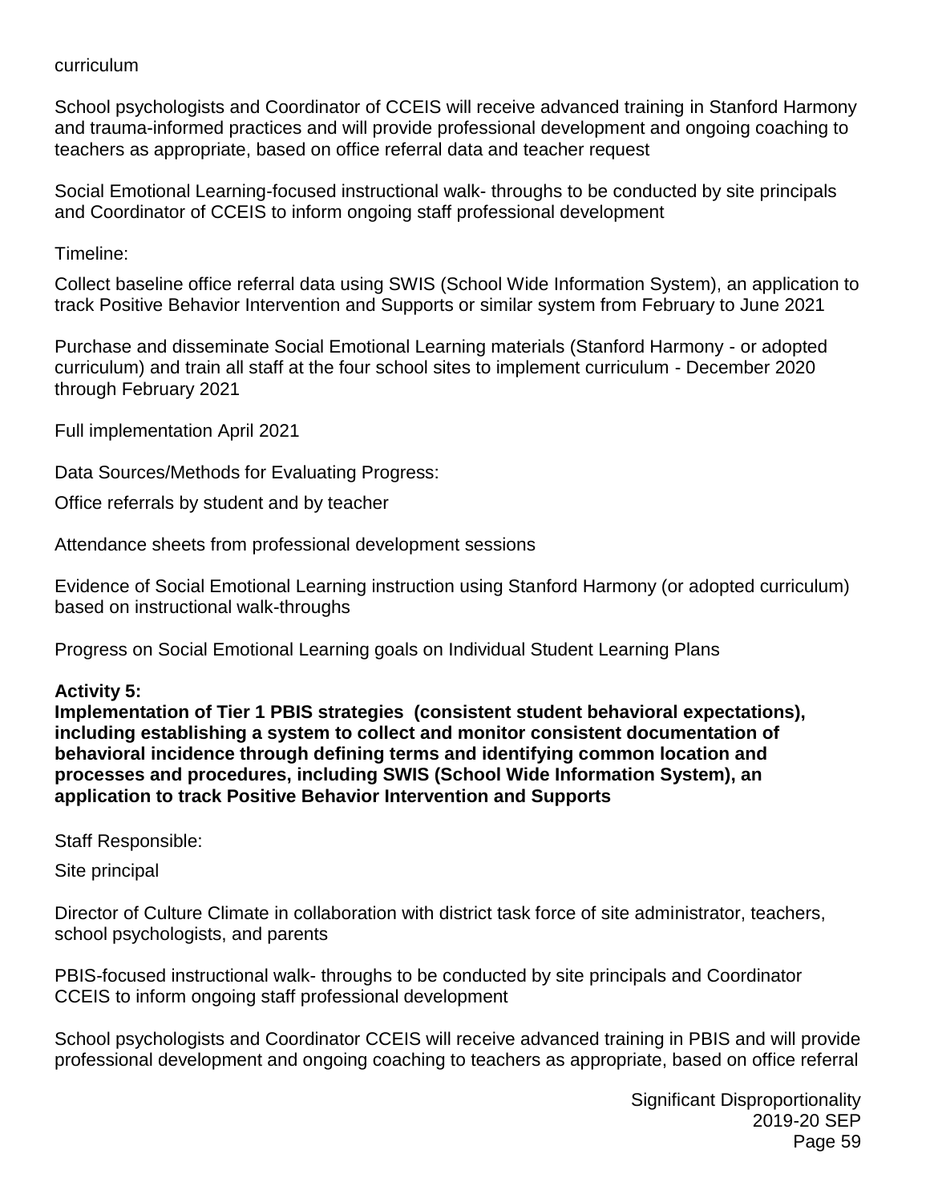curriculum

School psychologists and Coordinator of CCEIS will receive advanced training in Stanford Harmony and trauma-informed practices and will provide professional development and ongoing coaching to teachers as appropriate, based on office referral data and teacher request

Social Emotional Learning-focused instructional walk- throughs to be conducted by site principals and Coordinator of CCEIS to inform ongoing staff professional development

Timeline:

Collect baseline office referral data using SWIS (School Wide Information System), an application to track Positive Behavior Intervention and Supports or similar system from February to June 2021

Purchase and disseminate Social Emotional Learning materials (Stanford Harmony - or adopted curriculum) and train all staff at the four school sites to implement curriculum - December 2020 through February 2021

Full implementation April 2021

Data Sources/Methods for Evaluating Progress:

Office referrals by student and by teacher

Attendance sheets from professional development sessions

Evidence of Social Emotional Learning instruction using Stanford Harmony (or adopted curriculum) based on instructional walk-throughs

Progress on Social Emotional Learning goals on Individual Student Learning Plans

**Activity 5:**
**Implementation of Tier 1 PBIS strategies (consistent student behavioral expectations), including establishing a system to collect and monitor consistent documentation of behavioral incidence through defining terms and identifying common location and processes and procedures, including SWIS (School Wide Information System), an application to track Positive Behavior Intervention and Supports**

Staff Responsible:

Site principal

Director of Culture Climate in collaboration with district task force of site administrator, teachers, school psychologists, and parents

PBIS-focused instructional walk- throughs to be conducted by site principals and Coordinator CCEIS to inform ongoing staff professional development

School psychologists and Coordinator CCEIS will receive advanced training in PBIS and will provide professional development and ongoing coaching to teachers as appropriate, based on office referral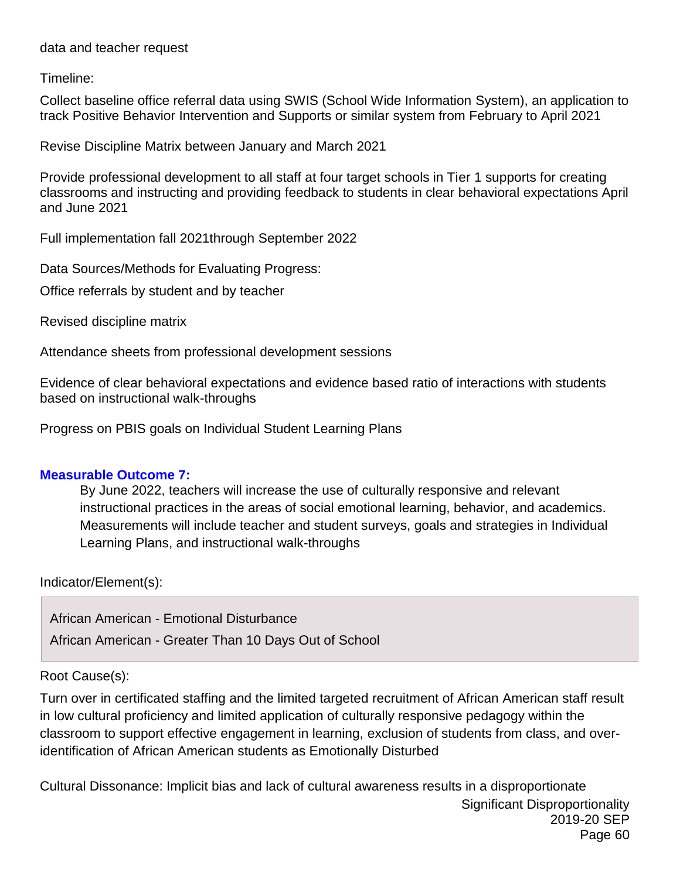data and teacher request

Timeline:

Collect baseline office referral data using SWIS (School Wide Information System), an application to track Positive Behavior Intervention and Supports or similar system from February to April 2021

Revise Discipline Matrix between January and March 2021

Provide professional development to all staff at four target schools in Tier 1 supports for creating classrooms and instructing and providing feedback to students in clear behavioral expectations April and June 2021

Full implementation fall 2021through September 2022

Data Sources/Methods for Evaluating Progress:

Office referrals by student and by teacher

Revised discipline matrix

Attendance sheets from professional development sessions

Evidence of clear behavioral expectations and evidence based ratio of interactions with students based on instructional walk-throughs

Progress on PBIS goals on Individual Student Learning Plans

**Measurable Outcome 7:**

By June 2022, teachers will increase the use of culturally responsive and relevant instructional practices in the areas of social emotional learning, behavior, and academics. Measurements will include teacher and student surveys, goals and strategies in Individual Learning Plans, and instructional walk-throughs

Indicator/Element(s):

African American - Emotional Disturbance

African American - Greater Than 10 Days Out of School

Root Cause(s):

Turn over in certificated staffing and the limited targeted recruitment of African American staff result in low cultural proficiency and limited application of culturally responsive pedagogy within the classroom to support effective engagement in learning, exclusion of students from class, and over-identification of African American students as Emotionally Disturbed

Cultural Dissonance: Implicit bias and lack of cultural awareness results in a disproportionate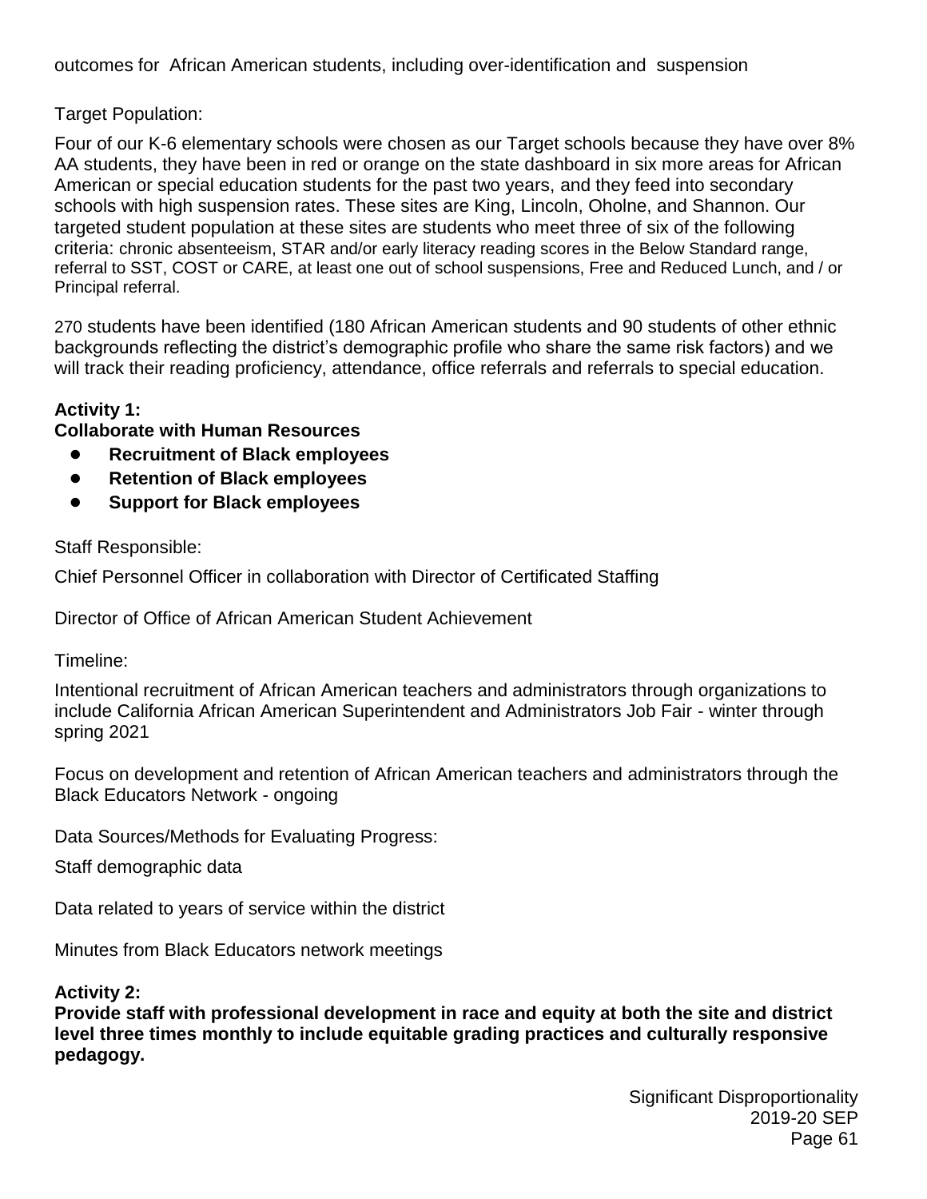outcomes for African American students, including over-identification and suspension

Target Population:

Four of our K-6 elementary schools were chosen as our Target schools because they have over 8% AA students, they have been in red or orange on the state dashboard in six more areas for African American or special education students for the past two years, and they feed into secondary schools with high suspension rates. These sites are King, Lincoln, Oholne, and Shannon. Our targeted student population at these sites are students who meet three of six of the following criteria: chronic absenteeism, STAR and/or early literacy reading scores in the Below Standard range, referral to SST, COST or CARE, at least one out of school suspensions, Free and Reduced Lunch, and / or Principal referral.

270 students have been identified (180 African American students and 90 students of other ethnic backgrounds reflecting the district's demographic profile who share the same risk factors) and we will track their reading proficiency, attendance, office referrals and referrals to special education.

**Activity 1:**
**Collaborate with Human Resources**

- **Recruitment of Black employees**
- **Retention of Black employees**
- **Support for Black employees**

Staff Responsible:

Chief Personnel Officer in collaboration with Director of Certificated Staffing

Director of Office of African American Student Achievement

Timeline:

Intentional recruitment of African American teachers and administrators through organizations to include California African American Superintendent and Administrators Job Fair - winter through spring 2021

Focus on development and retention of African American teachers and administrators through the Black Educators Network - ongoing

Data Sources/Methods for Evaluating Progress:

Staff demographic data

Data related to years of service within the district

Minutes from Black Educators network meetings

**Activity 2:**
**Provide staff with professional development in race and equity at both the site and district level three times monthly to include equitable grading practices and culturally responsive pedagogy.**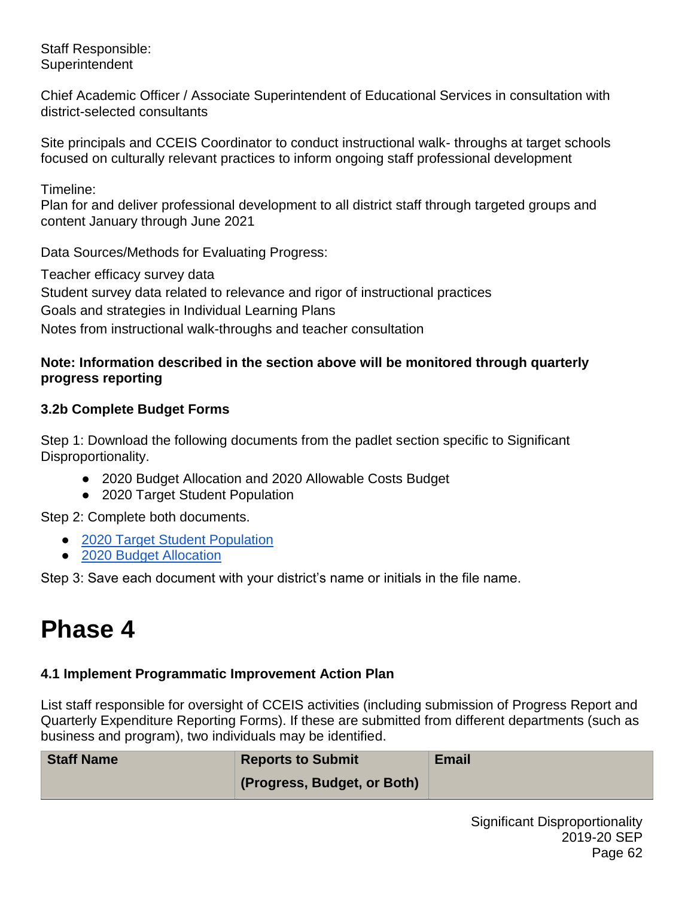Staff Responsible:
Superintendent

Chief Academic Officer / Associate Superintendent of Educational Services in consultation with district-selected consultants

Site principals and CCEIS Coordinator to conduct instructional walk- throughs at target schools focused on culturally relevant practices to inform ongoing staff professional development

Timeline:
Plan for and deliver professional development to all district staff through targeted groups and content January through June 2021

Data Sources/Methods for Evaluating Progress:

Teacher efficacy survey data

Student survey data related to relevance and rigor of instructional practices

Goals and strategies in Individual Learning Plans

Notes from instructional walk-throughs and teacher consultation

**Note: Information described in the section above will be monitored through quarterly progress reporting**

### 3.2b Complete Budget Forms

Step 1: Download the following documents from the padlet section specific to Significant Disproportionality.

- 2020 Budget Allocation and 2020 Allowable Costs Budget
- 2020 Target Student Population

Step 2: Complete both documents.

- 2020 Target Student Population
- 2020 Budget Allocation

Step 3: Save each document with your district's name or initials in the file name.

# Phase 4

### 4.1 Implement Programmatic Improvement Action Plan

List staff responsible for oversight of CCEIS activities (including submission of Progress Report and Quarterly Expenditure Reporting Forms). If these are submitted from different departments (such as business and program), two individuals may be identified.

| Staff Name | Reports to Submit (Progress, Budget, or Both) | Email |
|---|---|---|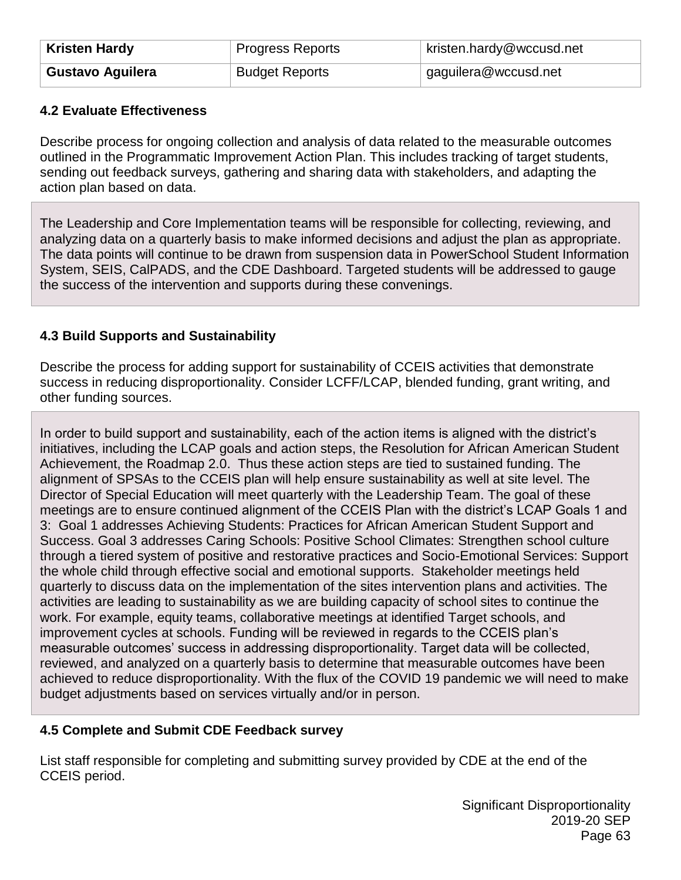| Kristen Hardy | Progress Reports | kristen.hardy@wccusd.net |
| --- | --- | --- |
| Gustavo Aguilera | Budget Reports | gaguilera@wccusd.net |

### 4.2 Evaluate Effectiveness

Describe process for ongoing collection and analysis of data related to the measurable outcomes outlined in the Programmatic Improvement Action Plan. This includes tracking of target students, sending out feedback surveys, gathering and sharing data with stakeholders, and adapting the action plan based on data.

The Leadership and Core Implementation teams will be responsible for collecting, reviewing, and analyzing data on a quarterly basis to make informed decisions and adjust the plan as appropriate. The data points will continue to be drawn from suspension data in PowerSchool Student Information System, SEIS, CalPADS, and the CDE Dashboard. Targeted students will be addressed to gauge the success of the intervention and supports during these convenings.

### 4.3 Build Supports and Sustainability

Describe the process for adding support for sustainability of CCEIS activities that demonstrate success in reducing disproportionality. Consider LCFF/LCAP, blended funding, grant writing, and other funding sources.

In order to build support and sustainability, each of the action items is aligned with the district's initiatives, including the LCAP goals and action steps, the Resolution for African American Student Achievement, the Roadmap 2.0. Thus these action steps are tied to sustained funding. The alignment of SPSAs to the CCEIS plan will help ensure sustainability as well at site level. The Director of Special Education will meet quarterly with the Leadership Team. The goal of these meetings are to ensure continued alignment of the CCEIS Plan with the district's LCAP Goals 1 and 3: Goal 1 addresses Achieving Students: Practices for African American Student Support and Success. Goal 3 addresses Caring Schools: Positive School Climates: Strengthen school culture through a tiered system of positive and restorative practices and Socio-Emotional Services: Support the whole child through effective social and emotional supports. Stakeholder meetings held quarterly to discuss data on the implementation of the sites intervention plans and activities. The activities are leading to sustainability as we are building capacity of school sites to continue the work. For example, equity teams, collaborative meetings at identified Target schools, and improvement cycles at schools. Funding will be reviewed in regards to the CCEIS plan's measurable outcomes' success in addressing disproportionality. Target data will be collected, reviewed, and analyzed on a quarterly basis to determine that measurable outcomes have been achieved to reduce disproportionality. With the flux of the COVID 19 pandemic we will need to make budget adjustments based on services virtually and/or in person.

### 4.5 Complete and Submit CDE Feedback survey

List staff responsible for completing and submitting survey provided by CDE at the end of the CCEIS period.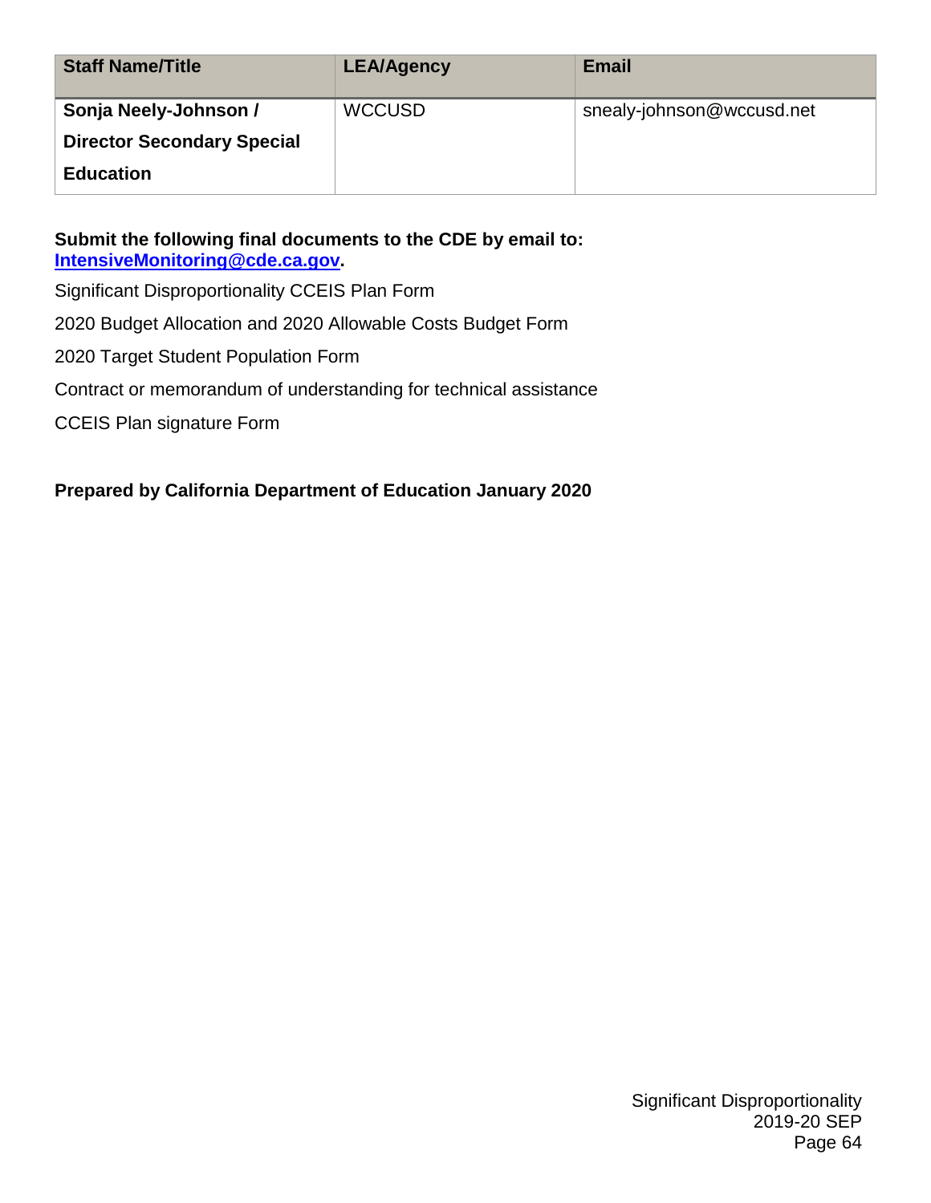| Staff Name/Title | LEA/Agency | Email |
|---|---|---|
| **Sonja Neely-Johnson / Director Secondary Special Education** | WCCUSD | snealy-johnson@wccusd.net |

**Submit the following final documents to the CDE by email to: IntensiveMonitoring@cde.ca.gov.**

Significant Disproportionality CCEIS Plan Form

2020 Budget Allocation and 2020 Allowable Costs Budget Form

2020 Target Student Population Form

Contract or memorandum of understanding for technical assistance

CCEIS Plan signature Form

**Prepared by California Department of Education January 2020**